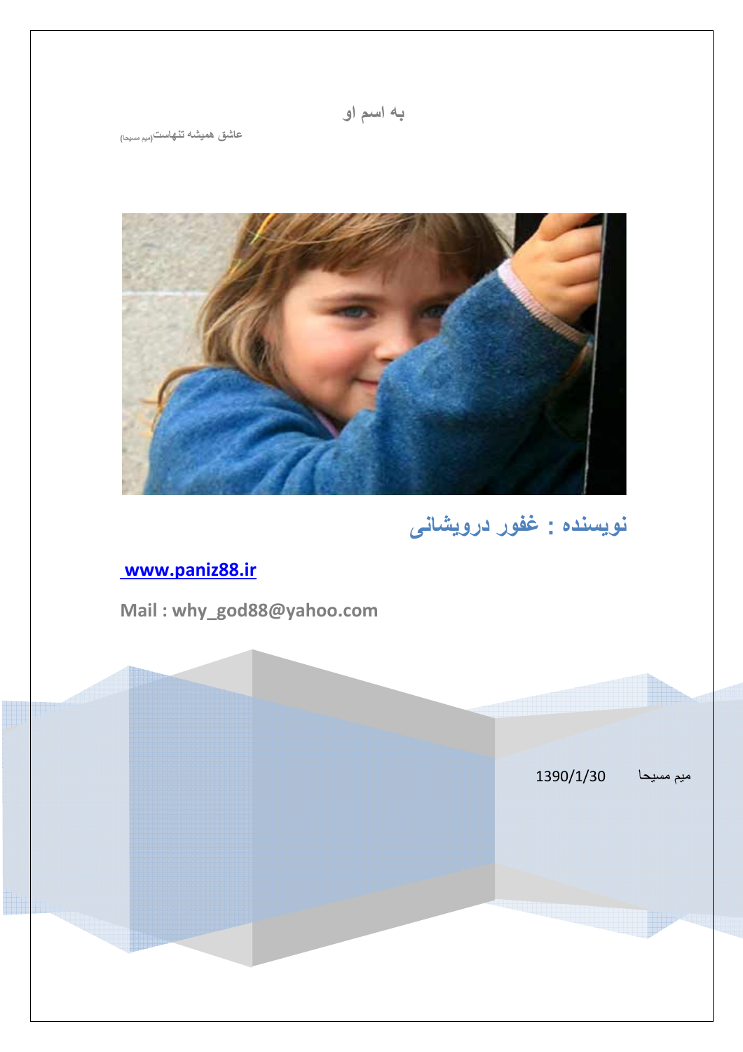به اسم او

عاشق همیشه تنهاست(میم مسیحا)

## نویسنده : غفور درویشانی

[www.paniz88.ir](http://www.paniz88.ir)

**Mail : why_god88@yahoo.com**

میم مسیحا 1390/1/30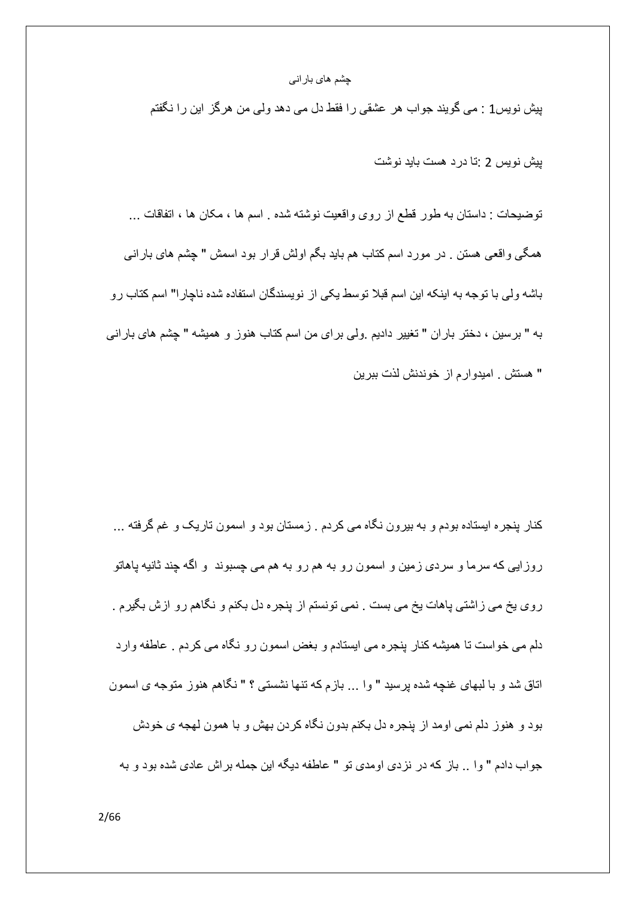چشم های بارانی

پیش نویس1 : می گویند جواب هر عشقی را فقط دل می دهد ولی من هرگز این را نگفتم

پیش نویس 2 :تا درد هست باید نوشت

توضیحات : داستان به طور قطع از روی واقعیت نوشته شده . اسم ها ، مکان ها ، اتفاقات ... همگی واقعی هستن . در مورد اسم کتاب هم باید بگم اولش قرار بود اسمش " چشم های بارانی باشه ولی با توجه به اینکه این اسم قبلا توسط یکی از نویسندگان استفاده شده ناچارا" اسم کتاب رو به " برسین ، دختر باران " تغییر دادیم .ولی برای من اسم کتاب هنوز و همیشه " چشم های بارانی " هستش . امیدوارم از خوندنش لذت ببرین

کنار پنجره ایستاده بودم و به بیرون نگاه می کردم . زمستان بود و اسمون تاریک و غم گرفته ... روزایی که سرما و سردی زمین و اسمون رو به هم رو به هم می چسبوند و اگه چند ثانیه پاهاتو روی یخ می زاشتی پاهات یخ می بست . نمی تونستم از پنجره دل بکنم و نگاهم رو ازش بگیرم . دلم می خواست تا همیشه کنار پنجره می ایستادم و بغض اسمون رو نگاه می کردم . عاطفه وارد اتاق شد و با لبهای غنچه شده پرسید " وا ... بازم که تنها نشستی ؟ " نگاهم هنوز متوجه ی اسمون بود و هنوز دلم نمی اومد از پنجره دل بکنم بدون نگاه کردن بهش و با همون لهجه ی خودش جواب دادم " وا .. باز که در نزدی اومدی تو " عاطفه دیگه این جمله براش عادی شده بود و به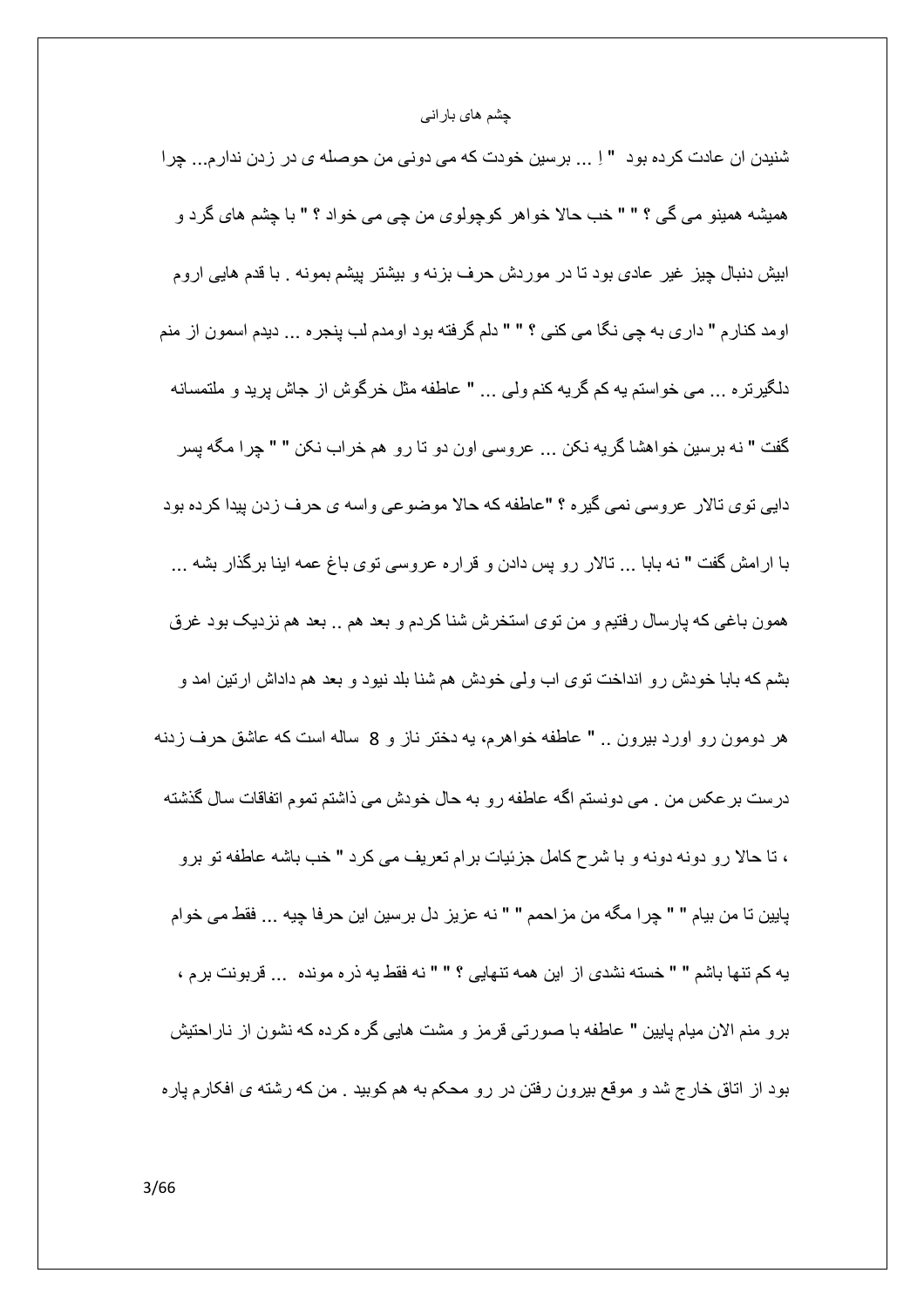شنیدن ان عادت کرده بود " اِ ... برسین خودت که می دونی من حوصله ی در زدن ندارم... چرا همیشه همینو می گی ؟ " " خب حالا خواهر کوچولوی من چی می خواد ؟ " با چشم های گرد و ابیش دنبال چیز غیر عادی بود تا در موردش حرف بزنه و بیشتر پیشم بمونه . با قدم هایی اروم اومد کنارم " داری به چی نگا می کنی ؟ " " دلم گرفته بود اومدم لب پنجره ... دیدم اسمون از منم دلگیرتره ... می خواستم یه کم گریه کنم ولی ... " عاطفه مثل خرگوش از جاش پرید و ملتمسانه گفت " نه برسین خواهشا گریه نکن ... عروسی اون دو تا رو هم خراب نکن " " چرا مگه پسر دایی توی تالار عروسی نمی گیره ؟ "عاطفه که حالا موضوعی واسه ی حرف زدن پیدا کرده بود با ارامش گفت " نه بابا ... تالار رو پس دادن و قراره عروسی توی باغ عمه اینا برگذار بشه ... همون باغی که پارسال رفتیم و من توی استخرش شنا کردم و بعد هم .. بعد هم نزدیک بود غرق بشم که بابا خودش رو انداخت توی اب ولی خودش هم شنا بلد نبود و بعد هم داداش ارتین امد و هر دومون رو اورد بیرون .. " عاطفه خواهرم، یه دختر ناز و 8 ساله است که عاشق حرف زدنه درست برعکس من . می دونستم اگه عاطفه رو به حال خودش می ذاشتم تموم اتفاقات سال گذشته ، تا حالا رو دونه دونه و با شرح کامل جزئیات برام تعریف می کرد " خب باشه عاطفه تو برو پایین تا من بیام " " چرا مگه من مزاحمم " " نه عزیز دل برسین این حرفا چیه ... فقط می خوام یه کم تنها باشم " " خسته نشدی از این همه تنهایی ؟ " " نه فقط یه ذره مونده ... قربونت برم ، برو منم الان میام پایین " عاطفه با صورتی قرمز و مشت هایی گره کرده که نشون از ناراحتیش بود از اتاق خارج شد و موقع بیرون رفتن در رو محکم به هم کوبید . من که رشته ی افکارم پاره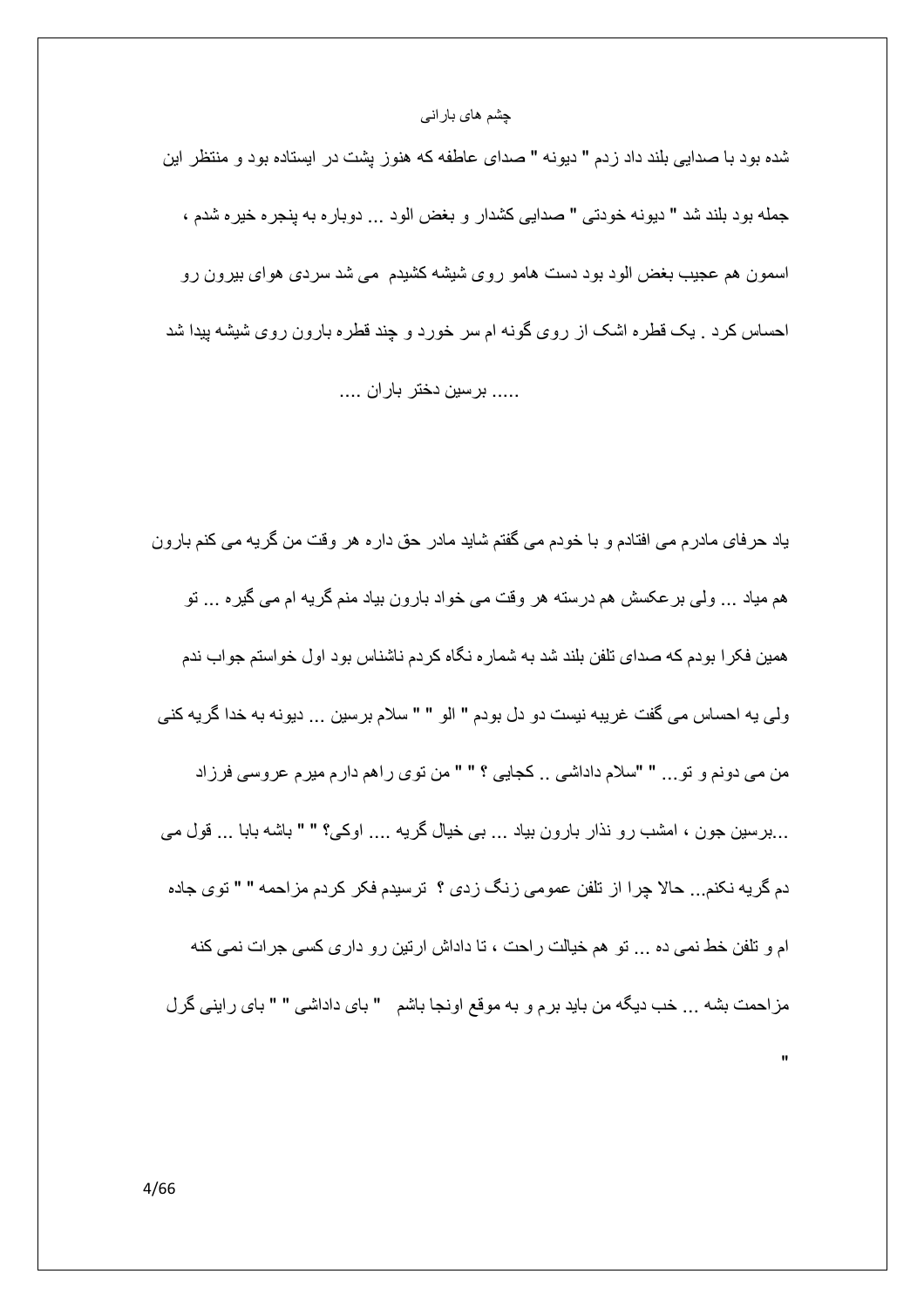شده بود با صدایی بلند داد زدم " دیونه " صدای عاطفه که هنوز پشت در ایستاده بود و منتظر این جمله بود بلند شد " دیونه خودتی " صدایی کشدار و بغض الود ... دوباره به پنجره خیره شدم ، اسمون هم عجیب بغض الود بود دست هامو روی شیشه کشیدم می شد سردی هوای بیرون رو احساس کرد . یک قطره اشک از روی گونه ام سر خورد و چند قطره بارون روی شیشه پیدا شد

..... برسین دختر باران ....

یاد حرفای مادرم می افتادم و با خودم می گفتم شاید مادر حق داره هر وقت من گریه می کنم بارون هم میاد ... ولی برعکسش هم درسته هر وقت می خواد بارون بیاد منم گریه ام می گیره ... تو همین فکرا بودم که صدای تلفن بلند شد به شماره نگاه کردم ناشناس بود اول خواستم جواب ندم ولی یه احساس می گفت غریبه نیست دو دل بودم " الو " " سلام برسین ... دیونه به خدا گریه کنی من می دونم و تو... " "سلام داداشی .. کجایی ؟ " " من توی راهم دارم میرم عروسی فرزاد ...برسین جون ، امشب رو نذار بارون بیاد ... بی خیال گریه .... اوکی؟ " " باشه بابا ... قول می دم گریه نکنم... حالا چرا از تلفن عمومی زنگ زدی ؟ ترسیدم فکر کردم مزاحمه " " توی جاده ام و تلفن خط نمی ده ... تو هم خیالت راحت ، تا داداش ارتین رو داری کسی جرات نمی کنه مزاحمت بشه ... خب دیگه من باید برم و به موقع اونجا باشم " بای داداشی " " بای راینی گرل "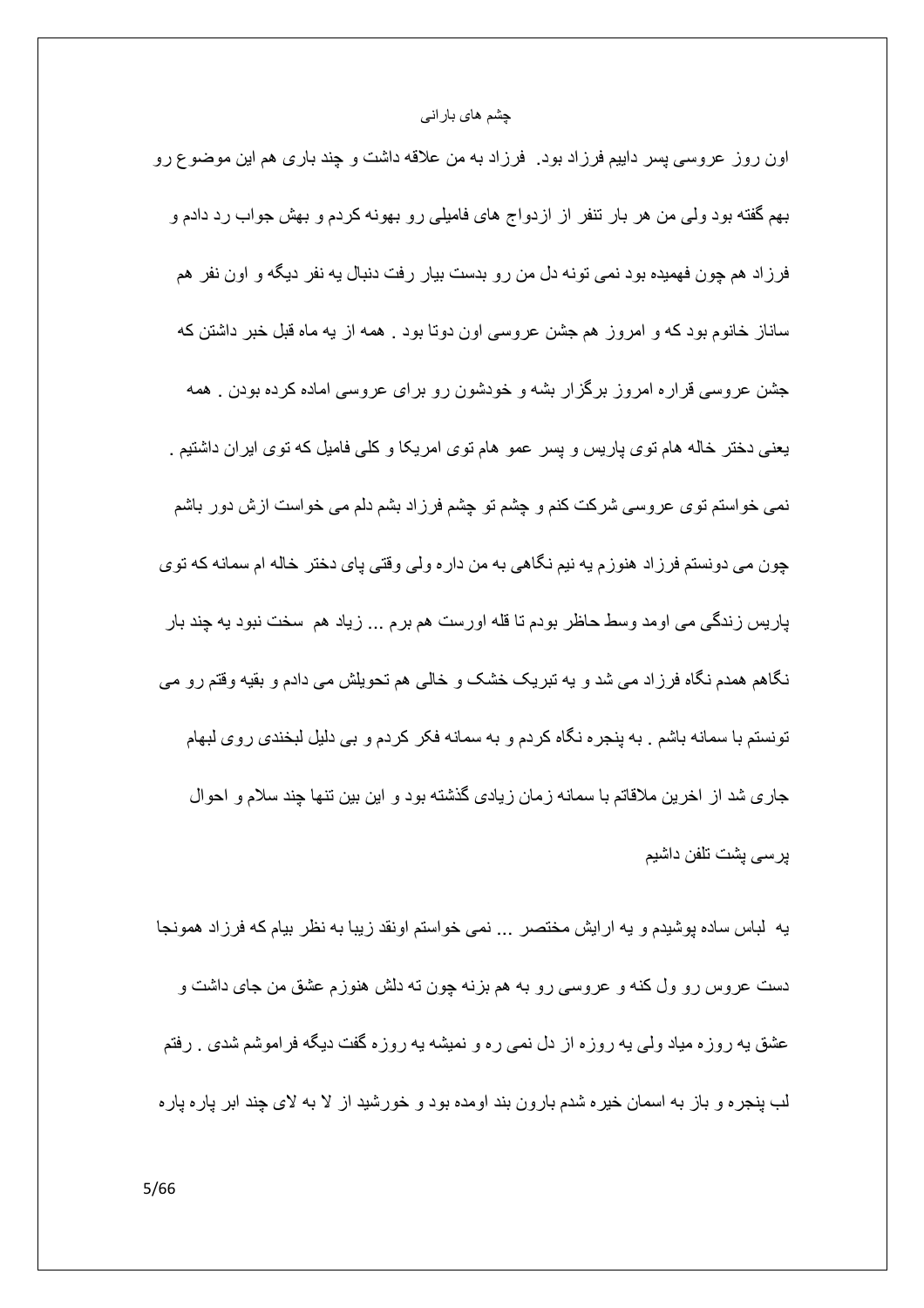اون روز عروسی پسر داییم فرزاد بود. فرزاد به من علاقه داشت و چند باری هم این موضوع رو بهم گفته بود ولی من هر بار تنفر از ازدواج های فامیلی رو بهونه کردم و بهش جواب رد دادم و فرزاد هم چون فهمیده بود نمی تونه دل من رو بدست بیار رفت دنبال یه نفر دیگه و اون نفر هم ساناز خانوم بود که و امروز هم جشن عروسی اون دوتا بود . همه از یه ماه قبل خبر داشتن که جشن عروسی قراره امروز برگزار بشه و خودشون رو برای عروسی اماده کرده بودن . همه یعنی دختر خاله هام توی پاریس و پسر عمو هام توی امریکا و کلی فامیل که توی ایران داشتیم . نمی خواستم توی عروسی شرکت کنم و چشم تو چشم فرزاد بشم دلم می خواست ازش دور باشم چون می دونستم فرزاد هنوزم یه نیم نگاهی به من داره ولی وقتی پای دختر خاله ام سمانه که توی پاریس زندگی می اومد وسط حاظر بودم تا قله اورست هم برم ... زیاد هم سخت نبود یه چند بار نگاهم همدم نگاه فرزاد می شد و یه تبریک خشک و خالی هم تحویلش می دادم و بقیه وقتم رو می تونستم با سمانه باشم . به پنجره نگاه کردم و به سمانه فکر کردم و بی دلیل لبخندی روی لبهام جاری شد از اخرین ملاقاتم با سمانه زمان زیادی گذشته بود و این بین تنها چند سلام و احوال پرسی پشت تلفن داشیم

یه لباس ساده پوشیدم و یه ارایش مختصر ... نمی خواستم اونقد زیبا به نظر بیام که فرزاد همونجا دست عروس رو ول کنه و عروسی رو به هم بزنه چون ته دلش هنوزم عشق من جای داشت و عشق یه روزه میاد ولی یه روزه از دل نمی ره و نمیشه یه روزه گفت دیگه فراموشم شدی . رفتم لب پنجره و باز به اسمان خیره شدم بارون بند اومده بود و خورشید از لا به لای چند ابر پاره پاره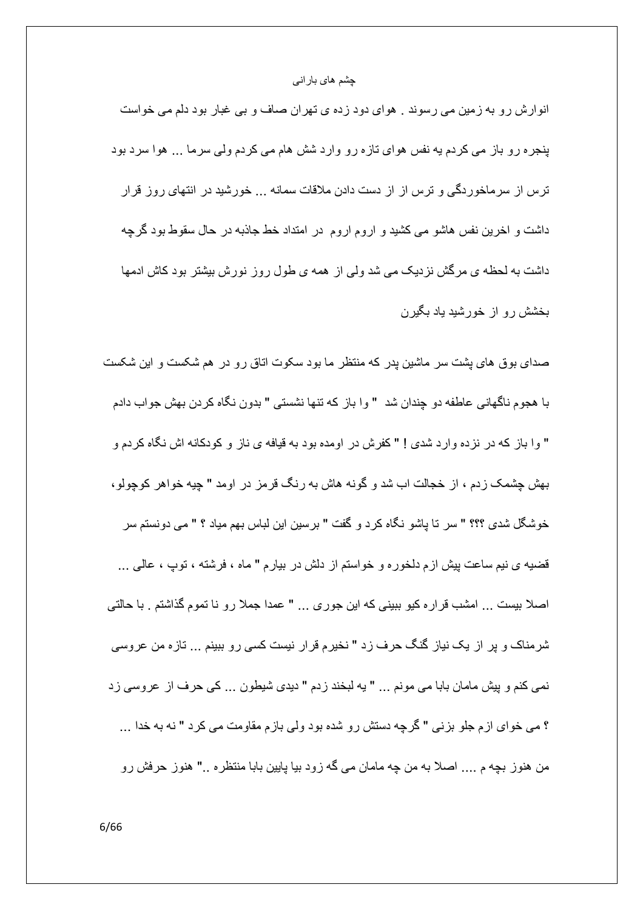انوارش رو به زمین می رسوند . هوای دود زده ی تهران صاف و بی غبار بود دلم می خواست پنجره رو باز می کردم یه نفس هوای تازه رو وارد شش هام می کردم ولی سرما ... هوا سرد بود ترس از سرماخوردگی و ترس از از دست دادن ملاقات سمانه ... خورشید در انتهای روز قرار داشت و اخرین نفس هاشو می کشید و اروم اروم در امتداد خط جاذبه در حال سقوط بود گرچه داشت به لحظه ی مرگش نزدیک می شد ولی از همه ی طول روز نورش بیشتر بود کاش ادمها بخشش رو از خورشید یاد بگیرن

صدای بوق های پشت سر ماشین پدر که منتظر ما بود سکوت اتاق رو در هم شکست و این شکست با هجوم ناگهانی عاطفه دو چندان شد " وا باز که تنها نشستی " بدون نگاه کردن بهش جواب دادم " وا باز که در نزده وارد شدی ! " کفرش در اومده بود به قیافه ی ناز و کودکانه اش نگاه کردم و بهش چشمک زدم ، از خجالت اب شد و گونه هاش به رنگ قرمز در اومد " چیه خواهر کوچولو، خوشگل شدی ؟؟؟ " سر تا پاشو نگاه کرد و گفت " برسین این لباس بهم میاد ؟ " می دونستم سر قضیه ی نیم ساعت پیش ازم دلخوره و خواستم از دلش در بیارم " ماه ، فرشته ، توپ ، عالی ... اصلا بیست ... امشب قراره کیو ببینی که این جوری ... " عمدا جملا رو نا تموم گذاشتم . با حالتی شرمناک و پر از یک نیاز گنگ حرف زد " نخیرم قرار نیست کسی رو ببینم ... تازه من عروسی نمی کنم و پیش مامان بابا می مونم ... " یه لبخند زدم " دیدی شیطون ... کی حرف از عروسی زد ؟ می خوای ازم جلو بزنی " گرچه دستش رو شده بود ولی بازم مقاومت می کرد " نه به خدا ... من هنوز بچه م .... اصلا به من چه مامان می گه زود بیا پایین بابا منتظره .." هنوز حرفش رو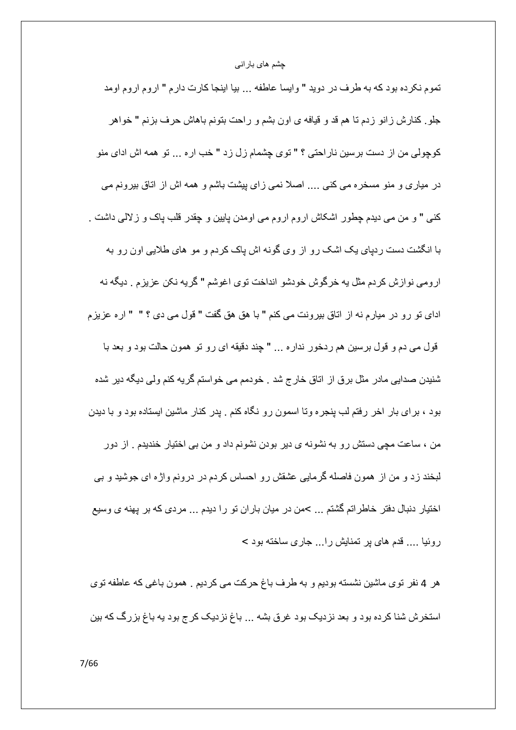تموم نکرده بود که به طرف در دوید " وایسا عاطفه ... بیا اینجا کارت دارم " اروم اروم اومد جلو. کنارش زانو زدم تا هم قد و قیافه ی اون بشم و راحت بتونم باهاش حرف بزنم " خواهر کوچولی من از دست برسین ناراحتی ؟ " توی چشمام زل زد " خب اره ... تو همه اش ادای منو در میاری و منو مسخره می کنی .... اصلا نمی زای پیشت باشم و همه اش از اتاق بیرونم می کنی " و من می دیدم چطور اشکاش اروم اروم می اومدن پایین و چقدر قلب پاک و زلالی داشت . با انگشت دست ردپای یک اشک رو از وی گونه اش پاک کردم و مو های طلایی اون رو به ارومی نوازش کردم مثل یه خرگوش خودشو انداخت توی اغوشم " گریه نکن عزیزم . دیگه نه ادای تو رو در میارم نه از اتاق بیرونت می کنم " با هق هق گفت " قول می دی ؟ " " اره عزیزم قول می دم و قول برسین هم ردخور نداره ... " چند دقیقه ای رو تو همون حالت بود و بعد با شنیدن صدایی مادر مثل برق از اتاق خارج شد . خودمم می خواستم گریه کنم ولی دیگه دیر شده بود ، برای بار اخر رفتم لب پنجره وتا اسمون رو نگاه کنم . پدر کنار ماشین ایستاده بود و با دیدن من ، ساعت مچی دستش رو به نشونه ی دیر بودن نشونم داد و من بی اختیار خندیدم . از دور لبخند زد و من از همون فاصله گرمایی عشقش رو احساس کردم در درونم واژه ای جوشید و بی اختیار دنبال دفتر خاطراتم گشتم ... >من در میان باران تو را دیدم ... مردی که بر پهنه ی وسیع روئیا .... قدم های پر تمنایش را... جاری ساخته بود >

هر 4 نفر توی ماشین نشسته بودیم و به طرف باغ حرکت می کردیم . همون باغی که عاطفه توی استخرش شنا کرده بود و بعد نزدیک بود غرق بشه ... باغ نزدیک کرج بود یه باغ بزرگ که بین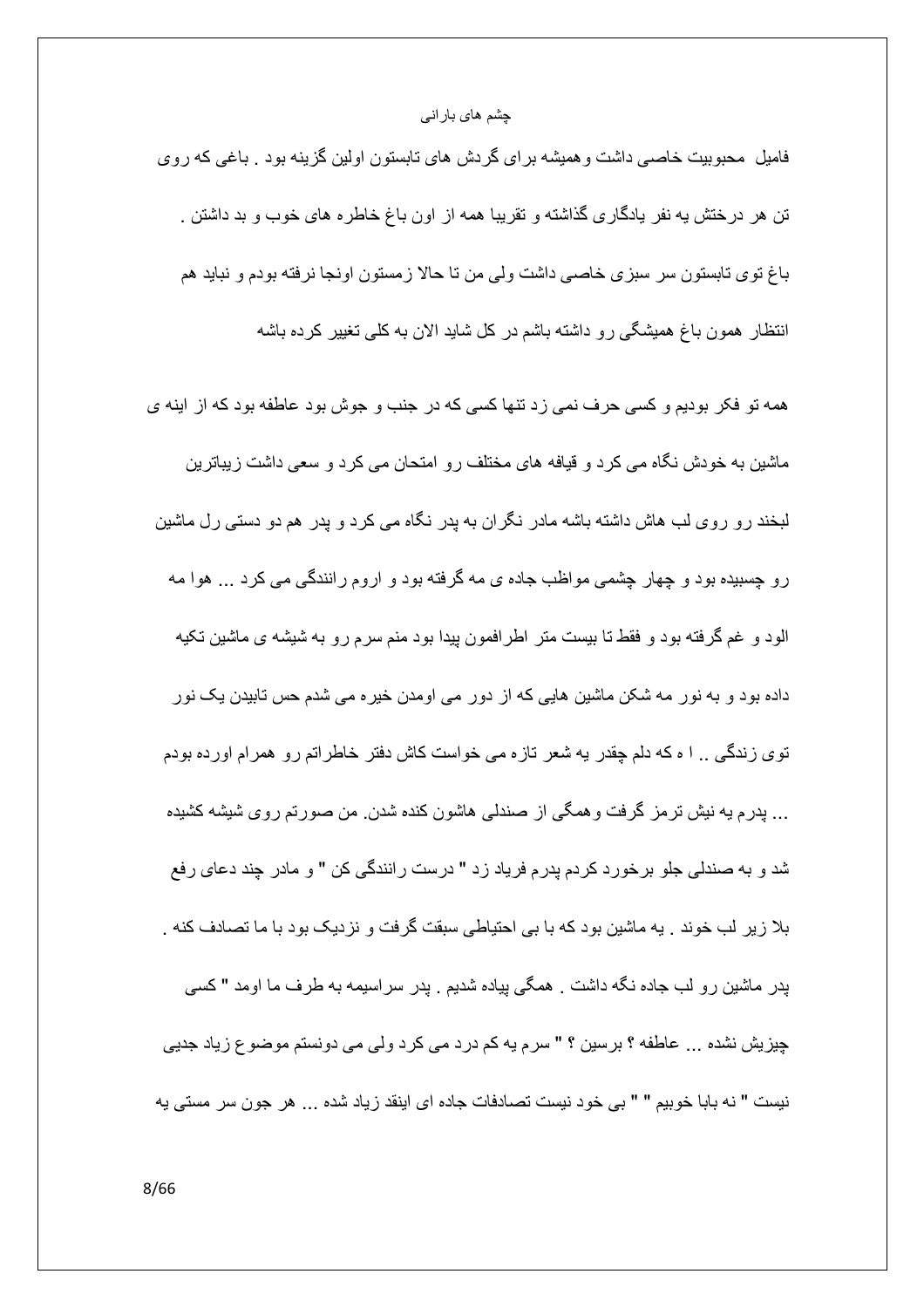فامیل محبوبیت خاصی داشت وهمیشه برای گردش های تابستون اولین گزینه بود . باغی که روی تن هر درختش یه نفر یادگاری گذاشته و تقریبا همه از اون باغ خاطره های خوب و بد داشتن . باغ توی تابستون سر سبزی خاصی داشت ولی من تا حالا زمستون اونجا نرفته بودم و نباید هم انتظار همون باغ همیشگی رو داشته باشم در کل شاید الان به کلی تغییر کرده باشه

همه تو فکر بودیم و کسی حرف نمی زد تنها کسی که در جنب و جوش بود عاطفه بود که از اینه ی ماشین به خودش نگاه می کرد و قیافه های مختلف رو امتحان می کرد و سعی داشت زیباترین لبخند رو روی لب هاش داشته باشه مادر نگران به پدر نگاه می کرد و پدر هم دو دستی رل ماشین رو چسبیده بود و چهار چشمی مواظب جاده ی مه گرفته بود و اروم رانندگی می کرد ... هوا مه الود و غم گرفته بود و فقط تا بیست متر اطرافمون پیدا بود منم سرم رو به شیشه ی ماشین تکیه داده بود و به نور مه شکن ماشین هایی که از دور می اومدن خیره می شدم حس تابیدن یک نور توی زندگی .. ا ه که دلم چقدر یه شعر تازه می خواست کاش دفتر خاطراتم رو همرام اورده بودم ... پدرم یه نیش ترمز گرفت وهمگی از صندلی هاشون کنده شدن. من صورتم روی شیشه کشیده شد و به صندلی جلو برخورد کردم پدرم فریاد زد " درست رانندگی کن " و مادر چند دعای رفع بلا زیر لب خوند . یه ماشین بود که با بی احتیاطی سبقت گرفت و نزدیک بود با ما تصادف کنه . پدر ماشین رو لب جاده نگه داشت . همگی پیاده شدیم . پدر سراسیمه به طرف ما اومد " کسی چیزیش نشده ... عاطفه ؟ برسین ؟ " سرم یه کم درد می کرد ولی می دونستم موضوع زیاد جدی نیست " نه بابا خوبیم " " بی خود نیست تصادفات جاده ای اینقد زیاد شده ... هر جون سر مستی یه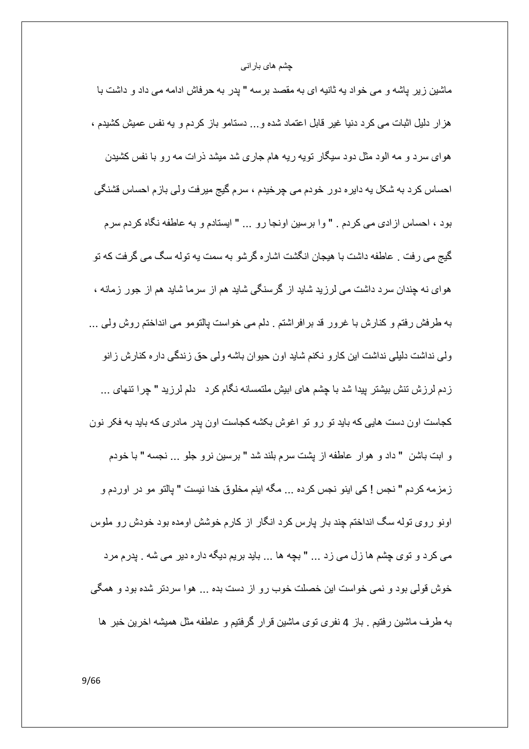ماشین زیر پاشه و می خواد یه ثانیه ای به مقصد برسه " پدر به حرفاش ادامه می داد و داشت با هزار دلیل اثبات می کرد دنیا غیر قابل اعتماد شده و... دستامو باز کردم و یه نفس عمیش کشیدم ، هوای سرد و مه الود مثل دود سیگار تویه ریه هام جاری شد میشد ذرات مه رو با نفس کشیدن احساس کرد به شکل یه دایره دور خودم می چرخیدم ، سرم گیج میرفت ولی بازم احساس قشنگی بود ، احساس ازادی می کردم . " وا برسین اونجا رو ... " ایستادم و به عاطفه نگاه کردم سرم گیج می رفت . عاطفه داشت با هیجان انگشت اشاره گرشو به سمت یه توله سگ می گرفت که تو هوای نه چندان سرد داشت می لرزید شاید از گرسنگی شاید هم از سرما شاید هم از جور زمانه ، به طرفش رفتم و کنارش با غرور قد برافراشتم . دلم می خواست پالتومو می انداختم روش ولی ... ولی نداشت دلیلی نداشت این کارو نکنم شاید اون حیوان باشه ولی حق زندگی داره کنارش زانو زدم لرزش تنش بیشتر پیدا شد با چشم های ابیش ملتمسانه نگام کرد دلم لرزید " چرا تنهای ... کجاست اون دست هایی که باید تو رو تو اغوش بکشه کجاست اون پدر مادری که باید به فکر نون و ابت باشن " داد و هوار عاطفه از پشت سرم بلند شد " برسین نرو جلو ... نجسه " با خودم زمزمه کردم " نجس ! کی اینو نجس کرده ... مگه اینم مخلوق خدا نیست " پالتو مو در اوردم و اونو روی توله سگ انداختم چند بار پارس کرد انگار از کارم خوشش اومده بود خودش رو ملوس می کرد و توی چشم ها زل می زد ... " بچه ها ... باید بریم دیگه داره دیر می شه . پدرم مرد خوش قولی بود و نمی خواست این خصلت خوب رو از دست بده ... هوا سردتر شده بود و همگی به طرف ماشین رفتیم . باز 4 نفری توی ماشین قرار گرفتیم و عاطفه مثل همیشه اخرین خبر ها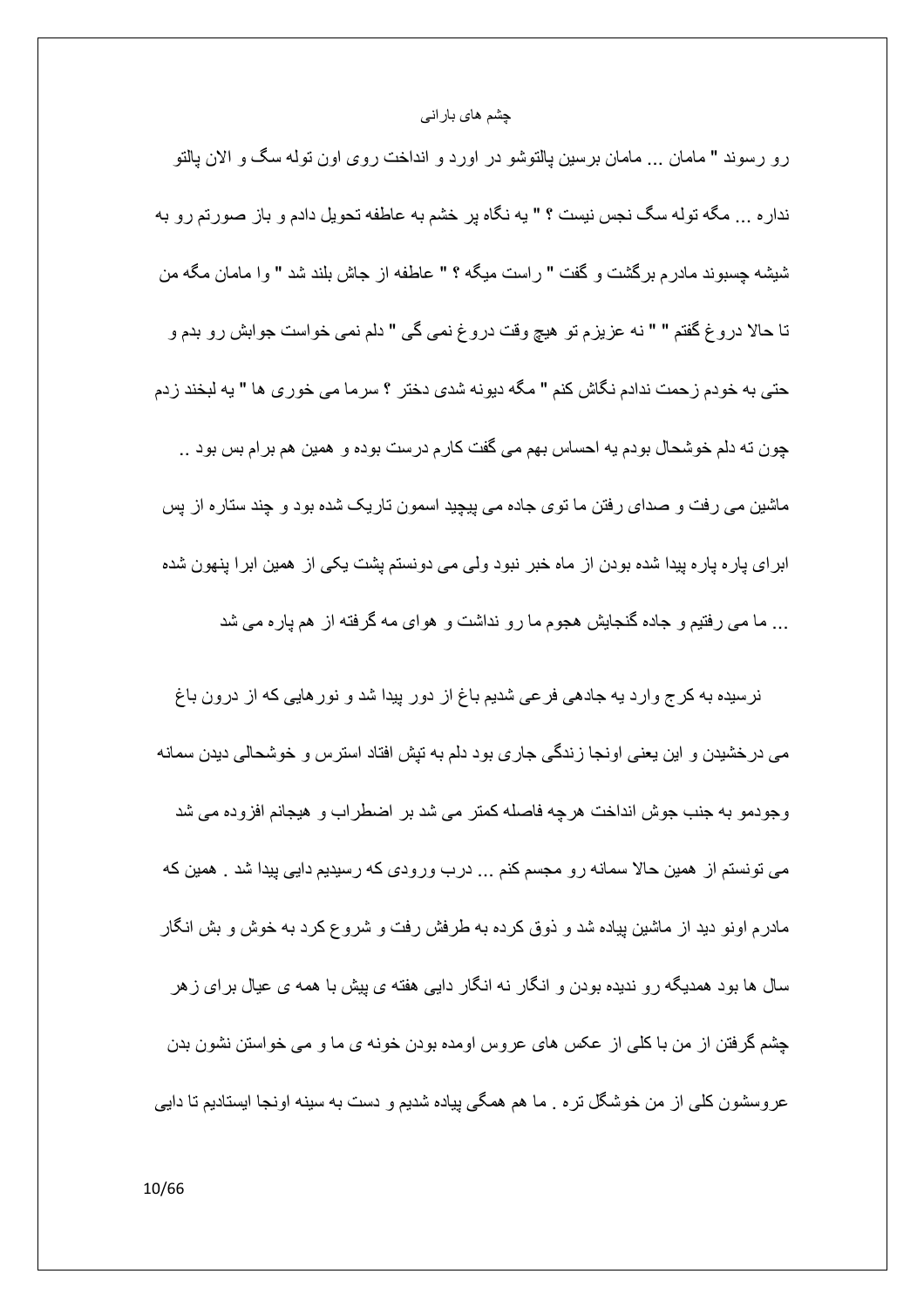رو رسوند " مامان ... مامان برسین پالتوشو در اورد و انداخت روی اون توله سگ و الان پالتو نداره ... مگه توله سگ نجس نیست ؟ " یه نگاه پر خشم به عاطفه تحویل دادم و باز صورتم رو به شیشه چسبوند مادرم برگشت و گفت " راست میگه ؟ " عاطفه از جاش بلند شد " وا مامان مگه من تا حالا دروغ گفتم " " نه عزیزم تو هیچ وقت دروغ نمی گی " دلم نمی خواست جوابش رو بدم و حتی به خودم زحمت ندادم نگاش کنم " مگه دیونه شدی دختر ؟ سرما می خوری ها " یه لبخند زدم چون ته دلم خوشحال بودم یه احساس بهم می گفت کارم درست بوده و همین هم برام بس بود .. ماشین می رفت و صدای رفتن ما توی جاده می پیچید اسمون تاریک شده بود و چند ستاره از پس ابرای پاره پاره پیدا شده بودن از ماه خبر نبود ولی می دونستم پشت یکی از همین ابرا پنهون شده ... ما می رفتیم و جاده گنجایش هجوم ما رو نداشت و هوای مه گرفته از هم پاره می شد

نرسیده به کرج وارد یه جادهی فرعی شدیم باغ از دور پیدا شد و نورهایی که از درون باغ می درخشیدن و این یعنی اونجا زندگی جاری بود دلم به تپش افتاد استرس و خوشحالی دیدن سمانه وجودمو به جنب جوش انداخت هرچه فاصله کمتر می شد بر اضطراب و هیجانم افزوده می شد می تونستم از همین حالا سمانه رو مجسم کنم ... درب ورودی که رسیدیم دایی پیدا شد . همین که مادرم اونو دید از ماشین پیاده شد و ذوق کرده به طرفش رفت و شروع کرد به خوش و بش انگار سال ها بود همدیگه رو ندیده بودن و انگار نه انگار دایی هفته ی پیش با همه ی عیال برای زهر چشم گرفتن از من با کلی از عکس های عروس اومده بودن خونه ی ما و می خواستن نشون بدن عروسشون کلی از من خوشگل تره . ما هم همگی پیاده شدیم و دست به سینه اونجا ایستادیم تا دایی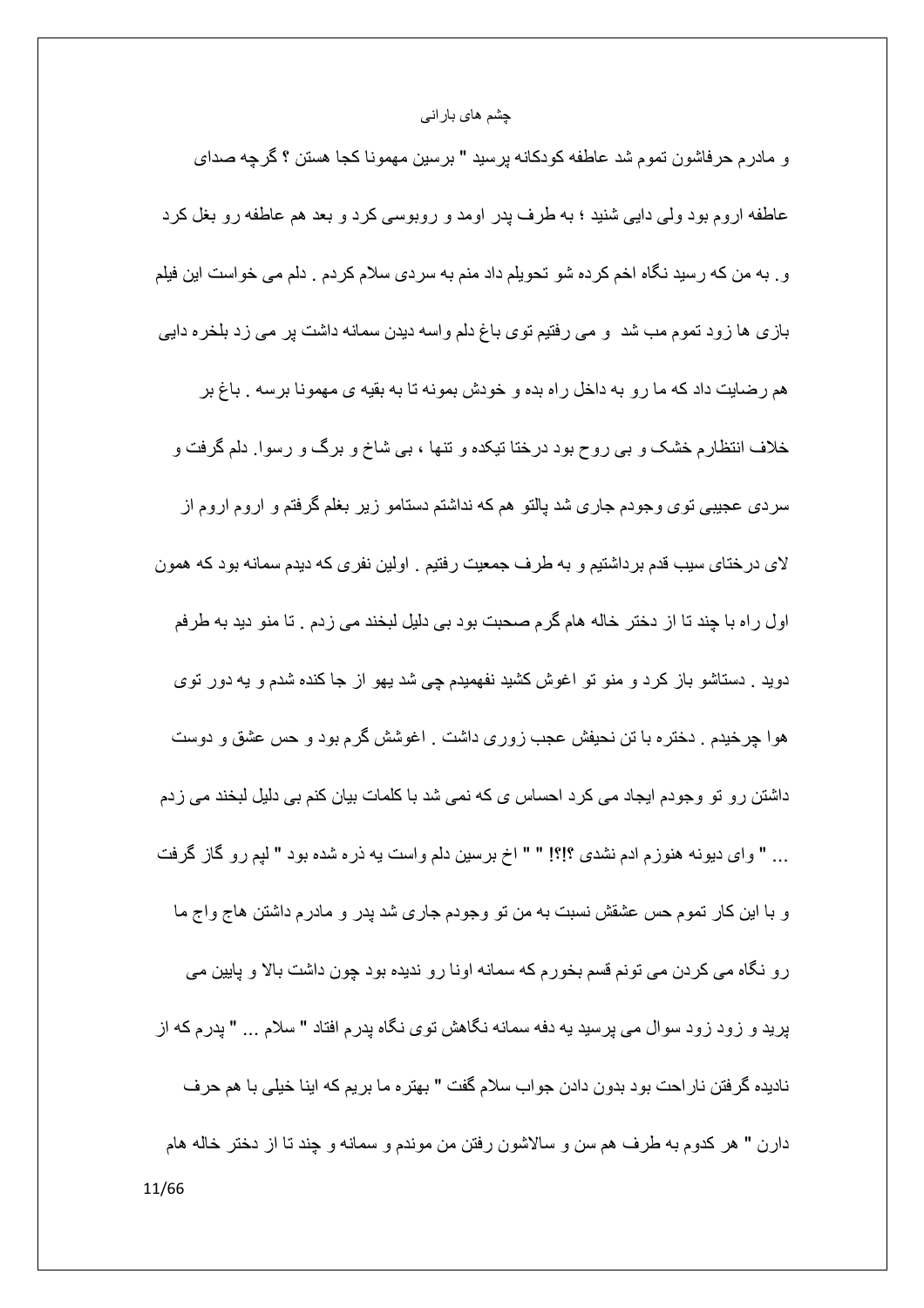و مادرم حرفاشون تموم شد عاطفه کودکانه پرسید " برسین مهمونا کجا هستن ؟ گرچه صدای عاطفه اروم بود ولی دایی شنید ؛ به طرف پدر اومد و روبوسی کرد و بعد هم عاطفه رو بغل کرد و. به من که رسید نگاه اخم کرده شو تحویلم داد منم به سردی سلام کردم . دلم می خواست این فیلم بازی ها زود تموم مب شد و می رفتیم توی باغ دلم واسه دیدن سمانه داشت پر می زد بلخره دایی هم رضایت داد که ما رو به داخل راه بده و خودش بمونه تا به بقیه ی مهمونا برسه . باغ بر خلاف انتظارم خشک و بی روح بود درختا تیکده و تنها ، بی شاخ و برگ و رسوا. دلم گرفت و سردی عجیبی توی وجودم جاری شد پالتو هم که نداشتم دستامو زیر بغلم گرفتم و اروم اروم از لای درختای سیب قدم برداشتیم و به طرف جمعیت رفتیم . اولین نفری که دیدم سمانه بود که همون اول راه با چند تا از دختر خاله هام گرم صحبت بود بی دلیل لبخند می زدم . تا منو دید به طرفم دوید . دستاشو باز کرد و منو تو اغوش کشید نفهمیدم چی شد یهو از جا کنده شدم و یه دور توی هوا چرخیدم . دختره با تن نحیفش عجب زوری داشت . اغوشش گرم بود و حس عشق و دوست داشتن رو تو وجودم ایجاد می کرد احساس ی که نمی شد با کلمات بیان کنم بی دلیل لبخند می زدم ... " وای دیونه هنوزم ادم نشدی ؟!؟! " " اخ برسین دلم واست یه ذره شده بود " لپم رو گاز گرفت و با این کار تموم حس عشقش نسبت به من تو وجودم جاری شد پدر و مادرم داشتن هاج واج ما رو نگاه می کردن می تونم قسم بخورم که سمانه اونا رو ندیده بود چون داشت بالا و پایین می پرید و زود زود سوال می پرسید یه دفه سمانه نگاهش توی نگاه پدرم افتاد " سلام ... " پدرم که از نادیده گرفتن ناراحت بود بدون دادن جواب سلام گفت " بهتره ما بریم که اینا خیلی با هم حرف دارن " هر کدوم به طرف هم سن و سالاشون رفتن من موندم و سمانه و چند تا از دختر خاله هام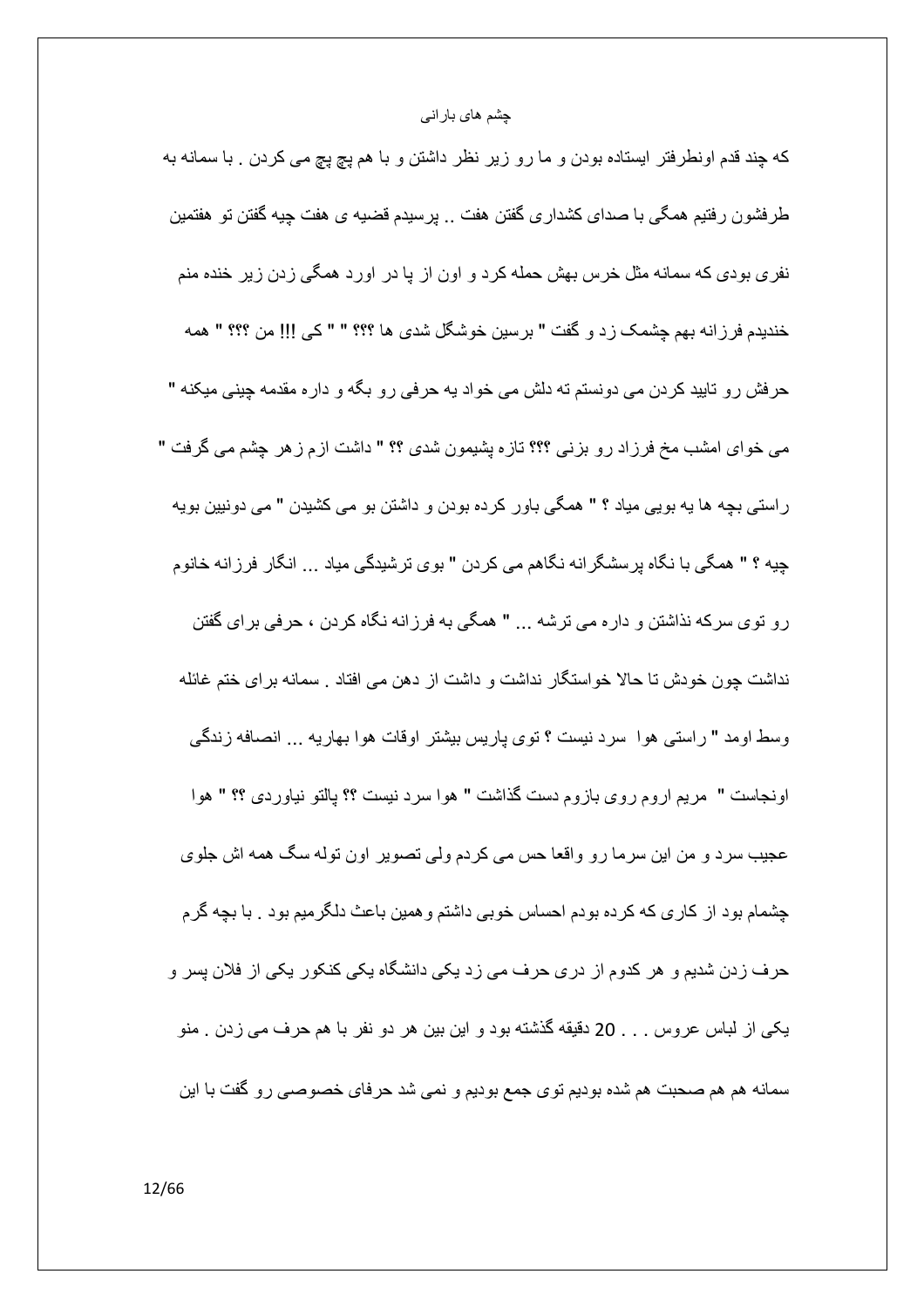که چند قدم اونطرفتر ایستاده بودن و ما رو زیر نظر داشتن و با هم پچ پچ می کردن . با سمانه به طرفشون رفتیم همگی با صدای کشداری گفتن هفت .. پرسیدم قضیه ی هفت چیه گفتن تو هفتمین نفری بودی که سمانه مثل خرس بهش حمله کرد و اون از پا در اورد همگی زدن زیر خنده منم خندیدم فرزانه بهم چشمک زد و گفت " برسین خوشگل شدی ها ؟؟؟ " " کی !!! من ؟؟؟ " همه حرفش رو تایید کردن می دونستم ته دلش می خواد یه حرفی رو بگه و داره مقدمه چینی میکنه " می خوای امشب مخ فرزاد رو بزنی ؟؟؟ تازه پشیمون شدی ؟؟ " داشت ازم زهر چشم می گرفت " راستی بچه ها یه بویی میاد ؟ " همگی باور کرده بودن و داشتن بو می کشیدن " می دونیین بویه چیه ؟ " همگی با نگاه پرسشگرانه نگاهم می کردن " بوی ترشیدگی میاد ... انگار فرزانه خانوم رو توی سرکه نذاشتن و داره می ترشه ... " همگی به فرزانه نگاه کردن ، حرفی برای گفتن نداشت چون خودش تا حالا خواستگار نداشت و داشت از دهن می افتاد . سمانه برای ختم غائله وسط اومد " راستی هوا سرد نیست ؟ توی پاریس بیشتر اوقات هوا بهاریه ... انصافه زندگی اونجاست " مریم اروم روی بازوم دست گذاشت " هوا سرد نیست ؟؟ پالتو نیاوردی ؟؟ " هوا عجیب سرد و من این سرما رو واقعا حس می کردم ولی تصویر اون توله سگ همه اش جلوی چشمام بود از کاری که کرده بودم احساس خوبی داشتم وهمین باعث دلگرمیم بود . با بچه گرم حرف زدن شدیم و هر کدوم از دری حرف می زد یکی دانشگاه یکی کنکور یکی از فلان پسر و یکی از لباس عروس . . . 20 دقیقه گذشته بود و این بین هر دو نفر با هم حرف می زدن . منو سمانه هم هم صحبت هم شده بودیم توی جمع بودیم و نمی شد حرفای خصوصی رو گفت با این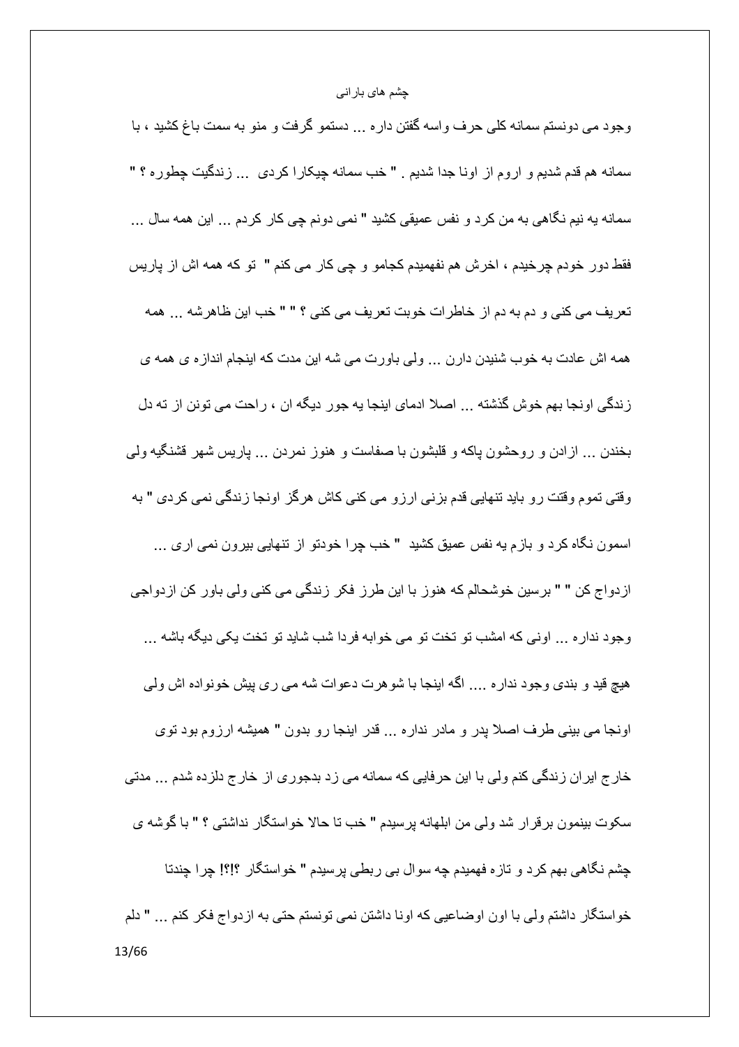وجود می دونستم سمانه کلی حرف واسه گفتن داره ... دستمو گرفت و منو به سمت باغ کشید ، با سمانه هم قدم شدیم و اروم از اونا جدا شدیم . " خب سمانه چیکارا کردی ... زندگیت چطوره ؟ " سمانه یه نیم نگاهی به من کرد و نفس عمیقی کشید " نمی دونم چی کار کردم ... این همه سال ... فقط دور خودم چرخیدم ، اخرش هم نفهمیدم کجامو و چی کار می کنم " تو که همه اش از پاریس تعریف می کنی و دم به دم از خاطرات خوبت تعریف می کنی ؟ " " خب این ظاهرشه ... همه همه اش عادت به خوب شنیدن دارن ... ولی باورت می شه این مدت که اینجام اندازه ی همه ی زندگی اونجا بهم خوش گذشته ... اصلا ادمای اینجا یه جور دیگه ان ، راحت می تونن از ته دل بخندن ... ازادن و روحشون پاکه و قلبشون با صفاست و هنوز نمردن ... پاریس شهر قشنگیه ولی وقتی تموم وقتت رو باید تنهایی قدم بزنی ارزو می کنی کاش هرگز اونجا زندگی نمی کردی " به اسمون نگاه کرد و بازم یه نفس عمیق کشید " خب چرا خودتو از تنهایی بیرون نمی اری ... ازدواج کن " " برسین خوشحالم که هنوز با این طرز فکر زندگی می کنی ولی باور کن ازدواجی وجود نداره ... اونی که امشب تو تخت تو می خوابه فردا شب شاید تو تخت یکی دیگه باشه ... هیچ قید و بندی وجود نداره .... اگه اینجا با شوهرت دعوات شه می ری پیش خونواده اش ولی اونجا می بینی طرف اصلا پدر و مادر نداره ... قدر اینجا رو بدون " همیشه ارزوم بود توی خارج ایران زندگی کنم ولی با این حرفایی که سمانه می زد بدجوری از خارج دلزده شدم ... مدتی سکوت بینمون برقرار شد ولی من ابلهانه پرسیدم " خب تا حالا خواستگار نداشتی ؟ " با گوشه ی چشم نگاهی بهم کرد و تازه فهمیدم چه سوال بی ربطی پرسیدم " خواستگار ؟!؟! چرا چندتا خواستگار داشتم ولی با اون اوضاعیی که اونا داشتن نمی تونستم حتی به ازدواج فکر کنم ... " دلم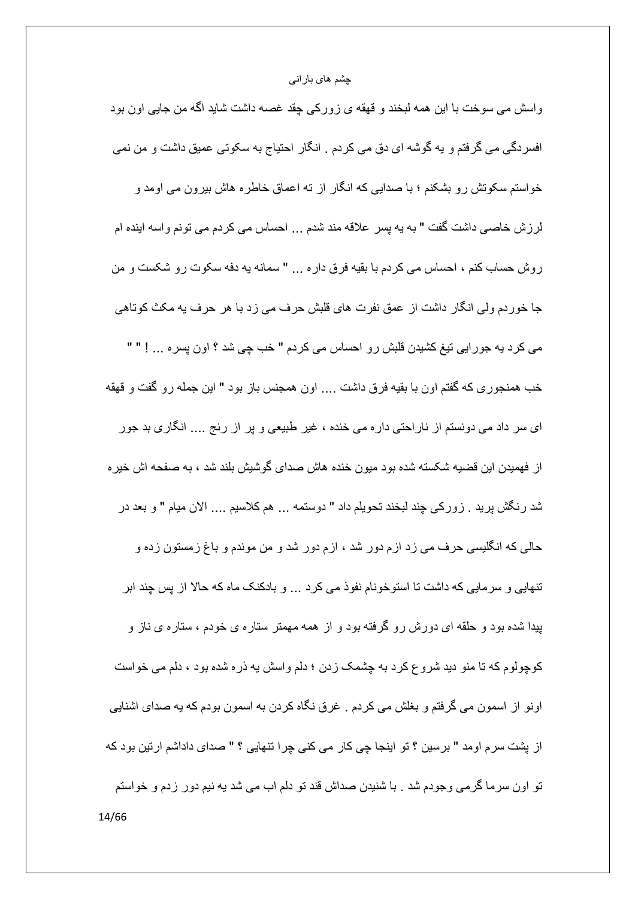واسش می سوخت با این همه لبخند و قهقه ی زورکی چقد غصه داشت شاید اگه من جایی اون بود افسردگی می گرفتم و یه گوشه ای دق می کردم . انگار احتیاج به سکوتی عمیق داشت و من نمی خواستم سکوتش رو بشکنم ؛ با صدایی که انگار از ته اعماق خاطره هاش بیرون می اومد و لرزش خاصی داشت گفت " به یه پسر علاقه مند شدم ... احساس می کردم می تونم واسه اینده ام روش حساب کنم ، احساس می کردم با بقیه فرق داره ... " سمانه یه دفه سکوت رو شکست و من جا خوردم ولی انگار داشت از عمق نفرت های قلبش حرف می زد با هر حرف یه مکث کوتاهی می کرد یه جورایی تیغ کشیدن قلبش رو احساس می کردم " خب چی شد ؟ اون پسره ... ! " " خب همنجوری که گفتم اون با بقیه فرق داشت .... اون همجنس باز بود " این جمله رو گفت و قهقه ای سر داد می دونستم از ناراحتی داره می خنده ، غیر طبیعی و پر از رنج .... انگاری بد جور از فهمیدن این قضیه شکسته شده بود میون خنده هاش صدای گوشیش بلند شد ، به صفحه اش خیره شد رنگش پرید . زورکی چند لبخند تحویلم داد " دوستمه ... هم کلاسیم .... الان میام " و بعد در حالی که انگلیسی حرف می زد ازم دور شد ، ازم دور شد و من موندم و باغ زمستون زده و تنهایی و سرمایی که داشت تا استوخونام نفوذ می کرد ... و بادکنک ماه که حالا از پس چند ابر پیدا شده بود و حلقه ای دورش رو گرفته بود و از همه مهمتر ستاره ی خودم ، ستاره ی ناز و کوچولوم که تا منو دید شروع کرد به چشمک زدن ؛ دلم واسش یه ذره شده بود ، دلم می خواست اونو از اسمون می گرفتم و بغلش می کردم . غرق نگاه کردن به اسمون بودم که یه صدای اشنایی از پشت سرم اومد " برسین ؟ تو اینجا چی کار می کنی چرا تنهایی ؟ " صدای داداشم ارتین بود که تو اون سرما گرمی وجودم شد . با شنیدن صداش قند تو دلم اب می شد یه نیم دور زدم و خواستم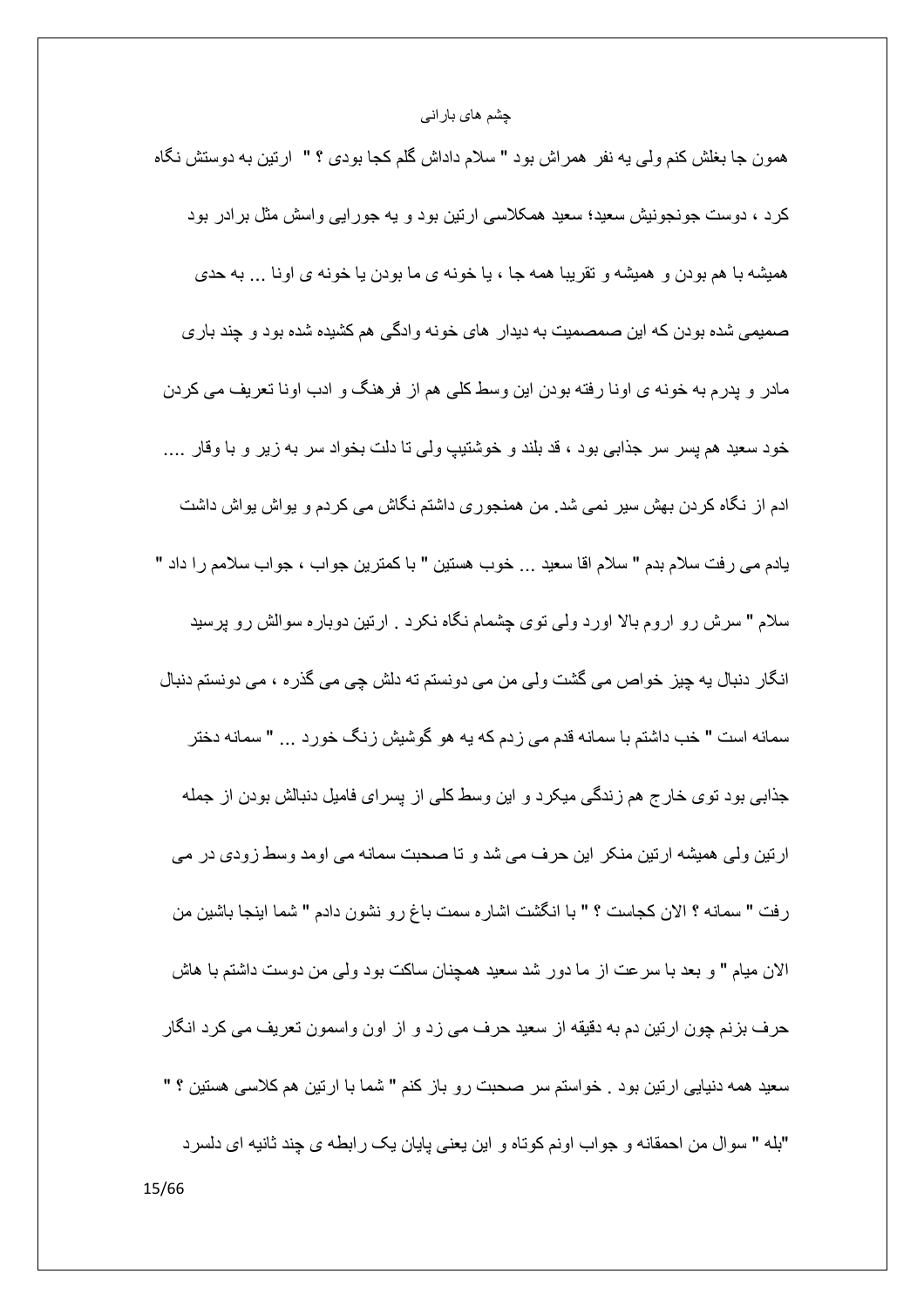همون جا بغلش کنم ولی یه نفر همراش بود " سلام داداش گلم کجا بودی ؟ " ارتین به دوستش نگاه کرد ، دوست جونجونیش سعید؛ سعید همکلاسی ارتین بود و یه جورایی واسش مثل برادر بود همیشه با هم بودن و همیشه و تقریبا همه جا ، یا خونه ی ما بودن یا خونه ی اونا ... به حدی صمیمی شده بودن که این صممصمیت به دیدار های خونه وادگی هم کشیده شده بود و چند باری مادر و پدرم به خونه ی اونا رفته بودن این وسط کلی هم از فرهنگ و ادب اونا تعریف می کردن خود سعید هم پسر سر جذابی بود ، قد بلند و خوشتیپ ولی تا دلت بخواد سر به زیر و با وقار .... ادم از نگاه کردن بهش سیر نمی شد. من همنجوری داشتم نگاش می کردم و یواش یواش داشت یادم می رفت سلام بدم " سلام اقا سعید ... خوب هستین " با کمترین جواب ، جواب سلامم را داد " سلام " سرش رو اروم بالا اورد ولی توی چشمام نگاه نکرد . ارتین دوباره سوالش رو پرسید انگار دنبال یه چیز خواص می گشت ولی من می دونستم ته دلش چی می گذره ، می دونستم دنبال سمانه است " خب داشتم با سمانه قدم می زدم که یه هو گوشیش زنگ خورد ... " سمانه دختر جذابی بود توی خارج هم زندگی میکرد و این وسط کلی از پسرای فامیل دنبالش بودن از جمله ارتین ولی همیشه ارتین منکر این حرف می شد و تا صحبت سمانه می اومد وسط زودی در می رفت " سمانه ؟ الان کجاست ؟ " با انگشت اشاره سمت باغ رو نشون دادم " شما اینجا باشین من الان میام " و بعد با سرعت از ما دور شد سعید همچنان ساکت بود ولی من دوست داشتم با هاش حرف بزنم چون ارتین دم به دقیقه از سعید حرف می زد و از اون واسمون تعریف می کرد انگار سعید همه دنیایی ارتین بود . خواستم سر صحبت رو باز کنم " شما با ارتین هم کلاسی هستین ؟ " "بله " سوال من احمقانه و جواب اونم کوتاه و این یعنی پایان یک رابطه ی چند ثانیه ای دلسرد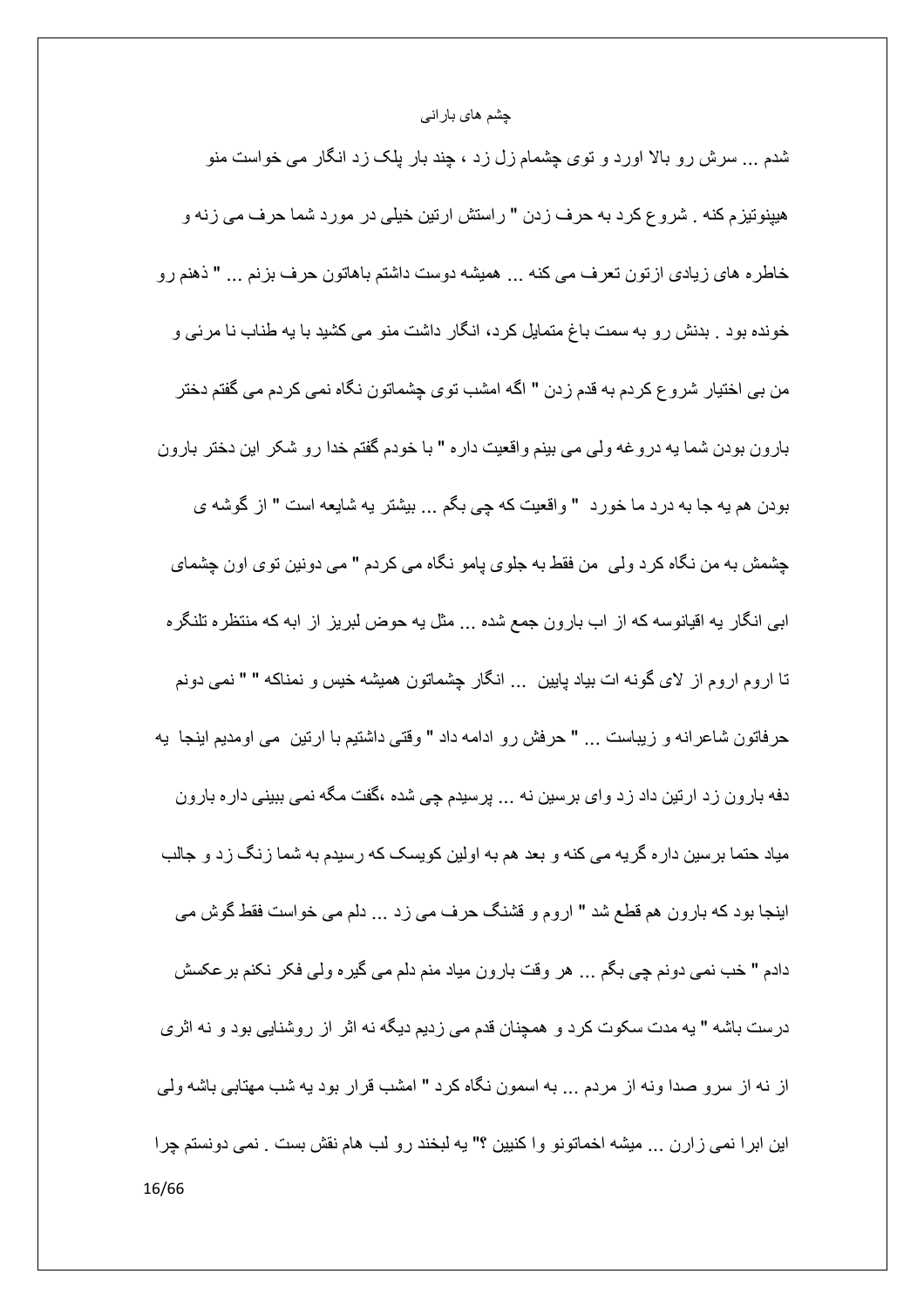شدم ... سرش رو بالا اورد و توی چشمام زل زد ، چند بار پلک زد انگار می خواست منو هیپنوتیزم کنه . شروع کرد به حرف زدن " راستش ارتین خیلی در مورد شما حرف می زنه و خاطره های زیادی ازتون تعرف می کنه ... همیشه دوست داشتم باهاتون حرف بزنم ... " ذهنم رو خونده بود . بدنش رو به سمت باغ متمایل کرد، انگار داشت منو می کشید با یه طناب نا مرئی و من بی اختیار شروع کردم به قدم زدن " اگه امشب توی چشماتون نگاه نمی کردم می گفتم دختر بارون بودن شما یه دروغه ولی می بینم واقعیت داره " با خودم گفتم خدا رو شکر این دختر بارون بودن هم یه جا به درد ما خورد " واقعیت که چی بگم ... بیشتر یه شایعه است " از گوشه ی چشمش به من نگاه کرد ولی من فقط به جلوی پامو نگاه می کردم " می دونین توی اون چشمای ابی انگار یه اقیانوسه که از اب بارون جمع شده ... مثل یه حوض لبریز از ابه که منتظره تلنگره تا اروم اروم از لای گونه ات بیاد پایین ... انگار چشماتون همیشه خیس و نمناکه " " نمی دونم حرفاتون شاعرانه و زیباست ... " حرفش رو ادامه داد " وقتی داشتیم با ارتین می اومدیم اینجا یه دفه بارون زد ارتین داد زد وای برسین نه ... پرسیدم چی شده ،گفت مگه نمی بینی داره بارون میاد حتما برسین داره گریه می کنه و بعد هم به اولین کویسک که رسیدم به شما زنگ زد و جالب اینجا بود که بارون هم قطع شد " اروم و قشنگ حرف می زد ... دلم می خواست فقط گوش می دادم " خب نمی دونم چی بگم ... هر وقت بارون میاد منم دلم می گیره ولی فکر نکنم برعکسش درست باشه " یه مدت سکوت کرد و همچنان قدم می زدیم دیگه نه اثر از روشنایی بود و نه اثری از نه از سرو صدا ونه از مردم ... به اسمون نگاه کرد " امشب قرار بود یه شب مهتابی باشه ولی این ابرا نمی زارن ... میشه اخماتونو وا کنیین ؟" یه لبخند رو لب هام نقش بست . نمی دونستم چرا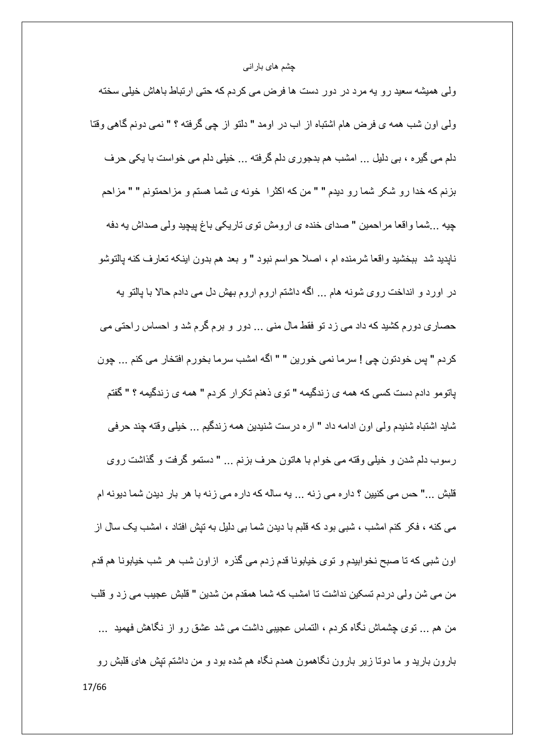ولی همیشه سعید رو یه مرد در دور دست ها فرض می کردم که حتی ارتباط باهاش خیلی سخته ولی اون شب همه ی فرض هام اشتباه از اب در اومد " دلتو از چی گرفته ؟ " نمی دونم گاهی وقتا دلم می گیره ، بی دلیل ... امشب هم بدجوری دلم گرفته ... خیلی دلم می خواست با یکی حرف بزنم که خدا رو شکر شما رو دیدم " " من که اکثرا خونه ی شما هستم و مزاحمتونم " " مزاحم چیه ...شما واقعا مراحمین " صدای خنده ی ارومش توی تاریکی باغ پیچید ولی صداش یه دفه ناپدید شد ببخشید واقعا شرمنده ام ، اصلا حواسم نبود " و بعد هم بدون اینکه تعارف کنه پالتوشو در اورد و انداخت روی شونه هام ... اگه داشتم اروم اروم بهش دل می دادم حالا با پالتو یه حصاری دورم کشید که داد می زد تو فقط مال منی ... دور و برم گرم شد و احساس راحتی می کردم " پس خودتون چی ! سرما نمی خورین " " اگه امشب سرما بخورم افتخار می کنم ... چون پاتومو دادم دست کسی که همه ی زندگیمه " توی ذهنم تکرار کردم " همه ی زندگیمه ؟ " گفتم شاید اشتباه شنیدم ولی اون ادامه داد " اره درست شنیدین همه زندگیم ... خیلی وقته چند حرفی رسوب دلم شدن و خیلی وقته می خوام با هاتون حرف بزنم ... " دستمو گرفت و گذاشت روی قلبش ..." حس می کنیین ؟ داره می زنه ... یه ساله که داره می زنه با هر بار دیدن شما دیونه ام می کنه ، فکر کنم امشب ، شبی بود که قلبم با دیدن شما بی دلیل به تپش افتاد ، امشب یک سال از اون شبی که تا صبح نخوابیدم و توی خیابونا قدم زدم می گذره ازاون شب هر شب خیابونا هم قدم من می شن ولی دردم تسکین نداشت تا امشب که شما همقدم من شدین " قلبش عجیب می زد و قلب من هم ... توی چشماش نگاه کردم ، التماس عجیبی داشت می شد عشق رو از نگاهش فهمید ... بارون بارید و ما دوتا زیر بارون نگاهمون همدم نگاه هم شده بود و من داشتم تپش های قلبش رو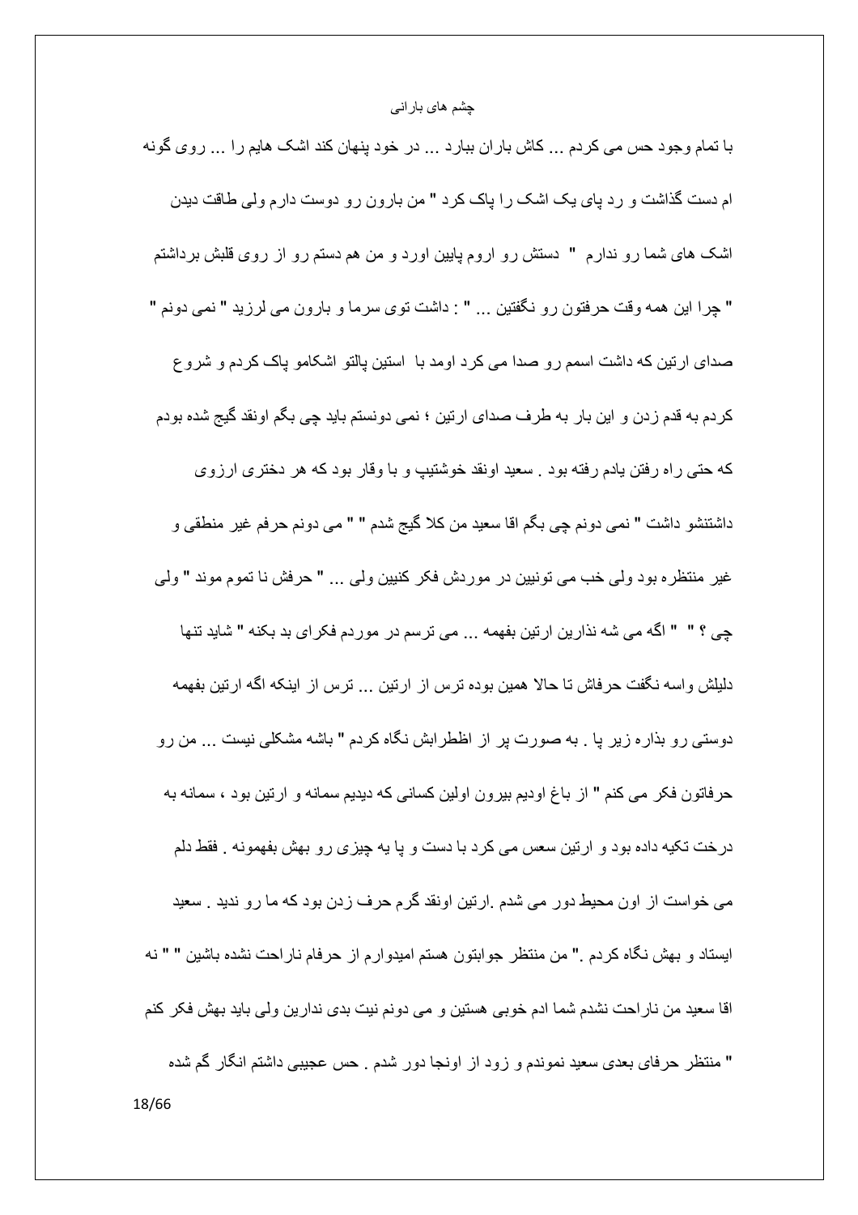با تمام وجود حس می کردم ... کاش باران ببارد ... در خود پنهان کند اشک هایم را ... روی گونه ام دست گذاشت و رد پای یک اشک را پاک کرد " من بارون رو دوست دارم ولی طاقت دیدن اشک های شما رو ندارم " دستش رو اروم پایین اورد و من هم دستم رو از روی قلبش برداشتم " چرا این همه وقت حرفتون رو نگفتین ... " : داشت توی سرما و بارون می لرزید " نمی دونم " صدای ارتین که داشت اسمم رو صدا می کرد اومد با استین پالتو اشکامو پاک کردم و شروع کردم به قدم زدن و این بار به طرف صدای ارتین ؛ نمی دونستم باید چی بگم اونقد گیج شده بودم که حتی راه رفتن یادم رفته بود . سعید اونقد خوشتیپ و با وقار بود که هر دختری ارزوی داشتنشو داشت " نمی دونم چی بگم اقا سعید من کلا گیج شدم " " می دونم حرفم غیر منطقی و غیر منتظره بود ولی خب می تونیین در موردش فکر کنیین ولی ... " حرفش نا تموم موند " ولی چی ؟ " " اگه می شه نذارین ارتین بفهمه ... می ترسم در موردم فکرای بد بکنه " شاید تنها دلیلش واسه نگفت حرفاش تا حالا همین بوده ترس از ارتین ... ترس از اینکه اگه ارتین بفهمه دوستی رو بذاره زیر پا . به صورت پر از اظطرابش نگاه کردم " باشه مشکلی نیست ... من رو حرفاتون فکر می کنم " از باغ اودیم بیرون اولین کسانی که دیدیم سمانه و ارتین بود ، سمانه به درخت تکیه داده بود و ارتین سعس می کرد با دست و پا یه چیزی رو بهش بفهمونه . فقط دلم می خواست از اون محیط دور می شدم .ارتین اونقد گرم حرف زدن بود که ما رو ندید . سعید ایستاد و بهش نگاه کردم ." من منتظر جوابتون هستم امیدوارم از حرفام ناراحت نشده باشین " " نه اقا سعید من ناراحت نشدم شما ادم خوبی هستین و می دونم نیت بدی ندارین ولی باید بهش فکر کنم " منتظر حرفای بعدی سعید نموندم و زود از اونجا دور شدم . حس عجیبی داشتم انگار گم شده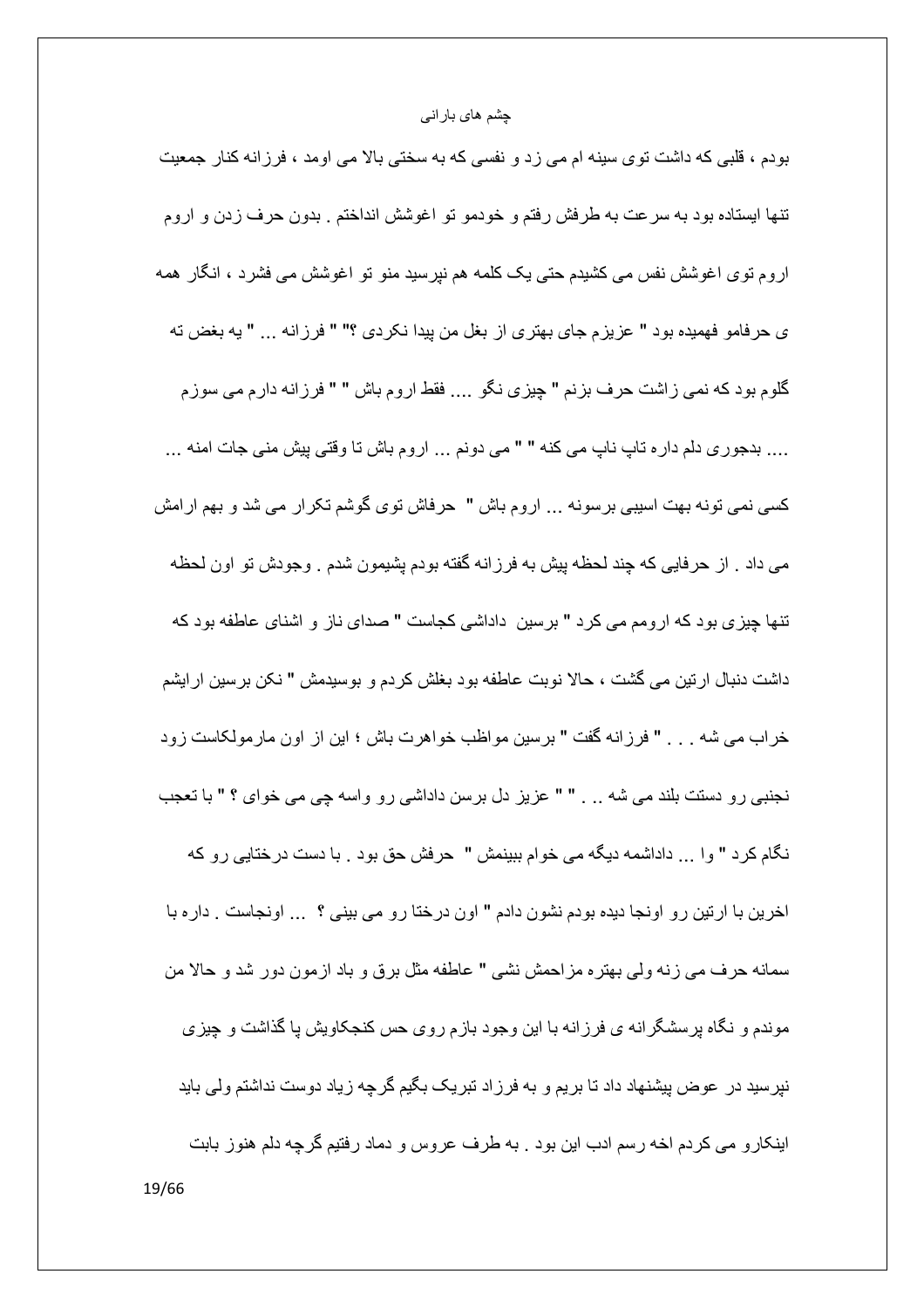بودم ، قلبی که داشت توی سینه ام می زد و نفسی که به سختی بالا می اومد ، فرزانه کنار جمعیت تنها ایستاده بود به سرعت به طرفش رفتم و خودمو تو اغوشش انداختم . بدون حرف زدن و اروم اروم توی اغوشش نفس می کشیدم حتی یک کلمه هم نپرسید منو تو اغوشش می فشرد ، انگار همه ی حرفامو فهمیده بود " عزیزم جای بهتری از بغل من پیدا نکردی ؟" " فرزانه ... " یه بغض ته گلوم بود که نمی زاشت حرف بزنم " چیزی نگو .... فقط اروم باش " " فرزانه دارم می سوزم .... بدجوری دلم داره تاپ تاپ می کنه " " می دونم ... اروم باش تا وقتی پیش منی جات امنه ... کسی نمی تونه بهت اسیبی برسونه ... اروم باش " حرفاش توی گوشم تکرار می شد و بهم ارامش می داد . از حرفایی که چند لحظه پیش به فرزانه گفته بودم پشیمون شدم . وجودش تو اون لحظه تنها چیزی بود که ارومم می کرد " برسین داداشی کجاست " صدای ناز و اشنای عاطفه بود که داشت دنبال ارتین می گشت ، حالا نوبت عاطفه بود بغلش کردم و بوسیدمش " نکن برسین ارایشم خراب می شه . . . " فرزانه گفت " برسین مواظب خواهرت باش ؛ این از اون مارمولکاست زود نجنبی رو دستت بلند می شه .. . " " عزیز دل برسن داداشی رو واسه چی می خوای ؟ " با تعجب نگام کرد " وا ... داداشمه دیگه می خوام ببینمش " حرفش حق بود . با دست درختایی رو که اخرین با ارتین رو اونجا دیده بودم نشون دادم " اون درختا رو می بینی ؟ ... اونجاست . داره با سمانه حرف می زنه ولی بهتره مزاحمش نشی " عاطفه مثل برق و باد ازمون دور شد و حالا من موندم و نگاه پرسشگرانه ی فرزانه با این وجود بازم روی حس کنجکاویش پا گذاشت و چیزی نپرسید در عوض پیشنهاد داد تا بریم و به فرزاد تبریک بگیم گرچه زیاد دوست نداشتم ولی باید اینکارو می کردم اخه رسم ادب این بود . به طرف عروس و دماد رفتیم گرچه دلم هنوز بابت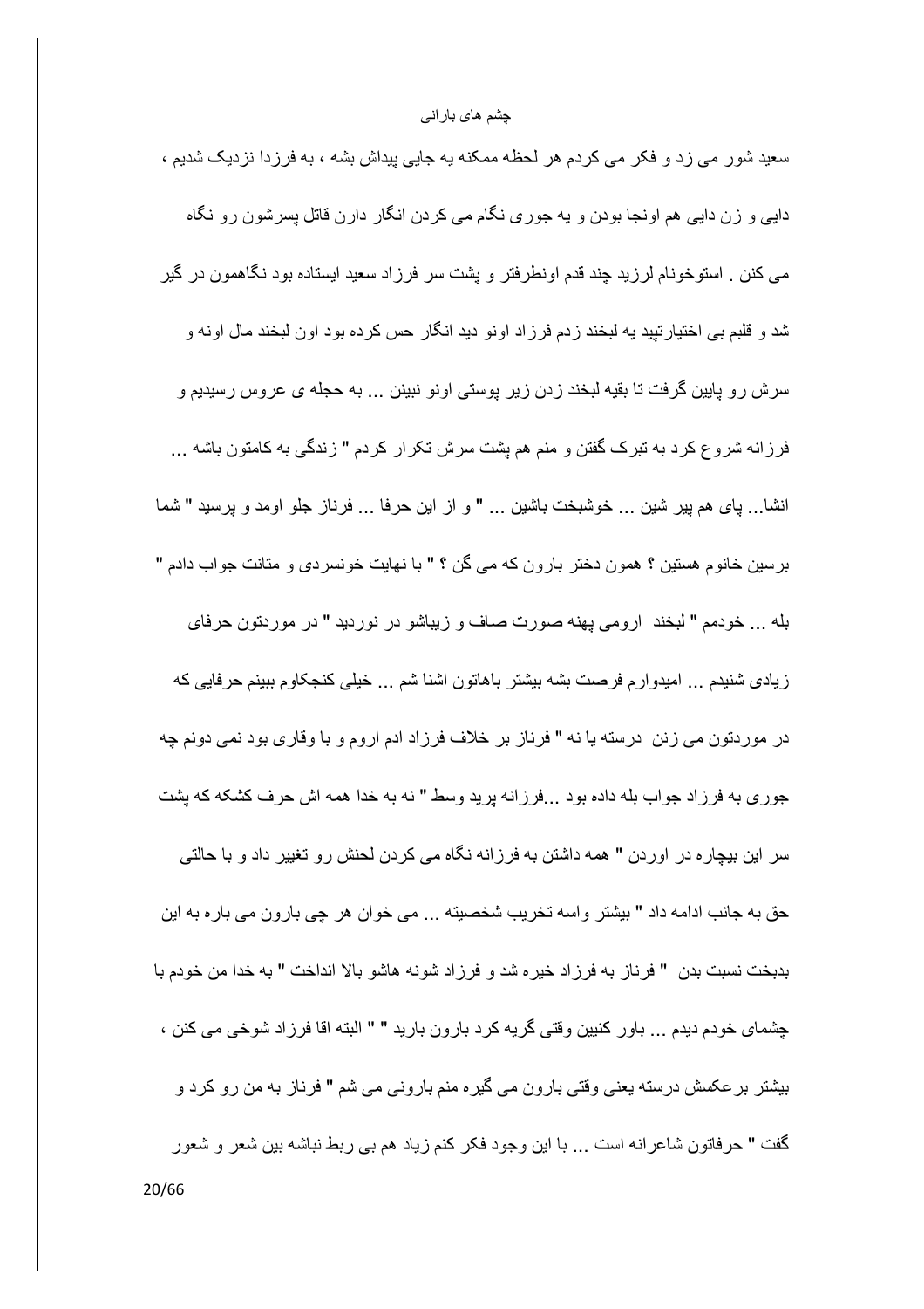سعید شور می زد و فکر می کردم هر لحظه ممکنه یه جایی پیداش بشه ، به فرزدا نزدیک شدیم ، دایی و زن دایی هم اونجا بودن و یه جوری نگام می کردن انگار دارن قاتل پسرشون رو نگاه می کنن . استوخونام لرزید چند قدم اونطرفتر و پشت سر فرزاد سعید ایستاده بود نگاهمون در گیر شد و قلبم بی اختیارتپید یه لبخند زدم فرزاد اونو دید انگار حس کرده بود اون لبخند مال اونه و سرش رو پایین گرفت تا بقیه لبخند زدن زیر پوستی اونو نبینن ... به حجله ی عروس رسیدیم و فرزانه شروع کرد به تبرک گفتن و منم هم پشت سرش تکرار کردم " زندگی به کامتون باشه ... انشا... پای هم پیر شین ... خوشبخت باشین ... " و از این حرفا ... فرناز جلو اومد و پرسید " شما برسین خانوم هستین ؟ همون دختر بارون که می گن ؟ " با نهایت خونسردی و متانت جواب دادم " بله ... خودمم " لبخند ارومی پهنه صورت صاف و زیباشو در نوردید " در موردتون حرفای زیادی شنیدم ... امیدوارم فرصت بشه بیشتر باهاتون اشنا شم ... خیلی کنجکاوم ببینم حرفایی که در موردتون می زنن درسته یا نه " فرناز بر خلاف فرزاد ادم اروم و با وقاری بود نمی دونم چه جوری به فرزاد جواب بله داده بود ...فرزانه پرید وسط " نه به خدا همه اش حرف کشکه که پشت سر این بیچاره در اوردن " همه داشتن به فرزانه نگاه می کردن لحنش رو تغییر داد و با حالتی حق به جانب ادامه داد " بیشتر واسه تخریب شخصیته ... می خوان هر چی بارون می باره به این بدبخت نسبت بدن " فرناز به فرزاد خیره شد و فرزاد شونه هاشو بالا انداخت " به خدا من خودم با چشمای خودم دیدم ... باور کنیین وقتی گریه کرد بارون بارید " " البته اقا فرزاد شوخی می کنن ، بیشتر برعکسش درسته یعنی وقتی بارون می گیره منم بارونی می شم " فرناز به من رو کرد و گفت " حرفاتون شاعرانه است ... با این وجود فکر کنم زیاد هم بی ربط نباشه بین شعر و شعور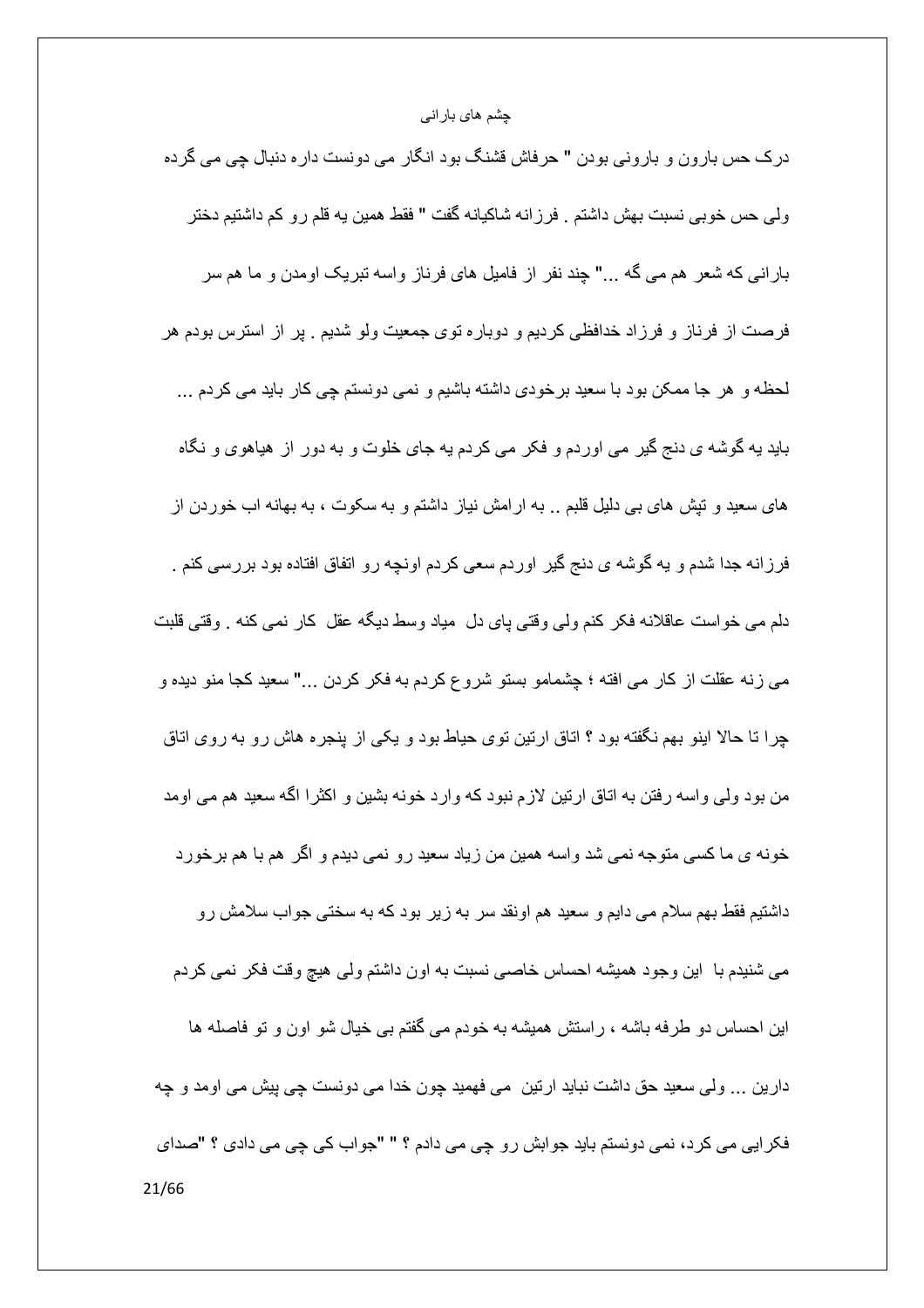درک حس بارون و بارونی بودن " حرفاش قشنگ بود انگار می دونست داره دنبال چی می گرده ولی حس خوبی نسبت بهش داشتم . فرزانه شاکیانه گفت " فقط همین یه قلم رو کم داشتیم دختر بارانی که شعر هم می گه ..." چند نفر از فامیل های فرناز واسه تبریک اومدن و ما هم سر فرصت از فرناز و فرزاد خدافظی کردیم و دوباره توی جمعیت ولو شدیم . پر از استرس بودم هر لحظه و هر جا ممکن بود با سعید برخودی داشته باشیم و نمی دونستم چی کار باید می کردم ... باید یه گوشه ی دنج گیر می اوردم و فکر می کردم یه جای خلوت و به دور از هیاهوی و نگاه های سعید و تپش های بی دلیل قلبم .. به ارامش نیاز داشتم و به سکوت ، به بهانه اب خوردن از فرزانه جدا شدم و یه گوشه ی دنج گیر اوردم سعی کردم اونچه رو اتفاق افتاده بود بررسی کنم . دلم می خواست عاقلانه فکر کنم ولی وقتی پای دل میاد وسط دیگه عقل کار نمی کنه . وقتی قلبت می زنه عقلت از کار می افته ؛ چشمامو بستو شروع کردم به فکر کردن ..." سعید کجا منو دیده و چرا تا حالا اینو بهم نگفته بود ؟ اتاق ارتین توی حیاط بود و یکی از پنجره هاش رو به روی اتاق من بود ولی واسه رفتن به اتاق ارتین لازم نبود که وارد خونه بشین و اکثرا اگه سعید هم می اومد خونه ی ما کسی متوجه نمی شد واسه همین من زیاد سعید رو نمی دیدم و اگر هم با هم برخورد داشتیم فقط بهم سلام می دایم و سعید هم اونقد سر به زیر بود که به سختی جواب سلامش رو می شنیدم با این وجود همیشه احساس خاصی نسبت به اون داشتم ولی هیچ وقت فکر نمی کردم این احساس دو طرفه باشه ، راستش همیشه به خودم می گفتم بی خیال شو اون و تو فاصله ها دارین ... ولی سعید حق داشت نباید ارتین می فهمید چون خدا می دونست چی پیش می اومد و چه فکرایی می کرد، نمی دونستم باید جوابش رو چی می دادم ؟ " "جواب کی چی می دادی ؟ "صدای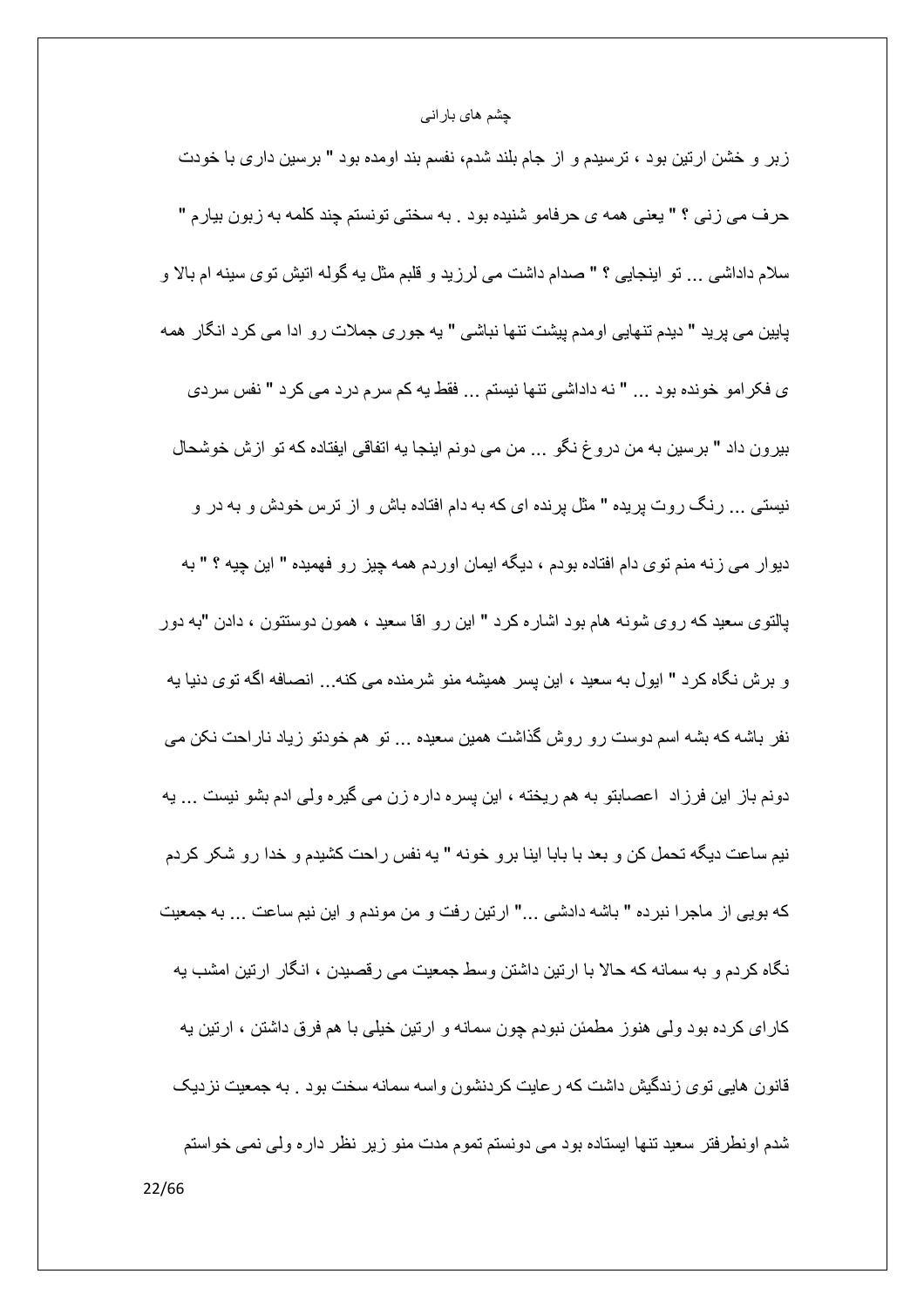زبر و خشن ارتین بود ، ترسیدم و از جام بلند شدم، نفسم بند اومده بود " برسین داری با خودت حرف می زنی ؟ " یعنی همه ی حرفامو شنیده بود . به سختی تونستم چند کلمه به زبون بیارم " سلام داداشی ... تو اینجایی ؟ " صدام داشت می لرزید و قلبم مثل یه گوله اتیش توی سینه ام بالا و پایین می پرید " دیدم تنهایی اومدم پیشت تنها نباشی " یه جوری جملات رو ادا می کرد انگار همه ی فکرامو خونده بود ... " نه داداشی تنها نیستم ... فقط یه کم سرم درد می کرد " نفس سردی بیرون داد " برسین به من دروغ نگو ... من می دونم اینجا یه اتفاقی ایفتاده که تو ازش خوشحال نیستی ... رنگ روت پریده " مثل پرنده ای که به دام افتاده باش و از ترس خودش و به در و دیوار می زنه منم توی دام افتاده بودم ، دیگه ایمان اوردم همه چیز رو فهمیده " این چیه ؟ " " به پالتوی سعید که روی شونه هام بود اشاره کرد " این رو اقا سعید ، همون دوستتون ، دادن "به دور و برش نگاه کرد " ایول به سعید ، این پسر همیشه منو شرمنده می کنه... انصافه اگه توی دنیا یه نفر باشه که بشه اسم دوست رو روش گذاشت همین سعیده ... تو هم خودتو زیاد ناراحت نکن می دونم باز این فرزاد اعصابتو به هم ریخته ، این پسره داره زن می گیره ولی ادم بشو نیست ... یه نیم ساعت دیگه تحمل کن و بعد با بابا اینا برو خونه " یه نفس راحت کشیدم و خدا رو شکر کردم که بویی از ماجرا نبرده " باشه دادشی ..." ارتین رفت و من موندم و این نیم ساعت ... به جمعیت نگاه کردم و به سمانه که حالا با ارتین داشتن وسط جمعیت می رقصیدن ، انگار ارتین امشب یه کارای کرده بود ولی هنوز مطمئن نبودم چون سمانه و ارتین خیلی با هم فرق داشتن ، ارتین یه قانون هایی توی زندگیش داشت که رعایت کردنشون واسه سمانه سخت بود . به جمعیت نزدیک شدم اونطرفتر سعید تنها ایستاده بود می دونستم تموم مدت منو زیر نظر داره ولی نمی خواستم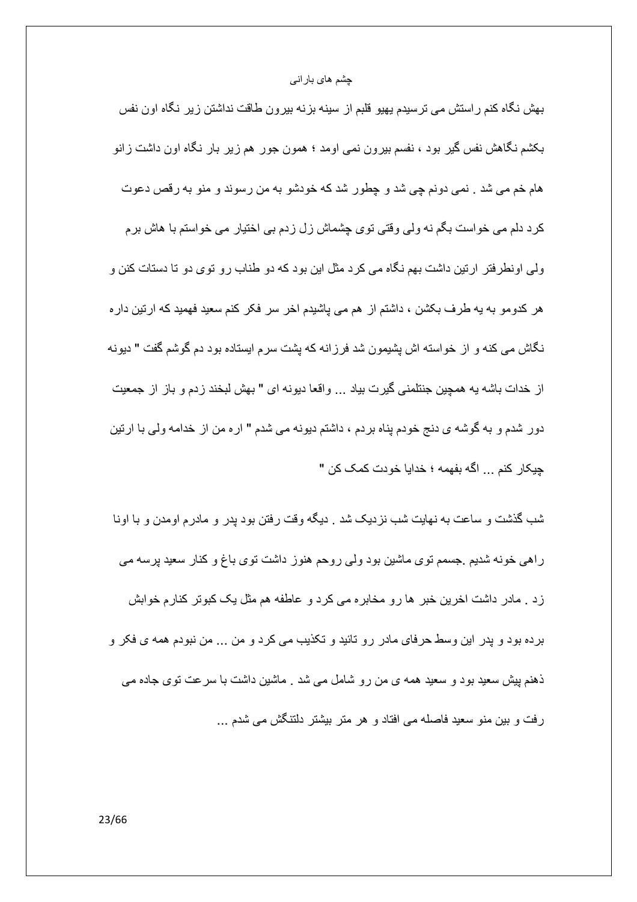بهش نگاه کنم راستش می ترسیدم یهیو قلبم از سینه بزنه بیرون طاقت نداشتن زیر نگاه اون نفس بکشم نگاهش نفس گیر بود ، نفسم بیرون نمی اومد ؛ همون جور هم زیر بار نگاه اون داشت زانو هام خم می شد . نمی دونم چی شد و چطور شد که خودشو به من رسوند و منو به رقص دعوت کرد دلم می خواست بگم نه ولی وقتی توی چشماش زل زدم بی اختیار می خواستم با هاش برم ولی اونطرفتر ارتین داشت بهم نگاه می کرد مثل این بود که دو طناب رو توی دو تا دستات کنن و هر کدومو به یه طرف بکشن ، داشتم از هم می پاشیدم اخر سر فکر کنم سعید فهمید که ارتین داره نگاش می کنه و از خواسته اش پشیمون شد فرزانه که پشت سرم ایستاده بود دم گوشم گفت " دیونه از خدات باشه یه همچین جنتلمنی گیرت بیاد ... واقعا دیونه ای " بهش لبخند زدم و باز از جمعیت دور شدم و به گوشه ی دنج خودم پناه بردم ، داشتم دیونه می شدم " اره من از خدامه ولی با ارتین چیکار کنم ... اگه بفهمه ؛ خدایا خودت کمک کن "

شب گذشت و ساعت به نهایت شب نزدیک شد . دیگه وقت رفتن بود پدر و مادرم اومدن و با اونا راهی خونه شدیم .جسمم توی ماشین بود ولی روحم هنوز داشت توی باغ و کنار سعید پرسه می زد . مادر داشت اخرین خبر ها رو مخابره می کرد و عاطفه هم مثل یک کبوتر کنارم خوابش برده بود و پدر این وسط حرفای مادر رو تائید و تکذیب می کرد و من ... من نبودم همه ی فکر و ذهنم پیش سعید بود و سعید همه ی من رو شامل می شد . ماشین داشت با سرعت توی جاده می رفت و بین منو سعید فاصله می افتاد و هر متر بیشتر دلتنگش می شدم ...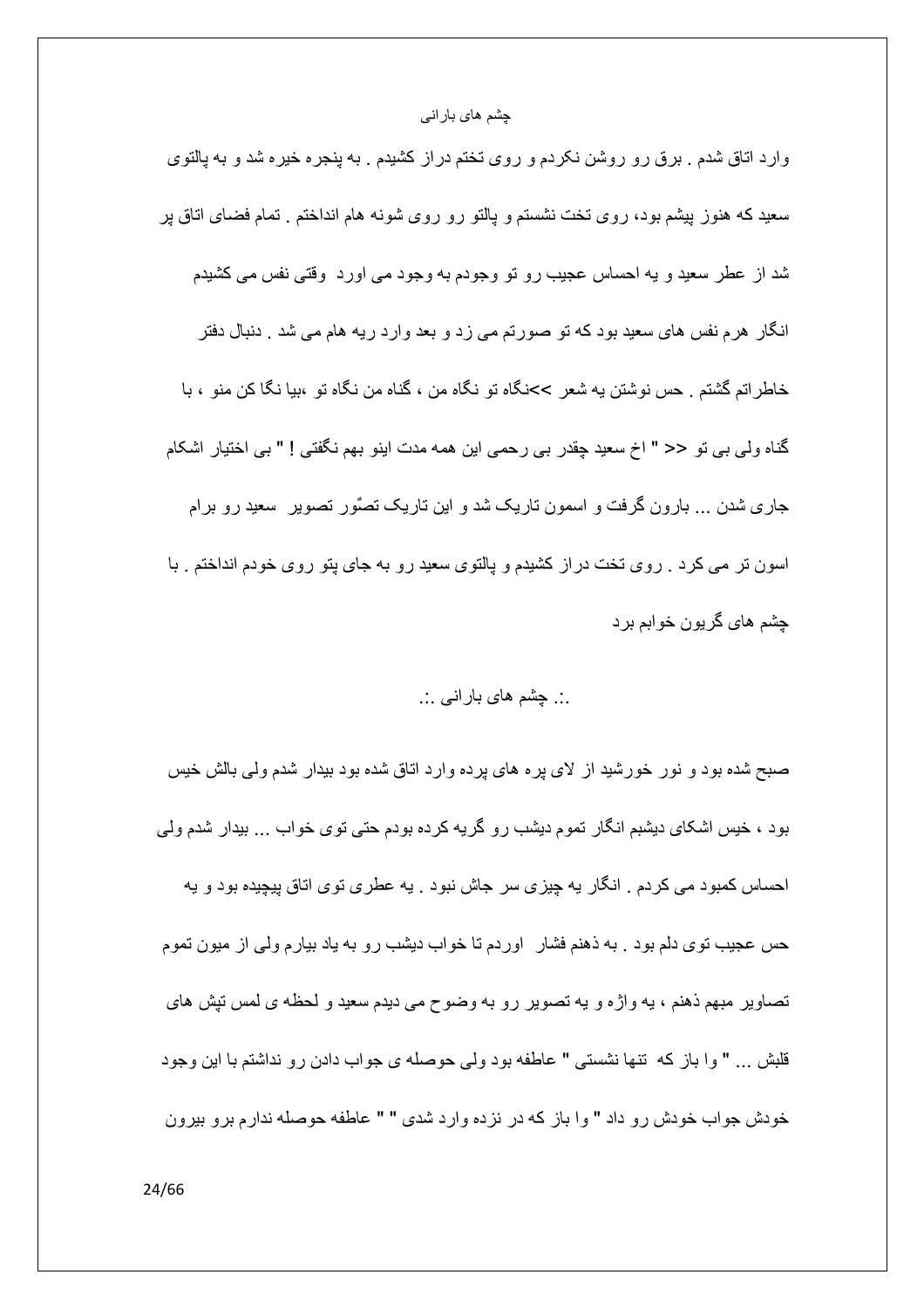وارد اتاق شدم . برق رو روشن نکردم و روی تختم دراز کشیدم . به پنجره خیره شد و به پالتوی سعید که هنوز پیشم بود، روی تخت نشستم و پالتو رو روی شونه هام انداختم . تمام فضای اتاق پر شد از عطر سعید و یه احساس عجیب رو تو وجودم به وجود می اورد وقتی نفس می کشیدم انگار هرم نفس های سعید بود که تو صورتم می زد و بعد وارد ریه هام می شد . دنبال دفتر خاطراتم گشتم . حس نوشتن یه شعر >>نگاه تو نگاه من ، گناه من نگاه تو ،بیا نگا کن منو ، با گناه ولی بی تو << " اخ سعید چقدر بی رحمی این همه مدت اینو بهم نگفتی ! " بی اختیار اشکام جاری شدن ... بارون گرفت و اسمون تاریک شد و این تاریک تصّور تصویر سعید رو برام اسون تر می کرد . روی تخت دراز کشیدم و پالتوی سعید رو به جای پتو روی خودم انداختم . با چشم های گریون خوابم برد

.:. چشم های بارانی .:.

صبح شده بود و نور خورشید از لای پره های پرده وارد اتاق شده بود بیدار شدم ولی بالش خیس بود ، خیس اشکای دیشبم انگار تموم دیشب رو گریه کرده بودم حتی توی خواب ... بیدار شدم ولی احساس کمبود می کردم . انگار یه چیزی سر جاش نبود . یه عطری توی اتاق پیچیده بود و یه حس عجیب توی دلم بود . به ذهنم فشار اوردم تا خواب دیشب رو به یاد بیارم ولی از میون تموم تصاویر مبهم ذهنم ، یه واژه و یه تصویر رو به وضوح می دیدم سعید و لحظه ی لمس تپش های قلبش ... " وا باز که تنها نشستی " عاطفه بود ولی حوصله ی جواب دادن رو نداشتم با این وجود خودش جواب خودش رو داد " وا باز که در نزده وارد شدی " " عاطفه حوصله ندارم برو بیرون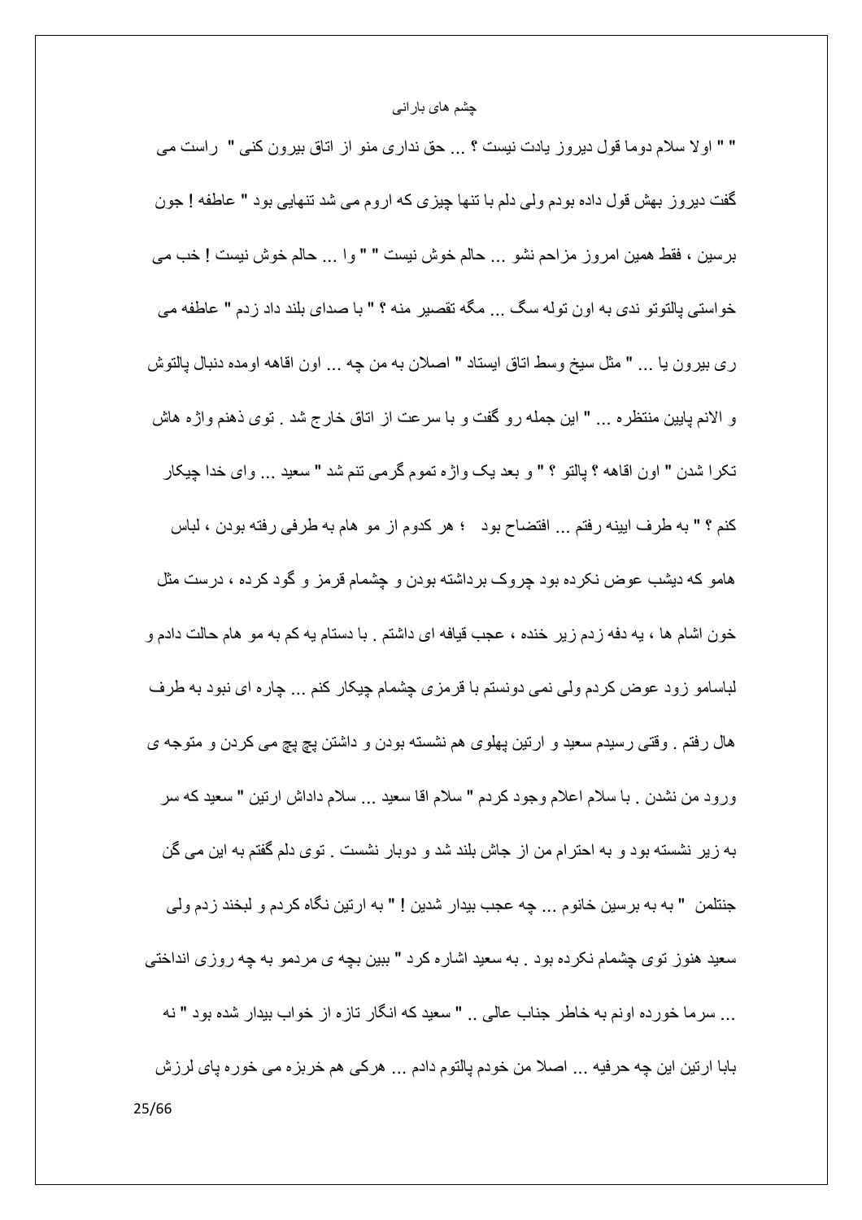" " اولا سلام دوما قول دیروز یادت نیست ؟ ... حق نداری منو از اتاق بیرون کنی " راست می گفت دیروز بهش قول داده بودم ولی دلم با تنها چیزی که اروم می شد تنهایی بود " عاطفه ! جون برسین ، فقط همین امروز مزاحم نشو ... حالم خوش نیست " " وا ... حالم خوش نیست ! خب می خواستی پالتوتو ندی به اون توله سگ ... مگه تقصیر منه ؟ " با صدای بلند داد زدم " عاطفه می ری بیرون یا ... " مثل سیخ وسط اتاق ایستاد " اصلان به من چه ... اون اقاهه اومده دنبال پالتوش و الانم پایین منتظره ... " این جمله رو گفت و با سرعت از اتاق خارج شد . توی ذهنم واژه هاش تکرا شدن " اون اقاهه ؟ پالتو ؟ " و بعد یک واژه تموم گرمی تنم شد " سعید ... وای خدا چیکار کنم ؟ " به طرف ایینه رفتم ... افتضاح بود ؛ هر کدوم از مو هام به طرفی رفته بودن ، لباس هامو که دیشب عوض نکرده بود چروک برداشته بودن و چشمام قرمز و گود کرده ، درست مثل خون اشام ها ، یه دفه زدم زیر خنده ، عجب قیافه ای داشتم . با دستام یه کم به مو هام حالت دادم و لباسامو زود عوض کردم ولی نمی دونستم با قرمزی چشمام چیکار کنم ... چاره ای نبود به طرف هال رفتم . وقتی رسیدم سعید و ارتین پهلوی هم نشسته بودن و داشتن پچ پچ می کردن و متوجه ی ورود من نشدن . با سلام اعلام وجود کردم " سلام اقا سعید ... سلام داداش ارتین " سعید که سر به زیر نشسته بود و به احترام من از جاش بلند شد و دوبار نشست . توی دلم گفتم به این می گن جنتلمن " به به برسین خانوم ... چه عجب بیدار شدین ! " به ارتین نگاه کردم و لبخند زدم ولی سعید هنوز توی چشمام نکرده بود . به سعید اشاره کرد " ببین بچه ی مردمو به چه روزی انداختی ... سرما خورده اونم به خاطر جناب عالی .. " سعید که انگار تازه از خواب بیدار شده بود " نه بابا ارتین این چه حرفیه ... اصلا من خودم پالتوم دادم ... هرکی هم خربزه می خوره پای لرزش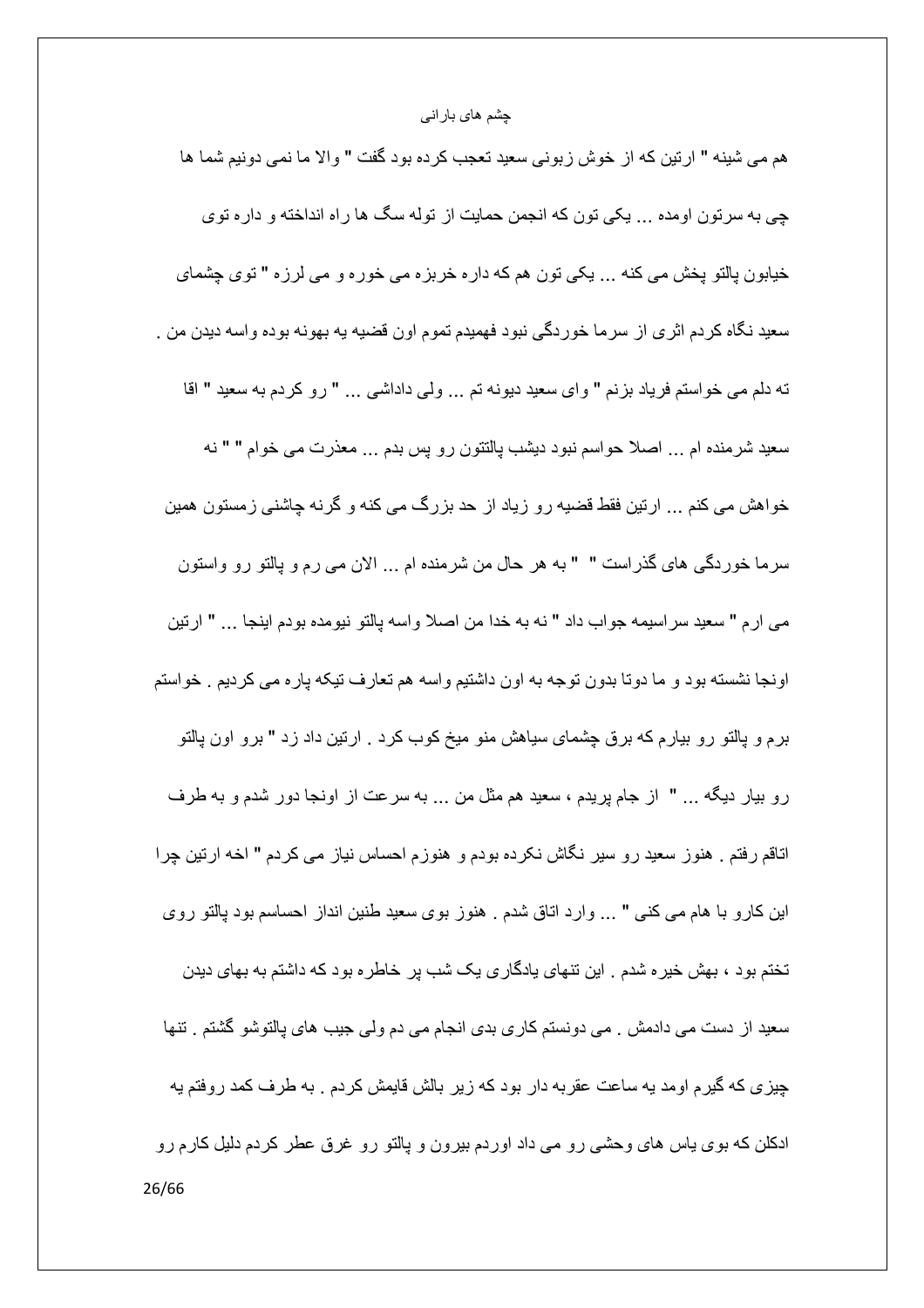هم می شینه " ارتین که از خوش زبونی سعید تعجب کرده بود گفت " والا ما نمی دونیم شما ها چی به سرتون اومده ... یکی تون که انجمن حمایت از توله سگ ها راه انداخته و داره توی خیابون پالتو پخش می کنه ... یکی تون هم که داره خربزه می خوره و می لرزه " توی چشمای سعید نگاه کردم اثری از سرما خوردگی نبود فهمیدم تموم اون قضیه یه بهونه بوده واسه دیدن من . ته دلم می خواستم فریاد بزنم " وای سعید دیونه تم ... ولی داداشی ... " رو کردم به سعید " اقا سعید شرمنده ام ... اصلا حواسم نبود دیشب پالتتون رو پس بدم ... معذرت می خوام " " نه خواهش می کنم ... ارتین فقط قضیه رو زیاد از حد بزرگ می کنه و گرنه چاشنی زمستون همین سرما خوردگی های گذراست " " به هر حال من شرمنده ام ... الان می رم و پالتو رو واستون می ارم " سعید سراسیمه جواب داد " نه به خدا من اصلا واسه پالتو نیومده بودم اینجا ... " ارتین اونجا نشسته بود و ما دوتا بدون توجه به اون داشتیم واسه هم تعارف تیکه پاره می کردیم . خواستم برم و پالتو رو بیارم که برق چشمای سیاهش منو میخ کوب کرد . ارتین داد زد " برو اون پالتو رو بیار دیگه ... " از جام پریدم ، سعید هم مثل من ... به سرعت از اونجا دور شدم و به طرف اتاقم رفتم . هنوز سعید رو سیر نگاش نکرده بودم و هنوزم احساس نیاز می کردم " اخه ارتین چرا این کارو با هام می کنی " ... وارد اتاق شدم . هنوز بوی سعید طنین انداز احساسم بود پالتو روی تختم بود ، بهش خیره شدم . این تنهای یادگاری یک شب پر خاطره بود که داشتم به بهای دیدن سعید از دست می دادمش . می دونستم کاری بدی انجام می دم ولی جیب های پالتوشو گشتم . تنها چیزی که گیرم اومد یه ساعت عقربه دار بود که زیر بالش قایمش کردم . به طرف کمد روفتم یه ادکلن که بوی یاس های وحشی رو می داد اوردم بیرون و پالتو رو غرق عطر کردم دلیل کارم رو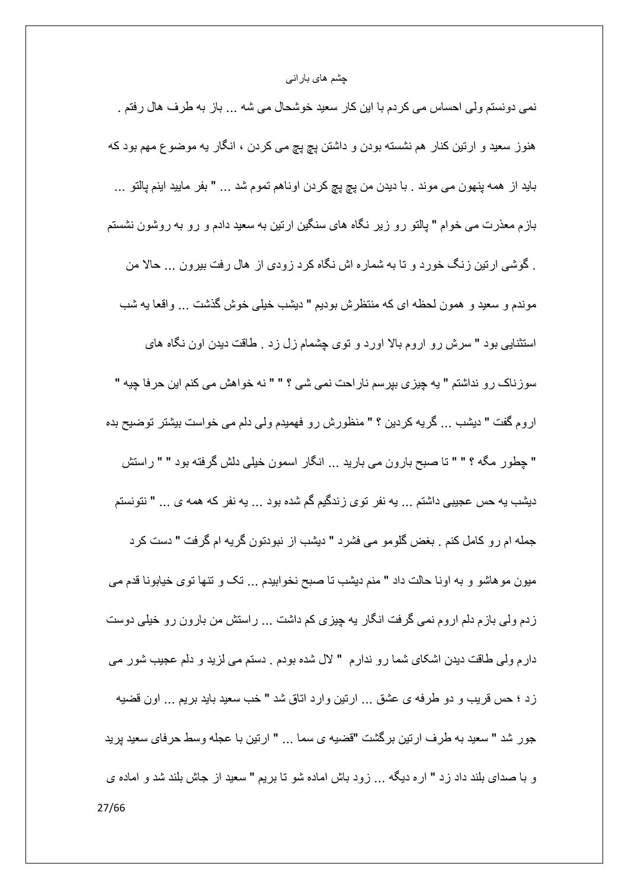نمی دونستم ولی احساس می کردم با این کار سعید خوشحال می شه ... باز به طرف هال رفتم . هنوز سعید و ارتین کنار هم نشسته بودن و داشتن پچ پچ می کردن ، انگار یه موضوع مهم بود که باید از همه پنهون می موند . با دیدن من پچ پچ کردن اوناهم تموم شد ... " بفر مایید اینم پالتو ... بازم معذرت می خوام " پالتو رو زیر نگاه های سنگین ارتین به سعید دادم و رو به روشون نشستم . گوشی ارتین زنگ خورد و تا به شماره اش نگاه کرد زودی از هال رفت بیرون ... حالا من موندم و سعید و همون لحظه ای که منتظرش بودیم " دیشب خیلی خوش گذشت ... واقعا یه شب استثنایی بود " سرش رو اروم بالا اورد و توی چشمام زل زد . طاقت دیدن اون نگاه های سوزناک رو نداشتم " یه چیزی بپرسم ناراحت نمی شی ؟ " " نه خواهش می کنم این حرفا چیه " اروم گفت " دیشب ... گریه کردین ؟ " منظورش رو فهمیدم ولی دلم می خواست بیشتر توضیح بده " چطور مگه ؟ " " تا صبح بارون می بارید ... انگار اسمون خیلی دلش گرفته بود " " راستش دیشب یه حس عجیبی داشتم ... یه نفر توی زندگیم گم شده بود ... یه نفر که همه ی ... " نتونستم جمله ام رو کامل کنم . بغض گلومو می فشرد " دیشب از نبودتون گریه ام گرفت " دست کرد میون موهاشو و به اونا حالت داد " منم دیشب تا صبح نخوابیدم ... تک و تنها توی خیابونا قدم می زدم ولی بازم دلم اروم نمی گرفت انگار یه چیزی کم داشت ... راستش من بارون رو خیلی دوست دارم ولی طاقت دیدن اشکای شما رو ندارم " لال شده بودم . دستم می لرزید و دلم عجیب شور می زد ؛ حس قریب و دو طرفه ی عشق ... ارتین وارد اتاق شد " خب سعید باید بریم ... اون قضیه جور شد " سعید به طرف ارتین برگشت "قضیه ی سما ... " ارتین با عجله وسط حرفای سعید پرید و با صدای بلند داد زد " اره دیگه ... زود باش اماده شو تا بریم " سعید از جاش بلند شد و اماده ی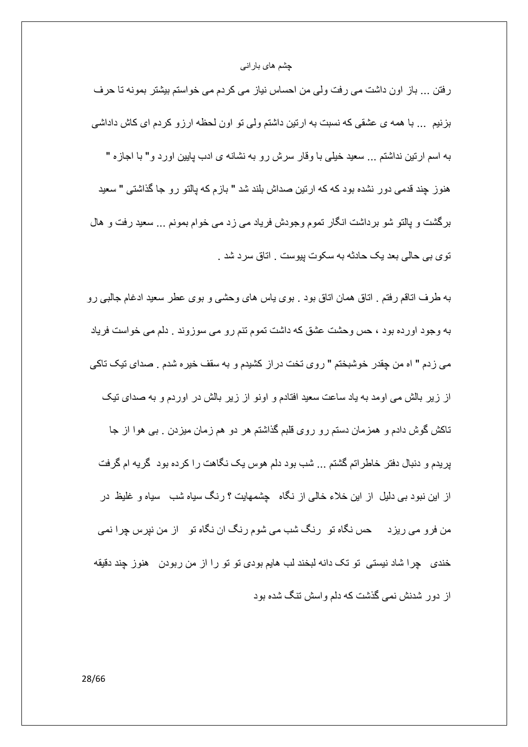رفتن ... باز اون داشت می رفت ولی من احساس نیاز می کردم می خواستم بیشتر بمونه تا حرف بزنیم ... با همه ی عشقی که نسبت به ارتین داشتم ولی تو اون لحظه ارزو کردم ای کاش داداشی به اسم ارتین نداشتم ... سعید خیلی با وقار سرش رو به نشانه ی ادب پایین اورد و" با اجازه " هنوز چند قدمی دور نشده بود که که ارتین صداش بلند شد " بازم که پالتو رو جا گذاشتی " سعید برگشت و پالتو شو برداشت انگار تموم وجودش فریاد می زد می خوام بمونم ... سعید رفت و هال توی بی حالی بعد یک حادثه به سکوت پیوست . اتاق سرد شد .

به طرف اتاقم رفتم . اتاق همان اتاق بود . بوی یاس های وحشی و بوی عطر سعید ادغام جالبی رو به وجود اورده بود ، حس وحشت عشق که داشت تموم تنم رو می سوزوند . دلم می خواست فریاد می زدم " اه من چقدر خوشبختم " روی تخت دراز کشیدم و به سقف خیره شدم . صدای تیک تاکی از زیر بالش می اومد به یاد ساعت سعید افتادم و اونو از زیر بالش در اوردم و به صدای تیک تاکش گوش دادم و همزمان دستم رو روی قلبم گذاشتم هر دو هم زمان میزدن . بی هوا از جا پریدم و دنبال دفتر خاطراتم گشتم ... شب بود دلم هوس یک نگاهت را کرده بود گریه ام گرفت از این نبود بی دلیل از این خلاء خالی از نگاه چشمهایت ؟ رنگ سیاه شب سیاه و غلیظ در من فرو می ریزد حس نگاه تو رنگ شب می شوم رنگ ان نگاه تو از من نپرس چرا نمی خندی چرا شاد نیستی تو تک دانه لبخند لب هایم بودی تو تو را از من ربودن هنوز چند دقیقه از دور شدنش نمی گذشت که دلم واسش تنگ شده بود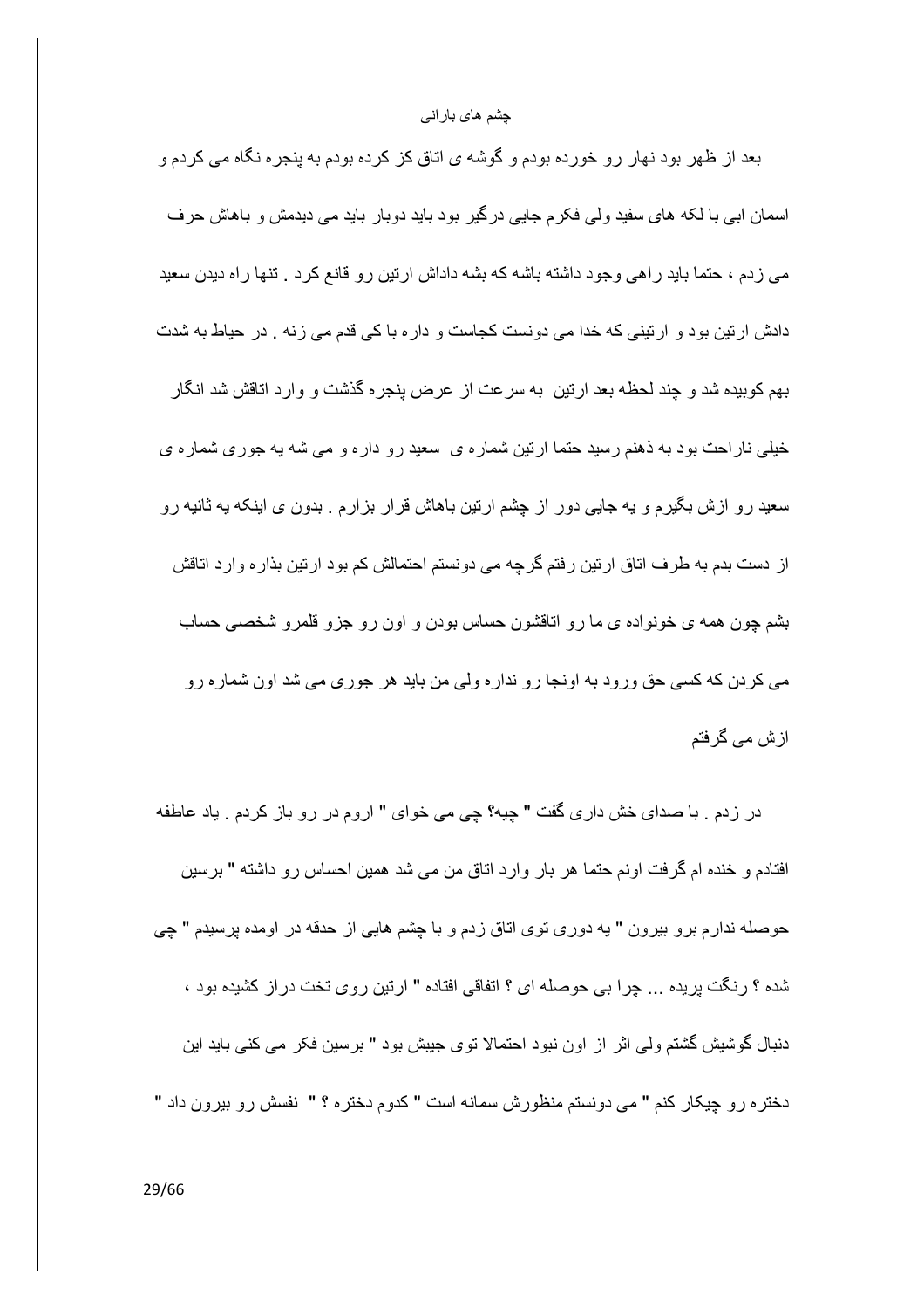بعد از ظهر بود نهار رو خورده بودم و گوشه ی اتاق کز کرده بودم به پنجره نگاه می کردم و اسمان ابی با لکه های سفید ولی فکرم جایی درگیر بود باید دوبار باید می دیدمش و باهاش حرف می زدم ، حتما باید راهی وجود داشته باشه که بشه داداش ارتین رو قانع کرد . تنها راه دیدن سعید دادش ارتین بود و ارتینی که خدا می دونست کجاست و داره با کی قدم می زنه . در حیاط به شدت بهم کوبیده شد و چند لحظه بعد ارتین به سرعت از عرض پنجره گذشت و وارد اتاقش شد انگار خیلی ناراحت بود به ذهنم رسید حتما ارتین شماره ی سعید رو داره و می شه یه جوری شماره ی سعید رو ازش بگیرم و یه جایی دور از چشم ارتین باهاش قرار بزارم . بدون ی اینکه یه ثانیه رو از دست بدم به طرف اتاق ارتین رفتم گرچه می دونستم احتمالش کم بود ارتین بذاره وارد اتاقش بشم چون همه ی خونواده ی ما رو اتاقشون حساس بودن و اون رو جزو قلمرو شخصی حساب می کردن که کسی حق ورود به اونجا رو نداره ولی من باید هر جوری می شد اون شماره رو ازش می گرفتم

در زدم . با صدای خش داری گفت " چیه؟ چی می خوای " اروم در رو باز کردم . یاد عاطفه افتادم و خنده ام گرفت اونم حتما هر بار وارد اتاق من می شد همین احساس رو داشته " برسین حوصله ندارم برو بیرون " یه دوری توی اتاق زدم و با چشم هایی از حدقه در اومده پرسیدم " چی شده ؟ رنگت پریده ... چرا بی حوصله ای ؟ اتفاقی افتاده " ارتین روی تخت دراز کشیده بود ، دنبال گوشیش گشتم ولی اثر از اون نبود احتمالا توی جیبش بود " برسین فکر می کنی باید این دختره رو چیکار کنم " می دونستم منظورش سمانه است " کدوم دختره ؟ " نفسش رو بیرون داد "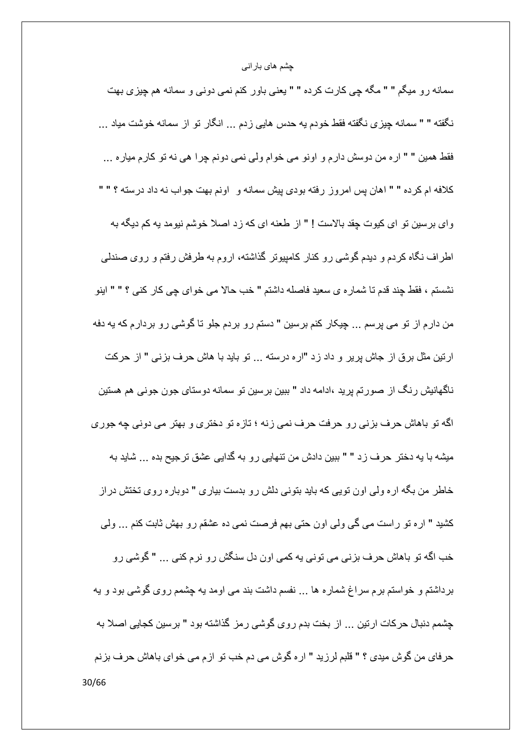سمانه رو میگم " " مگه چی کارت کرده " " یعنی باور کنم نمی دونی و سمانه هم چیزی بهت نگفته " " سمانه چیزی نگفته فقط خودم یه حدس هایی زدم ... انگار تو از سمانه خوشت میاد ... فقط همین " " اره من دوسش دارم و اونو می خوام ولی نمی دونم چرا هی نه تو کارم میاره ... کلافه ام کرده " " اهان پس امروز رفته بودی پیش سمانه و اونم بهت جواب نه داد درسته ؟ " " وای برسین تو ای کیوت چقد بالاست ! " از طعنه ای که زد اصلا خوشم نیومد یه کم دیگه به اطراف نگاه کردم و دیدم گوشی رو کنار کامپیوتر گذاشته، اروم به طرفش رفتم و روی صندلی نشستم ، فقط چند قدم تا شماره ی سعید فاصله داشتم " خب حالا می خوای چی کار کنی ؟ " " اینو من دارم از تو می پرسم ... چیکار کنم برسین " دستم رو بردم جلو تا گوشی رو بردارم که یه دفه ارتین مثل برق از جاش پرید و داد زد "اره درسته ... تو باید با هاش حرف بزنی " از حرکت ناگهانیش رنگ از صورتم پرید ،ادامه داد " ببین برسین تو سمانه دوستای جون جونی هم هستین اگه تو باهاش حرف بزنی رو حرفت حرف نمی زنه ؛ تازه تو دختری و بهتر می دونی چه جوری میشه با یه دختر حرف زد " " ببین دادش من تنهایی رو به گدایی عشق ترجیح بده ... شاید به خاطر من بگه اره ولی اون تویی که باید بتونی دلش رو بدست بیاری " دوباره روی تختش دراز کشید " اره تو راست می گی ولی اون حتی بهم فرصت نمی ده عشقم رو بهش ثابت کنم ... ولی خب اگه تو باهاش حرف بزنی می تونی یه کمی اون دل سنگش رو نرم کنی ... " گوشی رو برداشتم و خواستم برم سراغ شماره ها ... نفسم داشت بند می اومد یه چشمم روی گوشی بود و یه چشمم دنبال حرکات ارتین ... از بخت بدم روی گوشی رمز گذاشته بود " برسین کجایی اصلا به حرفای من گوش میدی ؟ " قلبم لرزید " اره گوش می دم خب تو ازم می خوای باهاش حرف بزنم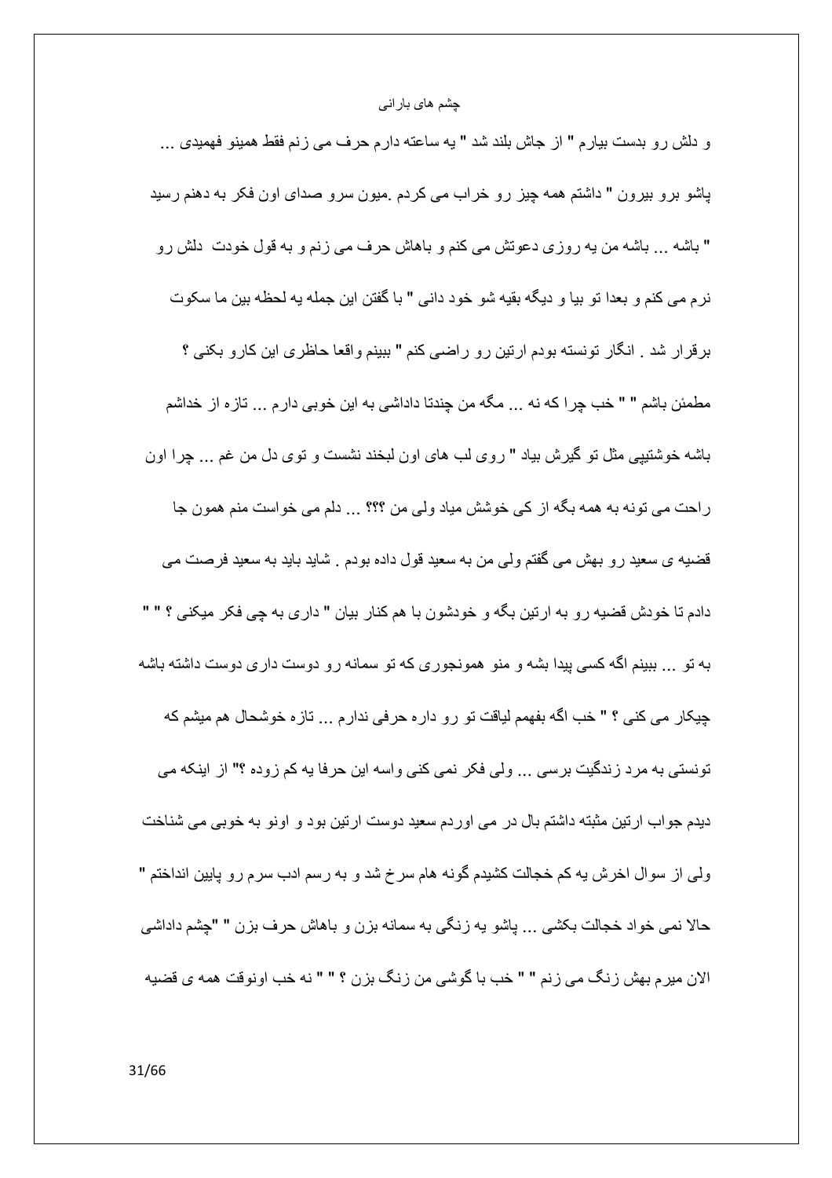و دلش رو بدست بیارم " از جاش بلند شد " یه ساعته دارم حرف می زنم فقط همینو فهمیدی ... پاشو برو بیرون " داشتم همه چیز رو خراب می کردم .میون سرو صدای اون فکر به دهنم رسید " باشه ... باشه من یه روزی دعوتش می کنم و باهاش حرف می زنم و به قول خودت دلش رو نرم می کنم و بعدا تو بیا و دیگه بقیه شو خود دانی " با گفتن این جمله یه لحظه بین ما سکوت برقرار شد . انگار تونسته بودم ارتین رو راضی کنم " ببینم واقعا حاظری این کارو بکنی ؟ مطمئن باشم " " خب چرا که نه ... مگه من چندتا داداشی به این خوبی دارم ... تازه از خداشم باشه خوشتیپی مثل تو گیرش بیاد " روی لب های اون لبخند نشست و توی دل من غم ... چرا اون راحت می تونه به همه بگه از کی خوشش میاد ولی من ؟؟؟ ... دلم می خواست منم همون جا قضیه ی سعید رو بهش می گفتم ولی من به سعید قول داده بودم . شاید باید به سعید فرصت می دادم تا خودش قضیه رو به ارتین بگه و خودشون با هم کنار بیان " داری به چی فکر میکنی ؟ " " به تو ... ببینم اگه کسی پیدا بشه و منو همونجوری که تو سمانه رو دوست داری دوست داشته باشه چیکار می کنی ؟ " خب اگه بفهمم لیاقت تو رو داره حرفی ندارم ... تازه خوشحال هم میشم که تونستی به مرد زندگیت برسی ... ولی فکر نمی کنی واسه این حرفا یه کم زوده ؟" از اینکه می دیدم جواب ارتین مثبته داشتم بال در می اوردم سعید دوست ارتین بود و اونو به خوبی می شناخت ولی از سوال اخرش یه کم خجالت کشیدم گونه هام سرخ شد و به رسم ادب سرم رو پایین انداختم " حالا نمی خواد خجالت بکشی ... پاشو یه زنگی به سمانه بزن و باهاش حرف بزن " "چشم داداشی الان میرم بهش زنگ می زنم " " خب با گوشی من زنگ بزن ؟ " " نه خب اونوقت همه ی قضیه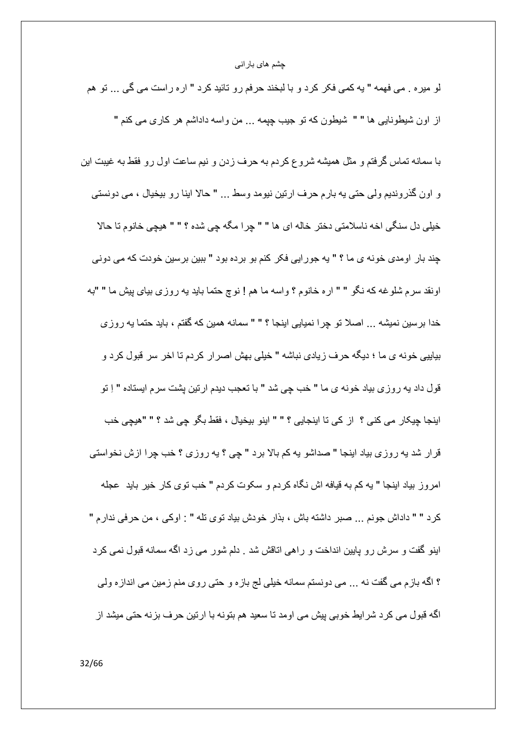لو میره . می فهمه " یه کمی فکر کرد و با لبخند حرفم رو تائید کرد " اره راست می گی ... تو هم از اون شیطونایی ها " " شیطون که تو جیب چیمه ... من واسه داداشم هر کاری می کنم "

با سمانه تماس گرفتم و مثل همیشه شروع کردم به حرف زدن و نیم ساعت اول رو فقط به غیبت این و اون گذروندیم ولی حتی یه بارم حرف ارتین نیومد وسط ... " حالا اینا رو بیخیال ، می دونستی خیلی دل سنگی اخه ناسلامتی دختر خاله ای ها " " چرا مگه چی شده ؟ " " هیچی خانوم تا حالا چند بار اومدی خونه ی ما ؟ " یه جورایی فکر کنم بو برده بود " ببین برسین خودت که می دونی اونقد سرم شلوغه که نگو " " اره خانوم ؟ واسه ما هم ! نوچ حتما باید یه روزی بیای پیش ما " "به خدا برسین نمیشه ... اصلا تو چرا نمیایی اینجا ؟ " " سمانه همین که گفتم ، باید حتما یه روزی بیایی خونه ی ما ؛ دیگه حرف زیادی نباشه " خیلی بهش اصرار کردم تا اخر سر قبول کرد و قول داد یه روزی بیاد خونه ی ما " خب چی شد " با تعجب دیدم ارتین پشت سرم ایستاده " اِ تو اینجا چیکار می کنی ؟ از کی تا اینجایی ؟ " " اینو بیخیال ، فقط بگو چی شد ؟ " "هیچی خب قرار شد یه روزی بیاد اینجا " صداشو یه کم بالا برد " چی ؟ یه روزی ؟ خب چرا ازش نخواستی امروز بیاد اینجا " یه کم به قیافه اش نگاه کردم و سکوت کردم " خب توی کار خیر باید عجله کرد " " داداش جونم ... صبر داشته باش ، بذار خودش بیاد توی تله " : اوکی ، من حرفی ندارم " اینو گفت و سرش رو پایین انداخت و راهی اتاقش شد . دلم شور می زد اگه سمانه قبول نمی کرد ؟ اگه بازم می گفت نه ... می دونستم سمانه خیلی لج بازه و حتی روی منم زمین می اندازه ولی اگه قبول می کرد شرایط خوبی پیش می اومد تا سعید هم بتونه با ارتین حرف بزنه حتی میشد از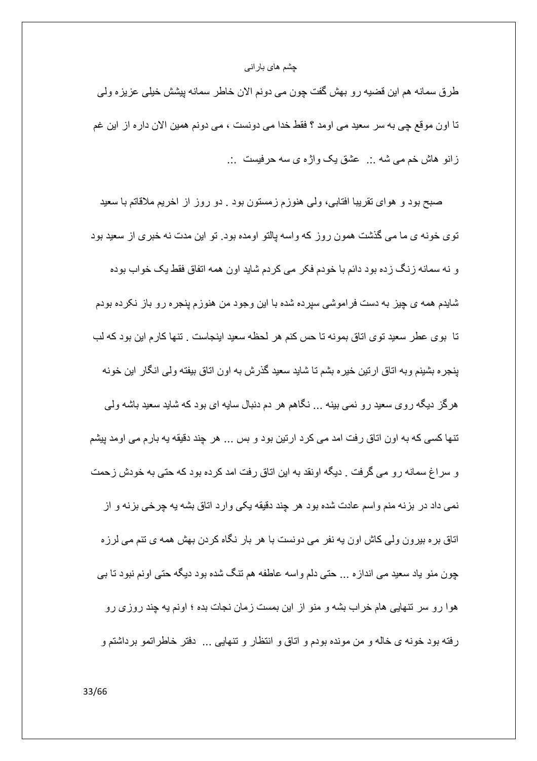طرق سمانه هم این قضیه رو بهش گفت چون می دونم الان خاطر سمانه پیشش خیلی عزیزه ولی تا اون موقع چی به سر سعید می اومد ؟ فقط خدا می دونست ، می دونم همین الان داره از این غم زانو هاش خم می شه .:. عشق یک واژه ی سه حرفیست .:.

صبح بود و هوای تقریبا افتابی، ولی هنوزم زمستون بود . دو روز از اخریم ملاقاتم با سعید توی خونه ی ما می گذشت همون روز که واسه پالتو اومده بود. تو این مدت نه خبری از سعید بود و نه سمانه زنگ زده بود دائم با خودم فکر می کردم شاید اون همه اتفاق فقط یک خواب بوده شایدم همه ی چیز به دست فراموشی سپرده شده با این وجود من هنوزم پنجره رو باز نکرده بودم تا بوی عطر سعید توی اتاق بمونه تا حس کنم هر لحظه سعید اینجاست . تنها کارم این بود که لب پنجره بشینم وبه اتاق ارتین خیره بشم تا شاید سعید گذرش به اون اتاق بیفته ولی انگار این خونه هرگز دیگه روی سعید رو نمی بینه ... نگاهم هر دم دنبال سایه ای بود که شاید سعید باشه ولی تنها کسی که به اون اتاق رفت امد می کرد ارتین بود و بس ... هر چند دقیقه یه بارم می اومد پیشم و سراغ سمانه رو می گرفت . دیگه اونقد به این اتاق رفت امد کرده بود که حتی به خودش زحمت نمی داد در بزنه منم واسم عادت شده بود هر چند دقیقه یکی وارد اتاق بشه یه چرخی بزنه و از اتاق بره بیرون ولی کاش اون یه نفر می دونست با هر بار نگاه کردن بهش همه ی تنم می لرزه چون منو یاد سعید می اندازه ... حتی دلم واسه عاطفه هم تنگ شده بود دیگه حتی اونم نبود تا بی هوا رو سر تنهایی هام خراب بشه و منو از این بمست زمان نجات بده ؛ اونم یه چند روزی رو رفته بود خونه ی خاله و من مونده بودم و اتاق و انتظار و تنهایی ... دفتر خاطراتمو برداشتم و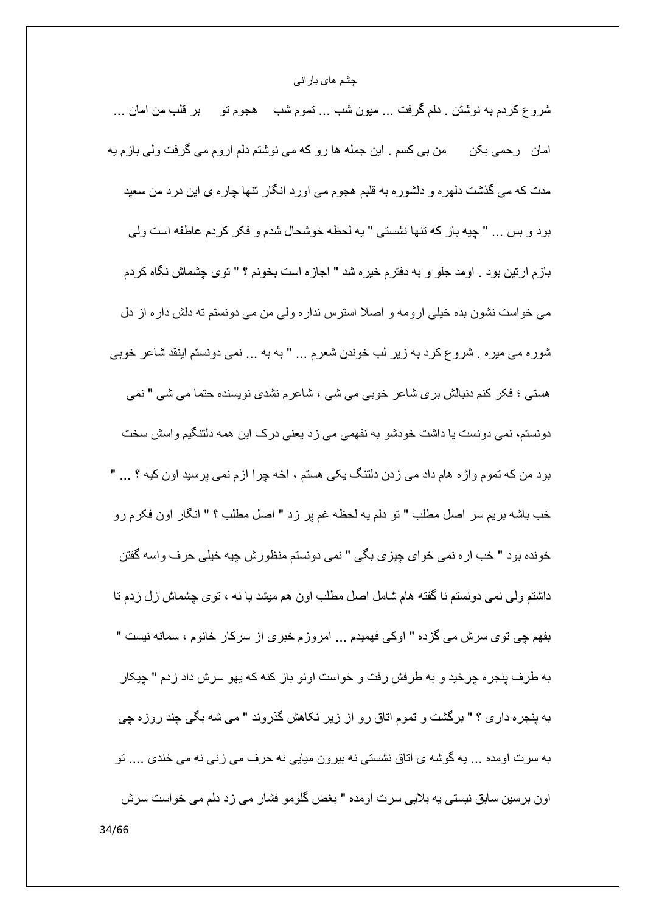شروع کردم به نوشتن . دلم گرفت ... میون شب ... تموم شب هجوم تو بر قلب من امان ... امان رحمی بکن من بی کسم . این جمله ها رو که می نوشتم دلم اروم می گرفت ولی بازم یه مدت که می گذشت دلهره و دلشوره به قلبم هجوم می اورد انگار تنها چاره ی این درد من سعید بود و بس ... " چیه باز که تنها نشستی " یه لحظه خوشحال شدم و فکر کردم عاطفه است ولی بازم ارتین بود . اومد جلو و به دفترم خیره شد " اجازه است بخونم ؟ " توی چشماش نگاه کردم می خواست نشون بده خیلی ارومه و اصلا استرس نداره ولی من می دونستم ته دلش داره از دل شوره می میره . شروع کرد به زیر لب خوندن شعرم ... " به به ... نمی دونستم اینقد شاعر خوبی هستی ؛ فکر کنم دنبالش بری شاعر خوبی می شی ، شاعرم نشدی نویسنده حتما می شی " نمی دونستم، نمی دونست یا داشت خودشو به نفهمی می زد یعنی درک این همه دلتنگیم واسش سخت بود من که تموم واژه هام داد می زدن دلتنگ یکی هستم ، اخه چرا ازم نمی پرسید اون کیه ؟ ... " خب باشه بریم سر اصل مطلب " تو دلم یه لحظه غم پر زد " اصل مطلب ؟ " انگار اون فکرم رو خونده بود " خب اره نمی خوای چیزی بگی " نمی دونستم منظورش چیه خیلی حرف واسه گفتن داشتم ولی نمی دونستم نا گفته هام شامل اصل مطلب اون هم میشد یا نه ، توی چشماش زل زدم تا بفهم چی توی سرش می گذره " اوکی فهمیدم ... امروزم خبری از سرکار خانوم ، سمانه نیست " به طرف پنجره چرخید و به طرفش رفت و خواست اونو باز کنه که یهو سرش داد زدم " چیکار به پنجره داری ؟ " برگشت و تموم اتاق رو از زیر نکاهش گذروند " می شه بگی چند روزه چی به سرت اومده ... یه گوشه ی اتاق نشستی نه بیرون میایی نه حرف می زنی نه می خندی .... تو اون برسین سابق نیستی یه بلایی سرت اومده " بغض گلومو فشار می زد دلم می خواست سرش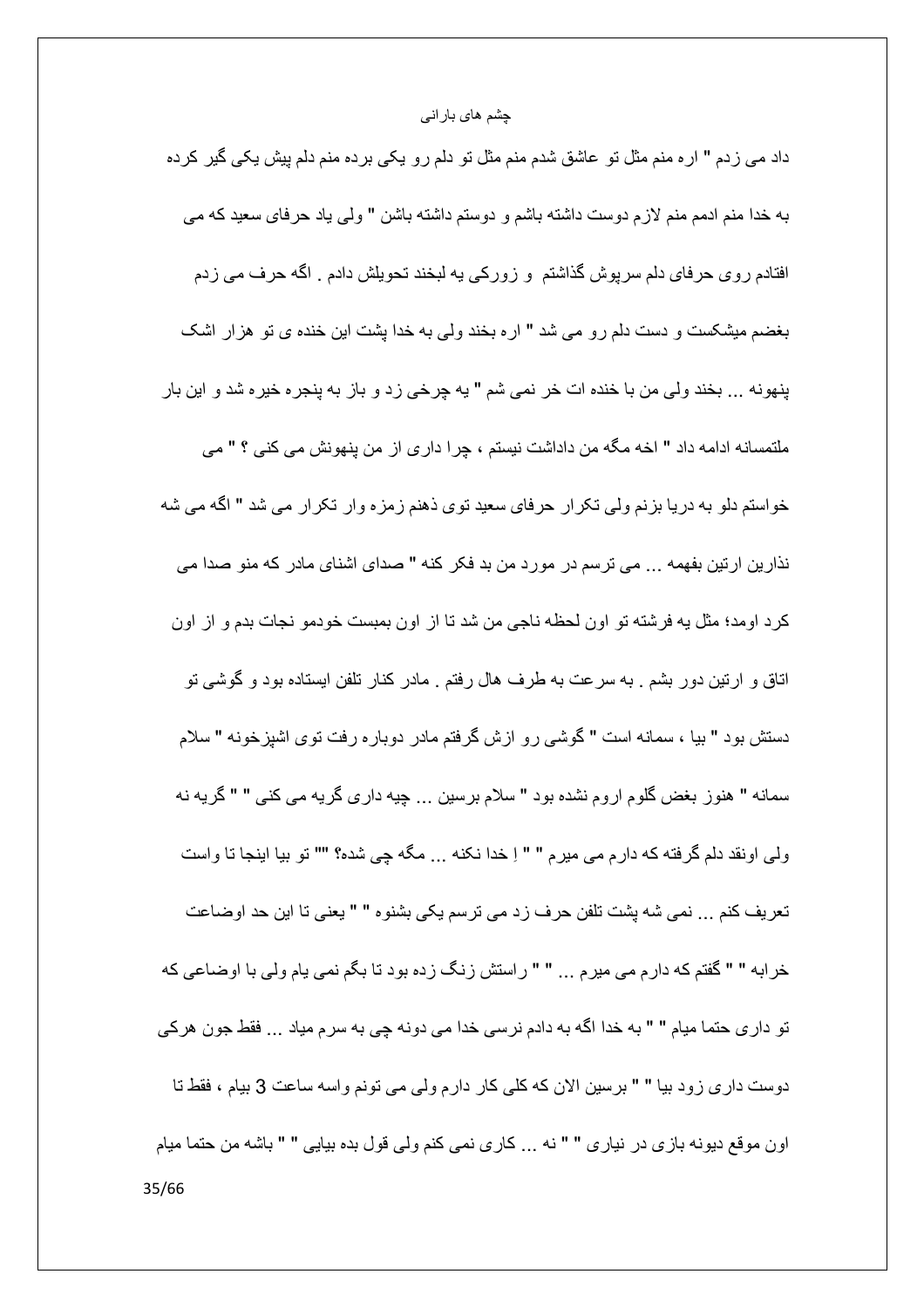داد می زدم " اره منم مثل تو عاشق شدم منم مثل تو دلم رو یکی برده منم دلم پیش یکی گیر کرده به خدا ادمم منم لازم دوست داشته باشم و دوستم داشته باشن " ولی یاد حرفای سعید که می افتادم روی حرفای دلم سرپوش گذاشتم و زورکی یه لبخند تحویلش دادم . اگه حرف می زدم بغضم میشکست و دست دلم رو می شد " اره بخند ولی به خدا پشت این خنده ی تو هزار اشک پنهونه ... بخند ولی من با خنده ات خر نمی شم " یه چرخی زد و باز به پنجره خیره شد و این بار ملتمسانه ادامه داد " اخه مگه من داداشت نیستم ، چرا داری از من پنهونش می کنی ؟ " می خواستم دلو به دریا بزنم ولی تکرار حرفای سعید توی ذهنم زمزمه وار تکرار می شد " اگه می شه نذارین ارتین بفهمه ... می ترسم در مورد من بد فکر کنه " صدای اشنای مادر که منو صدا می کرد اومد؛ مثل یه فرشته تو اون لحظه ناجی من شد تا از اون بمبست خودمو نجات بدم و از اون اتاق و ارتین دور بشم . به سرعت به طرف هال رفتم . مادر کنار تلفن ایستاده بود و گوشی تو دستش بود " بیا ، سمانه است " گوشی رو ازش گرفتم مادر دوباره رفت توی اشپزخونه " سلام سمانه " هنوز بغض گلوم اروم نشده بود " سلام برسین ... چیه داری گریه می کنی " " گریه نه ولی اونقد دلم گرفته که دارم می میرم " " اِ خدا نکنه ... مگه چی شده؟ "" تو بیا اینجا تا واست تعریف کنم ... نمی شه پشت تلفن حرف زد می ترسم یکی بشنوه " " یعنی تا این حد اوضاعت خرابه " " گفتم که دارم می میرم ... " " راستش زنگ زده بود تا بگم نمی یام ولی با اوضاعی که تو داری حتما میام " " به خدا اگه به دادم نرسی خدا می دونه چی به سرم میاد ... فقط جون هرکی دوست داری زود بیا " " برسین الان که کلی کار دارم ولی می تونم واسه ساعت 3 بیام ، فقط تا اون موقع دیونه بازی در نیاری " " نه ... کاری نمی کنم ولی قول بده بیایی " " باشه من حتما میام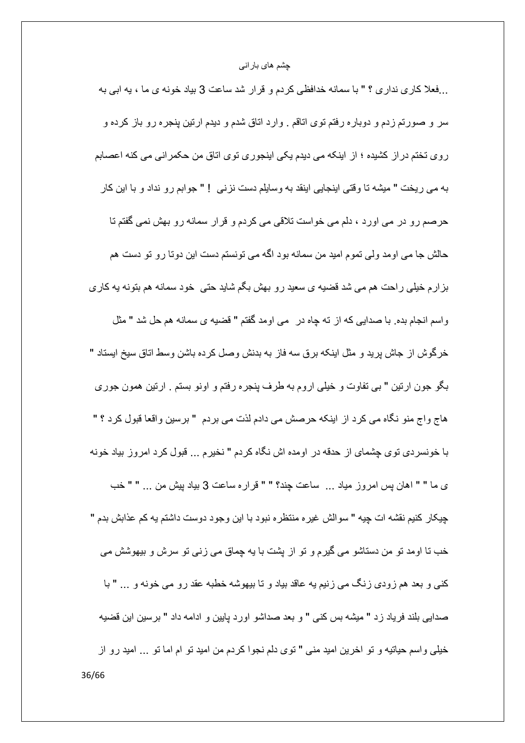...فعلا کاری نداری ؟ " با سمانه خدافظی کردم و قرار شد ساعت 3 بیاد خونه ی ما ، یه ابی به سر و صورتم زدم و دوباره رفتم توی اتاقم . وارد اتاق شدم و دیدم ارتین پنجره رو باز کرده و روی تختم دراز کشیده ؛ از اینکه می دیدم یکی اینجوری توی اتاق من حکمرانی می کنه اعصابم به می ریخت " میشه تا وقتی اینجایی اینقد به وسایلم دست نزنی ! " جوابم رو نداد و با این کار حرصم رو در می اورد ، دلم می خواست تلاقی می کردم و قرار سمانه رو بهش نمی گفتم تا حالش جا می اومد ولی تموم امید من سمانه بود اگه می تونستم دست این دوتا رو تو دست هم بزارم خیلی راحت هم می شد قضیه ی سعید رو بهش بگم شاید حتی خود سمانه هم بتونه یه کاری واسم انجام بده. با صدایی که از ته چاه در می اومد گفتم " قضیه ی سمانه هم حل شد " مثل خرگوش از جاش پرید و مثل اینکه برق سه فاز به بدنش وصل کرده باشن وسط اتاق سیخ ایستاد " بگو جون ارتین " بی تفاوت و خیلی اروم به طرف پنجره رفتم و اونو بستم . ارتین همون جوری هاج واج منو نگاه می کرد از اینکه حرصش می دادم لذت می بردم " برسین واقعا قبول کرد ؟ " با خونسردی توی چشمای از حدقه در اومده اش نگاه کردم " نخیرم ... قبول کرد امروز بیاد خونه ی ما " " اهان پس امروز میاد ... ساعت چند؟ " " قراره ساعت 3 بیاد پیش من ... " " خب چیکار کنیم نقشه ات چیه " سوالش غیره منتظره نبود با این وجود دوست داشتم یه کم عذابش بدم " خب تا اومد تو من دستاشو می گیرم و تو از پشت با یه چماق می زنی تو سرش و بیهوشش می کنی و بعد هم زودی زنگ می زنیم یه عاقد بیاد و تا بیهوشه خطبه عقد رو می خونه و ... " با صدایی بلند فریاد زد " میشه بس کنی " و بعد صداشو اورد پایین و ادامه داد " برسین این قضیه خیلی واسم حیاتیه و تو اخرین امید منی " توی دلم نجوا کردم من امید تو ام اما تو ... امید رو از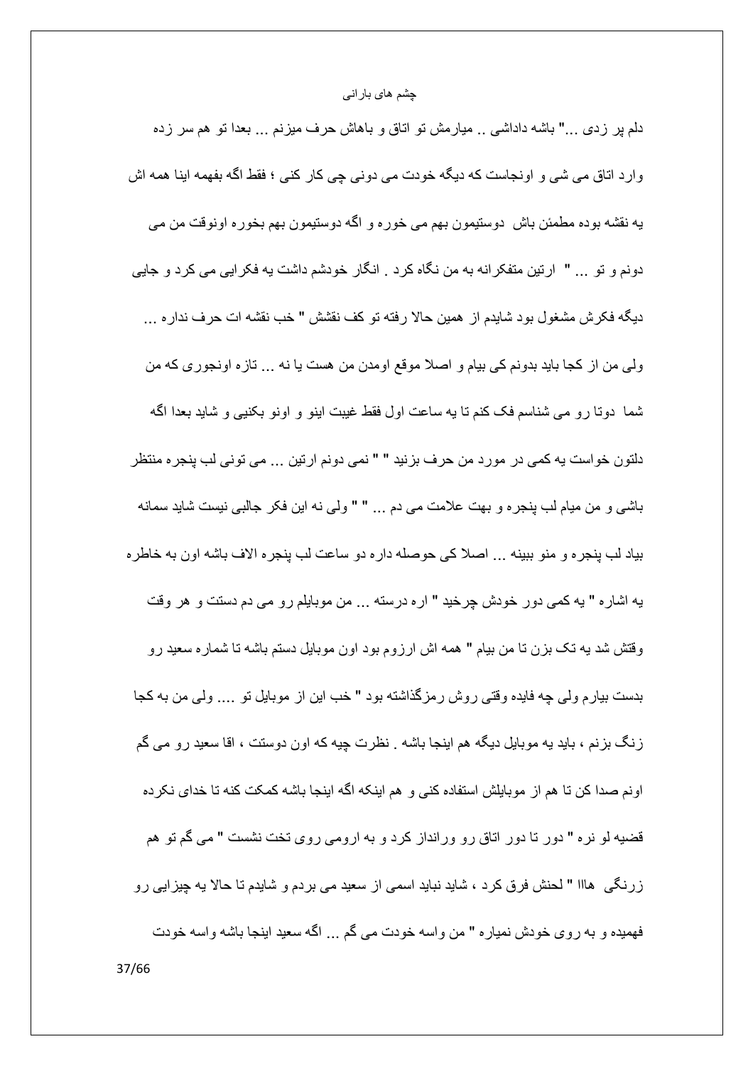دلم پر زدی ..." باشه داداشی .. میارمش تو اتاق و باهاش حرف میزنم ... بعدا تو هم سر زده وارد اتاق می شی و اونجاست که دیگه خودت می دونی چی کار کنی ؛ فقط اگه بفهمه اینا همه اش یه نقشه بوده مطمئن باش دوستیمون بهم می خوره و اگه دوستیمون بهم بخوره اونوقت من می دونم و تو ... " ارتین متفکرانه به من نگاه کرد . انگار خودشم داشت یه فکرایی می کرد و جایی دیگه فکرش مشغول بود شایدم از همین حالا رفته تو کف نقشش " خب نقشه ات حرف نداره ... ولی من از کجا باید بدونم کی بیام و اصلا موقع اومدن من هست یا نه ... تازه اونجوری که من شما دوتا رو می شناسم فک کنم تا یه ساعت اول فقط غیبت اینو و اونو بکنیی و شاید بعدا اگه دلتون خواست یه کمی در مورد من حرف بزنید " " نمی دونم ارتین ... می تونی لب پنجره منتظر باشی و من میام لب پنجره و بهت علامت می دم ... " " ولی نه این فکر جالبی نیست شاید سمانه بیاد لب پنجره و منو ببینه ... اصلا کی حوصله داره دو ساعت لب پنجره الاف باشه اون به خاطره یه اشاره " یه کمی دور خودش چرخید " اره درسته ... من موبایلم رو می دم دستت و هر وقت وقتش شد یه تک بزن تا من بیام " همه اش ارزوم بود اون موبایل دستم باشه تا شماره سعید رو بدست بیارم ولی چه فایده وقتی روش رمزگذاشته بود " خب این از موبایل تو .... ولی من به کجا زنگ بزنم ، باید یه موبایل دیگه هم اینجا باشه . نظرت چیه که اون دوستت ، اقا سعید رو می گم اونم صدا کن تا هم از موبایلش استفاده کنی و هم اینکه اگه اینجا باشه کمکت کنه تا خدای نکرده قضیه لو نره " دور تا دور اتاق رو ورانداز کرد و به ارومی روی تخت نشست " می گم تو هم زرنگی هااا " لحنش فرق کرد ، شاید نباید اسمی از سعید می بردم و شایدم تا حالا یه چیزایی رو فهمیده و به روی خودش نمیاره " من واسه خودت می گم ... اگه سعید اینجا باشه واسه خودت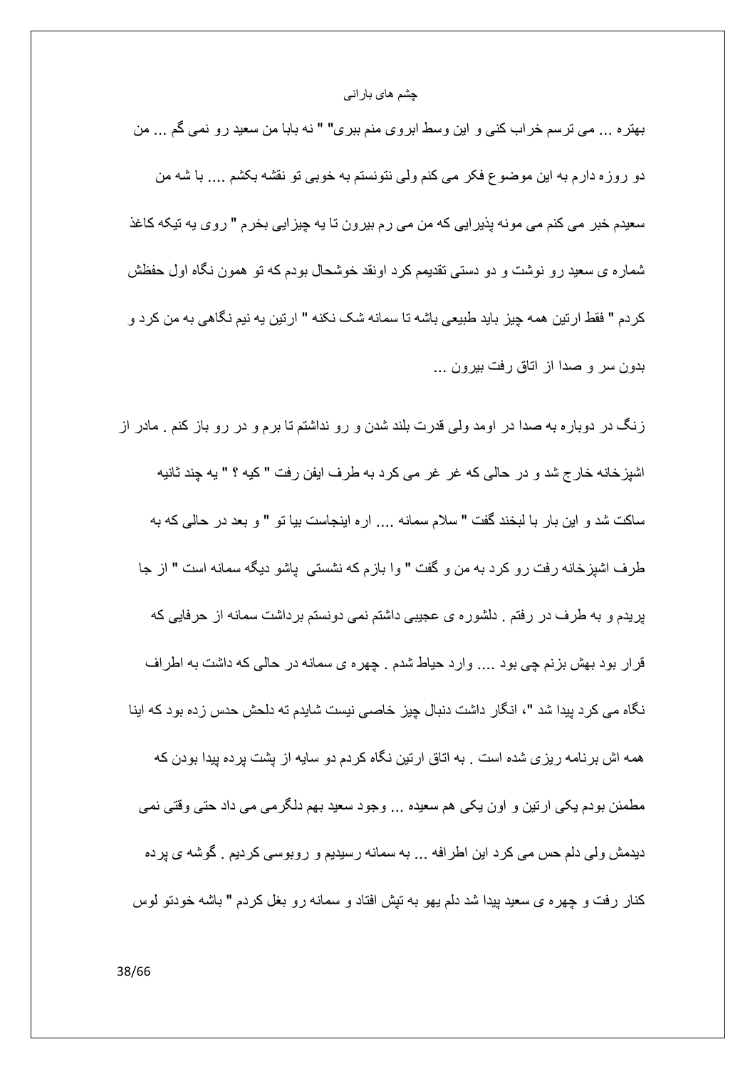بهتره ... می ترسم خراب کنی و این وسط ابروی منم ببری" " نه بابا من سعید رو نمی گم ... من دو روزه دارم به این موضوع فکر می کنم ولی نتونستم به خوبی تو نقشه بکشم .... با شه من سعیدم خبر می کنم می مونه پذیرایی که من می رم بیرون تا یه چیزایی بخرم " روی یه تیکه کاغذ شماره ی سعید رو نوشت و دو دستی تقدیمم کرد اونقد خوشحال بودم که تو همون نگاه اول حفظش کردم " فقط ارتین همه چیز باید طبیعی باشه تا سمانه شک نکنه " ارتین یه نیم نگاهی به من کرد و بدون سر و صدا از اتاق رفت بیرون ...

زنگ در دوباره به صدا در اومد ولی قدرت بلند شدن و رو نداشتم تا برم و در رو باز کنم . مادر از اشپزخانه خارج شد و در حالی که غر غر می کرد به طرف ایفن رفت " کیه ؟ " یه چند ثانیه ساکت شد و این بار با لبخند گفت " سلام سمانه .... اره اینجاست بیا تو " و بعد در حالی که به طرف اشپزخانه رفت رو کرد به من و گفت " وا بازم که نشستی پاشو دیگه سمانه است " از جا پریدم و به طرف در رفتم . دلشوره ی عجیبی داشتم نمی دونستم برداشت سمانه از حرفایی که قرار بود بهش بزنم چی بود .... وارد حیاط شدم . چهره ی سمانه در حالی که داشت به اطراف نگاه می کرد پیدا شد "، انگار داشت دنبال چیز خاصی نیست شایدم ته دلحش حدس زده بود که اینا همه اش برنامه ریزی شده است . به اتاق ارتین نگاه کردم دو سایه از پشت پرده پیدا بودن که مطمئن بودم یکی ارتین و اون یکی هم سعیده ... وجود سعید بهم دلگرمی می داد حتی وقتی نمی دیدمش ولی دلم حس می کرد این اطرافه ... به سمانه رسیدیم و روبوسی کردیم . گوشه ی پرده کنار رفت و چهره ی سعید پیدا شد دلم یهو به تپش افتاد و سمانه رو بغل کردم " باشه خودتو لوس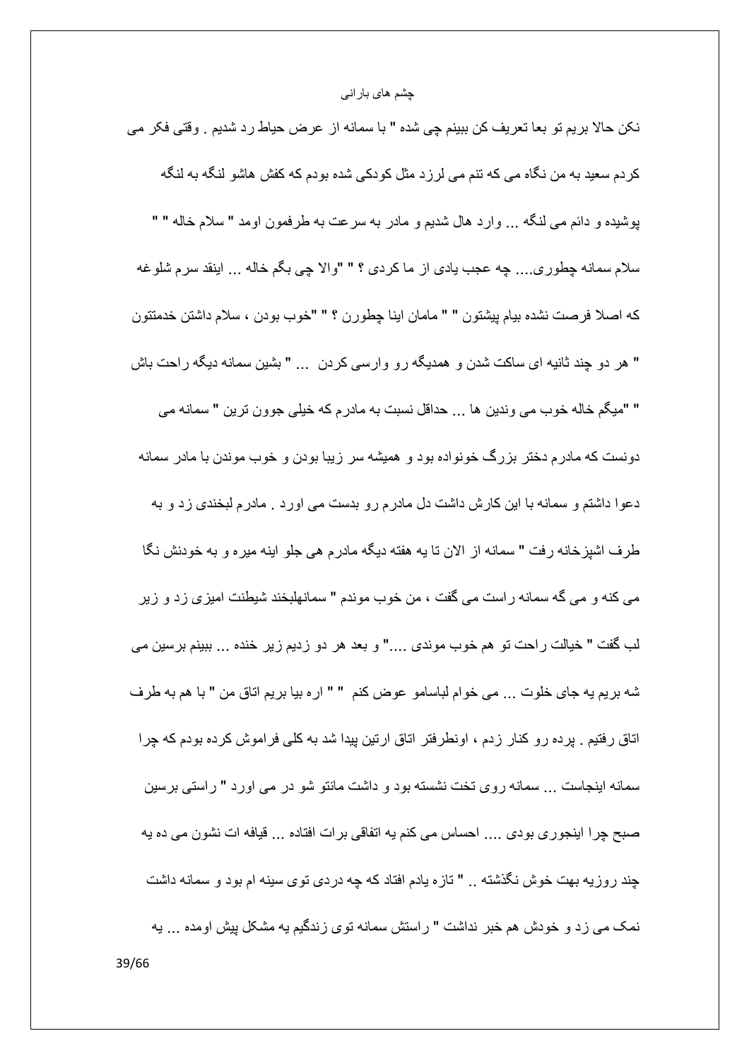نکن حالا بریم تو بعا تعریف کن ببینم چی شده " با سمانه از عرض حیاط رد شدیم . وقتی فکر می کردم سعید به من نگاه می که تنم می لرزد مثل کودکی شده بودم که کفش هاشو لنگه به لنگه پوشیده و دائم می لنگه ... وارد هال شدیم و مادر به سرعت به طرفمون اومد " سلام خاله " " سلام سمانه چطوری.... چه عجب یادی از ما کردی ؟ " "والا چی بگم خاله ... اینقد سرم شلوغه که اصلا فرصت نشده بیام پیشتون " " مامان اینا چطورن ؟ " "خوب بودن ، سلام داشتن خدمتتون " هر دو چند ثانیه ای ساکت شدن و همدیگه رو وارسی کردن ... " بشین سمانه دیگه راحت باش " "میگم خاله خوب می وندین ها ... حداقل نسبت به مادرم که خیلی جوون ترین " سمانه می دونست که مادرم دختر بزرگ خونواده بود و همیشه سر زیبا بودن و خوب موندن با مادر سمانه دعوا داشتم و سمانه با این کارش داشت دل مادرم رو بدست می اورد . مادرم لبخندی زد و به طرف اشپزخانه رفت " سمانه از الان تا یه هفته دیگه مادرم هی جلو اینه میره و به خودنش نگا می کنه و می گه سمانه راست می گفت ، من خوب موندم " سمانهلبخند شیطنت امیزی زد و زیر لب گفت " خیالت راحت تو هم خوب موندی ...." و بعد هر دو زدیم زیر خنده ... ببینم برسین می شه بریم یه جای خلوت ... می خوام لباسامو عوض کنم " " اره بیا بریم اتاق من " با هم به طرف اتاق رفتیم . پرده رو کنار زدم ، اونطرفتر اتاق ارتین پیدا شد به کلی فراموش کرده بودم که چرا سمانه اینجاست ... سمانه روی تخت نشسته بود و داشت مانتو شو در می اورد " راستی برسین صبح چرا اینجوری بودی .... احساس می کنم یه اتفاقی برات افتاده ... قیافه ات نشون می ده یه چند روزیه بهت خوش نگذشته .. " تازه یادم افتاد که چه دردی توی سینه ام بود و سمانه داشت نمک می زد و خودش هم خبر نداشت " راستش سمانه توی زندگیم یه مشکل پیش اومده ... یه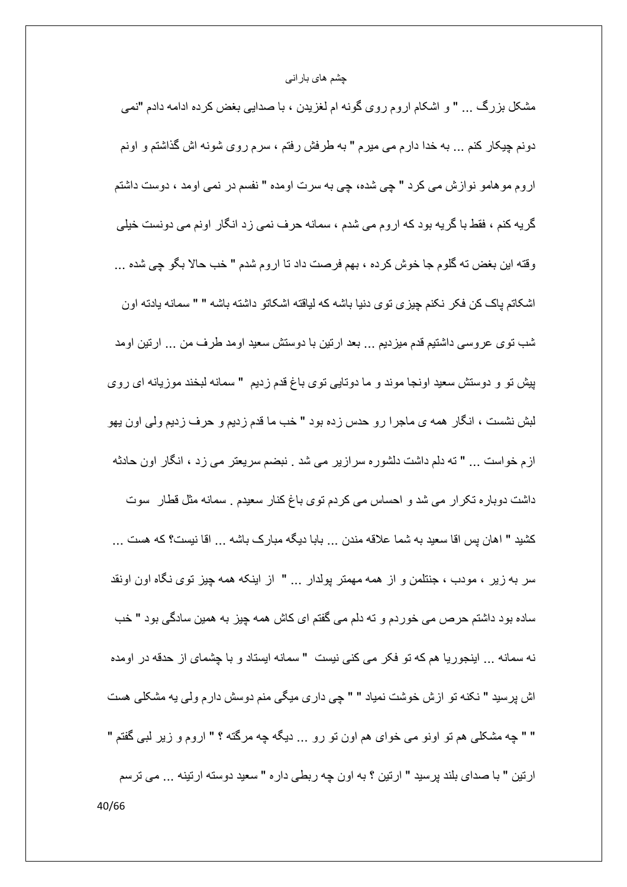مشکل بزرگ ... " و اشکام اروم روی گونه ام لغزیدن ، با صدایی بغض کرده ادامه دادم "نمی دونم چیکار کنم ... به خدا دارم می میرم " به طرفش رفتم ، سرم روی شونه اش گذاشتم و اونم اروم موهامو نوازش می کرد " چی شده، چی به سرت اومده " نفسم در نمی اومد ، دوست داشتم گریه کنم ، فقط با گریه بود که اروم می شدم ، سمانه حرف نمی زد انگار اونم می دونست خیلی وقته این بغض ته گلوم جا خوش کرده ، بهم فرصت داد تا اروم شدم " خب حالا بگو چی شده ... اشکاتم پاک کن فکر نکنم چیزی توی دنیا باشه که لیاقته اشکاتو داشته باشه " " سمانه یادته اون شب توی عروسی داشتیم قدم میزدیم ... بعد ارتین با دوستش سعید اومد طرف من ... ارتین اومد پیش تو و دوستش سعید اونجا موند و ما دوتایی توی باغ قدم زدیم " سمانه لبخند موزیانه ای روی لبش نشست ، انگار همه ی ماجرا رو حدس زده بود " خب ما قدم زدیم و حرف زدیم ولی اون یهو ازم خواست ... " ته دلم داشت دلشوره سرازیر می شد . نبضم سریعتر می زد ، انگار اون حادثه داشت دوباره تکرار می شد و احساس می کردم توی باغ کنار سعیدم . سمانه مثل قطار سوت کشید " اهان پس اقا سعید به شما علاقه مندن ... بابا دیگه مبارک باشه ... اقا نیست؟ که هست ... سر به زیر ، مودب ، جنتلمن و از همه مهمتر پولدار ... " از اینکه همه چیز توی نگاه اون اونقد ساده بود داشتم حرص می خوردم و ته دلم می گفتم ای کاش همه چیز به همین سادگی بود " خب نه سمانه ... اینجوریا هم که تو فکر می کنی نیست " سمانه ایستاد و با چشمای از حدقه در اومده اش پرسید " نکنه تو ازش خوشت نمیاد " " چی داری میگی منم دوسش دارم ولی یه مشکلی هست " " چه مشکلی هم تو اونو می خوای هم اون تو رو ... دیگه چه مرگته ؟ " اروم و زیر لبی گفتم " ارتین " با صدای بلند پرسید " ارتین ؟ به اون چه ربطی داره " سعید دوسته ارتینه ... می ترسم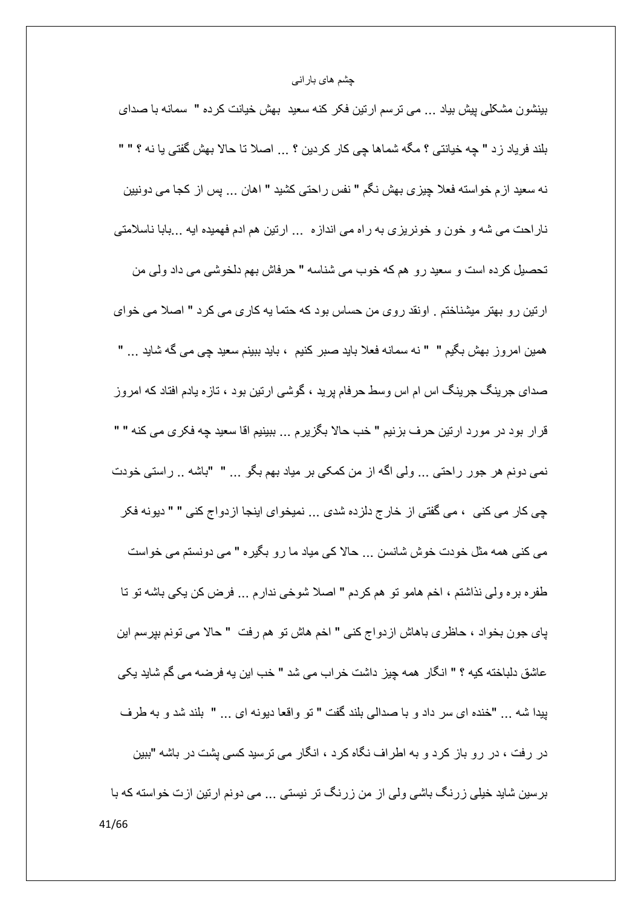بینشون مشکلی پیش بیاد ... می ترسم ارتین فکر کنه سعید بهش خیانت کرده " سمانه با صدای بلند فریاد زد " چه خیانتی ؟ مگه شماها چی کار کردین ؟ ... اصلا تا حالا بهش گفتی یا نه ؟ " " نه سعید ازم خواسته فعلا چیزی بهش نگم " نفس راحتی کشید " اهان ... پس از کجا می دونیین ناراحت می شه و خون و خونریزی به راه می اندازه ... ارتین هم ادم فهمیده ایه ...بابا ناسلامتی تحصیل کرده است و سعید رو هم که خوب می شناسه " حرفاش بهم دلخوشی می داد ولی من ارتین رو بهتر میشناختم . اونقد روی من حساس بود که حتما یه کاری می کرد " اصلا می خوای همین امروز بهش بگیم " " نه سمانه فعلا باید صبر کنیم ، باید ببینم سعید چی می گه شاید ... " صدای جرینگ جرینگ اس ام اس وسط حرفام پرید ، گوشی ارتین بود ، تازه یادم افتاد که امروز قرار بود در مورد ارتین حرف بزنیم " خب حالا بگزیرم ... ببینیم اقا سعید چه فکری می کنه " " نمی دونم هر جور راحتی ... ولی اگه از من کمکی بر میاد بهم بگو ... " "باشه .. راستی خودت چی کار می کنی ، می گفتی از خارج دلزده شدی ... نمیخوای اینجا ازدواج کنی " " دیونه فکر می کنی همه مثل خودت خوش شانسن ... حالا کی میاد ما رو بگیره " می دونستم می خواست طفره بره ولی نذاشتم ، اخم هامو تو هم کردم " اصلا شوخی ندارم ... فرض کن یکی باشه تو تا پای جون بخواد ، حاظری باهاش ازدواج کنی " اخم هاش تو هم رفت " حالا می تونم بپرسم این عاشق دلباخته کیه ؟ " انگار همه چیز داشت خراب می شد " خب این یه فرضه می گم شاید یکی پیدا شه ... "خنده ای سر داد و با صدالی بلند گفت " تو واقعا دیونه ای ... " بلند شد و به طرف در رفت ، در رو باز کرد و به اطراف نگاه کرد ، انگار می ترسید کسی پشت در باشه "ببین برسین شاید خیلی زرنگ باشی ولی از من زرنگ تر نیستی ... می دونم ارتین ازت خواسته که با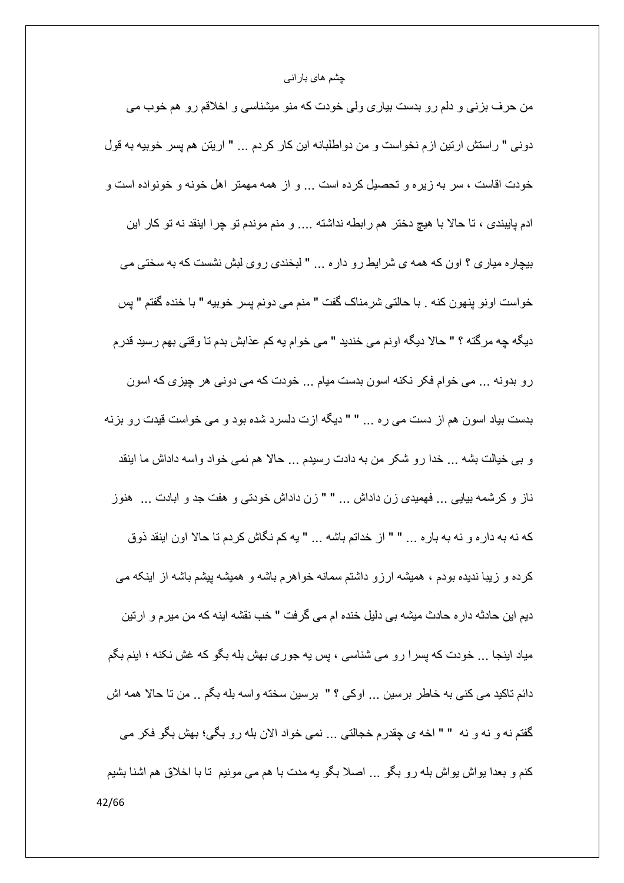من حرف بزنی و دلم رو بدست بیاری ولی خودت که منو میشناسی و اخلاقم رو هم خوب می دونی " راستش ارتین ازم نخواست و من دواطلبانه این کار کردم ... " اریتن هم پسر خوبیه به قول خودت اقاست ، سر به زیره و تحصیل کرده است ... و از همه مهمتر اهل خونه و خونواده است و ادم پایبندی ، تا حالا با هیچ دختر هم رابطه نداشته .... و منم موندم تو چرا اینقد نه تو کار این بیچاره میاری ؟ اون که همه ی شرایط رو داره ... " لبخندی روی لبش نشست که به سختی می خواست اونو پنهون کنه . با حالتی شرمناک گفت " منم می دونم پسر خوبیه " با خنده گفتم " پس دیگه چه مرگته ؟ " حالا دیگه اونم می خندید " می خوام یه کم عذابش بدم تا وقتی بهم رسید قدرم رو بدونه ... می خوام فکر نکنه اسون بدست میام ... خودت که می دونی هر چیزی که اسون بدست بیاد اسون هم از دست می ره ... " " دیگه ازت دلسرد شده بود و می خواست قیدت رو بزنه و بی خیالت بشه ... خدا رو شکر من به دادت رسیدم ... حالا هم نمی خواد واسه داداش ما اینقد ناز و کرشمه بیایی ... فهمیدی زن داداش ... " " زن داداش خودتی و هفت جد و ابادت ... هنوز که نه به داره و نه به باره ... " " از خداتم باشه ... " یه کم نگاش کردم تا حالا اون اینقد ذوق کرده و زیبا ندیده بودم ، همیشه ارزو داشتم سمانه خواهرم باشه و همیشه پیشم باشه از اینکه می دیم این حادثه داره حادث میشه بی دلیل خنده ام می گرفت " خب نقشه اینه که من میرم و ارتین میاد اینجا ... خودت که پسرا رو می شناسی ، پس یه جوری بهش بله بگو که غش نکنه ؛ اینم بگم دائم تاکید می کنی به خاطر برسین ... اوکی ؟ " برسین سخته واسه بله بگم .. من تا حالا همه اش گفتم نه و نه و نه " " اخه ی چقدرم خجالتی ... نمی خواد الان بله رو بگی؛ بهش بگو فکر می کنم و بعدا یواش یواش بله رو بگو ... اصلا بگو یه مدت با هم می مونیم تا با اخلاق هم اشنا بشیم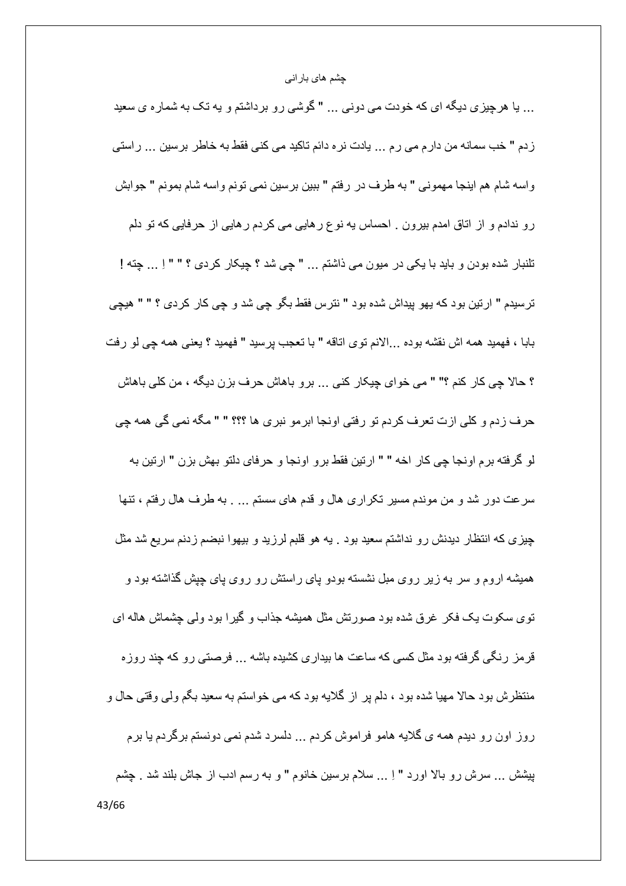... یا هرچیزی دیگه ای که خودت می دونی ... " گوشی رو برداشتم و یه تک به شماره ی سعید زدم " خب سمانه من دارم می رم ... یادت نره دائم تاکید می کنی فقط به خاطر برسین ... راستی واسه شام هم اینجا مهمونی " به طرف در رفتم " ببین برسین نمی تونم واسه شام بمونم " جوابش رو ندادم و از اتاق امدم بیرون . احساس یه نوع رهایی می کردم رهایی از حرفایی که تو دلم تلنبار شده بودن و باید با یکی در میون می ذاشتم ... " چی شد ؟ چیکار کردی ؟ " " اِ ... چته ! ترسیدم " ارتین بود که یهو پیداش شده بود " نترس فقط بگو چی شد و چی کار کردی ؟ " " هیچی بابا ، فهمید همه اش نقشه بوده ...الانم توی اتاقه " با تعجب پرسید " فهمید ؟ یعنی همه چی لو رفت ؟ حالا چی کار کنم ؟" " می خوای چیکار کنی ... برو باهاش حرف بزن دیگه ، من کلی باهاش حرف زدم و کلی ازت تعرف کردم تو رفتی اونجا ابرمو نبری ها ؟؟؟ " " مگه نمی گی همه چی لو گرفته برم اونجا چی کار اخه " " ارتین فقط برو اونجا و حرفای دلتو بهش بزن " ارتین به سرعت دور شد و من موندم مسیر تکراری هال و قدم های سستم ... . به طرف هال رفتم ، تنها چیزی که انتظار دیدنش رو نداشتم سعید بود . یه هو قلبم لرزید و بیهوا نبضم زدنم سریع شد مثل همیشه اروم و سر به زیر روی مبل نشسته بودو پای راستش رو روی پای چپش گذاشته بود و توی سکوت یک فکر غرق شده بود صورتش مثل همیشه جذاب و گیرا بود ولی چشماش هاله ای قرمز رنگی گرفته بود مثل کسی که ساعت ها بیداری کشیده باشه ... فرصتی رو که چند روزه منتظرش بود حالا مهیا شده بود ، دلم پر از گلایه بود که می خواستم به سعید بگم ولی وقتی حال و روز اون رو دیدم همه ی گلایه هامو فراموش کردم ... دلسرد شدم نمی دونستم برگردم یا برم پیشش ... سرش رو بالا اورد " اِ ... سلام برسین خانوم " و به رسم ادب از جاش بلند شد . چشم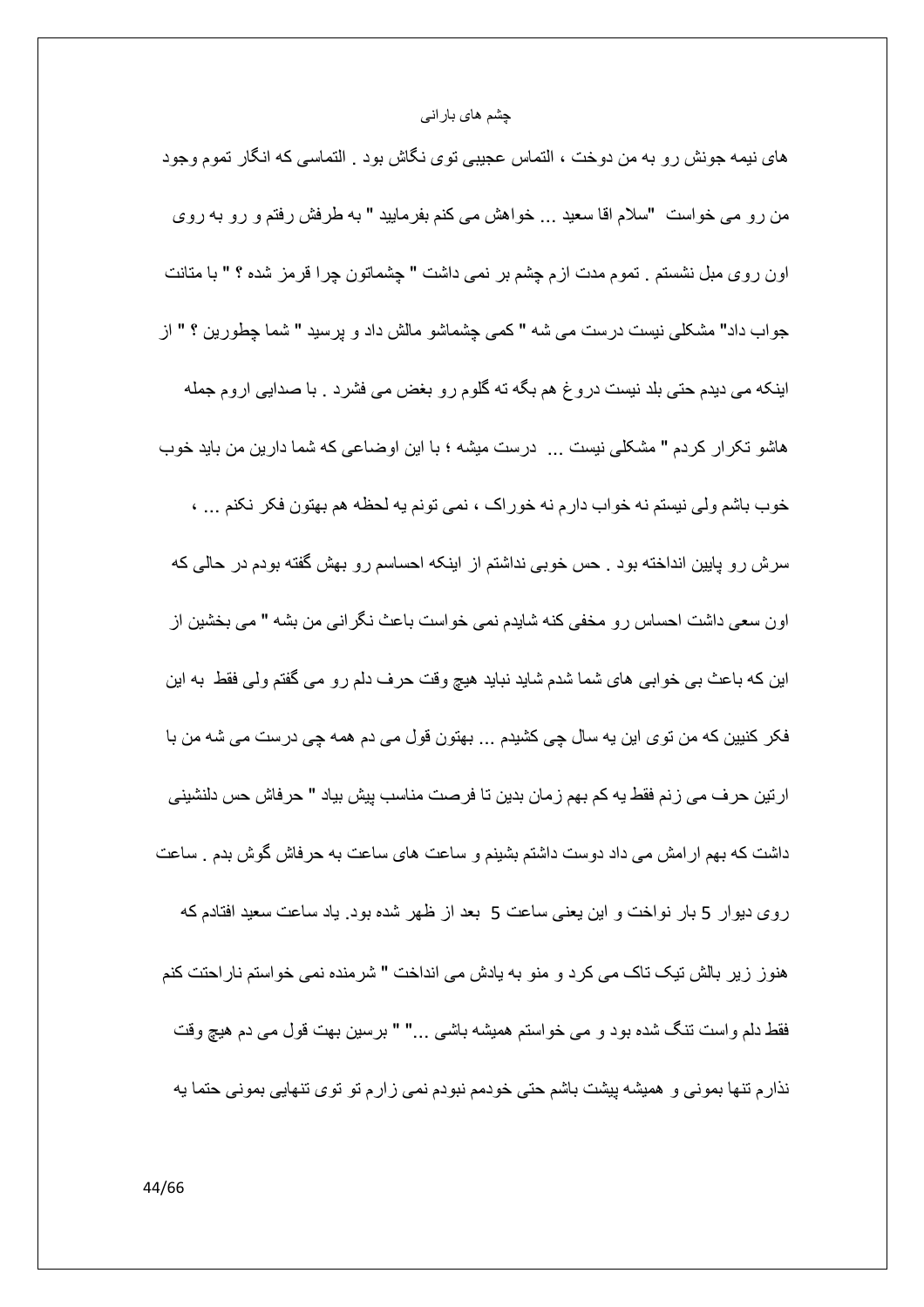های نیمه جونش رو به من دوخت ، التماس عجیبی توی نگاش بود . التماسی که انگار تموم وجود من رو می خواست "سلام اقا سعید ... خواهش می کنم بفرمایید " به طرفش رفتم و رو به روی اون روی مبل نشستم . تموم مدت ازم چشم بر نمی داشت " چشماتون چرا قرمز شده ؟ " با متانت جواب داد" مشکلی نیست درست می شه " کمی چشماشو مالش داد و پرسید " شما چطورین ؟ " از اینکه می دیدم حتی بلد نیست دروغ هم بگه ته گلوم رو بغض می فشرد . با صدایی اروم جمله هاشو تکرار کردم " مشکلی نیست ... درست میشه ؛ با این اوضاعی که شما دارین من باید خوب خوب باشم ولی نیستم نه خواب دارم نه خوراک ، نمی تونم یه لحظه هم بهتون فکر نکنم ... ، سرش رو پایین انداخته بود . حس خوبی نداشتم از اینکه احساسم رو بهش گفته بودم در حالی که اون سعی داشت احساس رو مخفی کنه شایدم نمی خواست باعث نگرانی من بشه " می بخشین از این که باعث بی خوابی های شما شدم شاید نباید هیچ وقت حرف دلم رو می گفتم ولی فقط به این فکر کنیین که من توی این یه سال چی کشیدم ... بهتون قول می دم همه چی درست می شه من با ارتین حرف می زنم فقط یه کم بهم زمان بدین تا فرصت مناسب پیش بیاد " حرفاش حس دلنشینی داشت که بهم ارامش می داد دوست داشتم بشینم و ساعت های ساعت به حرفاش گوش بدم . ساعت روی دیوار 5 بار نواخت و این یعنی ساعت 5 بعد از ظهر شده بود. یاد ساعت سعید افتادم که هنوز زیر بالش تیک تاک می کرد و منو به یادش می انداخت " شرمنده نمی خواستم ناراحتت کنم فقط دلم واست تنگ شده بود و می خواستم همیشه باشی ..." " برسین بهت قول می دم هیچ وقت نذارم تنها بمونی و همیشه پیشت باشم حتی خودمم نبودم نمی زارم تو توی تنهایی بمونی حتما یه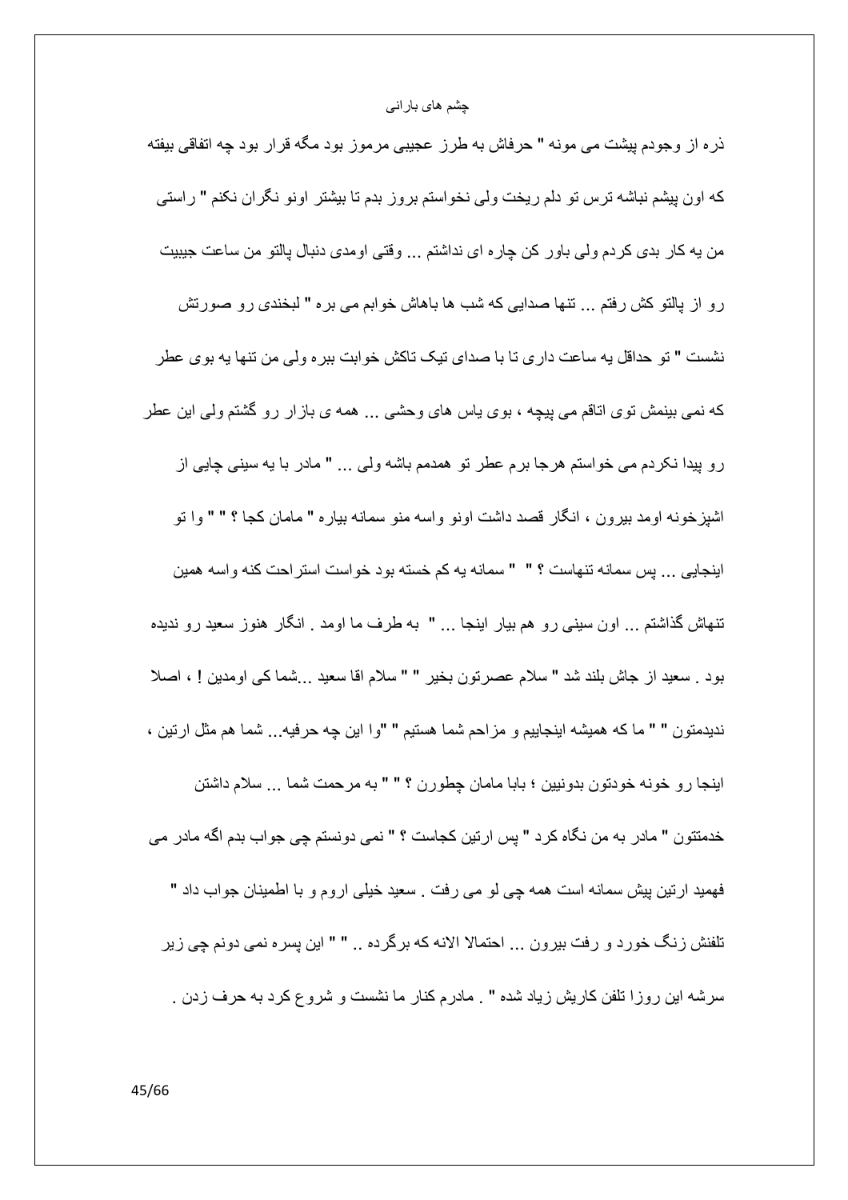ذره از وجودم پیشت می مونه " حرفاش به طرز عجیبی مرموز بود مگه قرار بود چه اتفاقی بیفته که اون پیشم نباشه ترس تو دلم ریخت ولی نخواستم بروز بدم تا بیشتر اونو نگران نکنم " راستی من یه کار بدی کردم ولی باور کن چاره ای نداشتم ... وقتی اومدی دنبال پالتو من ساعت جیبیت رو از پالتو کش رفتم ... تنها صدایی که شب ها باهاش خوابم می بره " لبخندی رو صورتش نشست " تو حداقل یه ساعت داری تا با صدای تیک تاکش خوابت ببره ولی من تنها یه بوی عطر که نمی بینمش توی اتاقم می پیچه ، بوی یاس های وحشی ... همه ی بازار رو گشتم ولی این عطر رو پیدا نکردم می خواستم هرجا برم عطر تو همدمم باشه ولی ... " مادر با یه سینی چایی از اشپزخونه اومد بیرون ، انگار قصد داشت اونو واسه منو سمانه بیاره " مامان کجا ؟ " " وا تو اینجایی ... پس سمانه تنهاست ؟ " " سمانه یه کم خسته بود خواست استراحت کنه واسه همین تنهاش گذاشتم ... اون سینی رو هم بیار اینجا ... " به طرف ما اومد . انگار هنوز سعید رو ندیده بود . سعید از جاش بلند شد " سلام عصرتون بخیر " " سلام اقا سعید ...شما کی اومدین ! ، اصلا ندیدمتون " " ما که همیشه اینجاییم و مزاحم شما هستیم " "وا این چه حرفیه... شما هم مثل ارتین ، اینجا رو خونه خودتون بدونیین ؛ بابا مامان چطورن ؟ " " به مرحمت شما ... سلام داشتن خدمتتون " مادر به من نگاه کرد " پس ارتین کجاست ؟ " نمی دونستم چی جواب بدم اگه مادر می فهمید ارتین پیش سمانه است همه چی لو می رفت . سعید خیلی اروم و با اطمینان جواب داد " تلفنش زنگ خورد و رفت بیرون ... احتمالا الانه که برگرده .. " " این پسره نمی دونم چی زیر سرشه این روزا تلفن کاریش زیاد شده " . مادرم کنار ما نشست و شروع کرد به حرف زدن .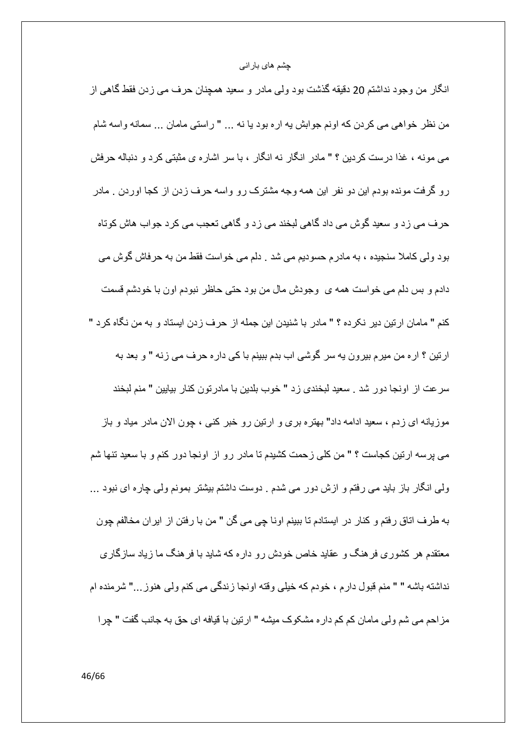انگار من وجود نداشتم 20 دقیقه گذشت بود ولی مادر و سعید همچنان حرف می زدن فقط گاهی از من نظر خواهی می کردن که اونم جوابش یه اره بود یا نه ... " راستی مامان ... سمانه واسه شام می مونه ، غذا درست کردین ؟ " مادر انگار نه انگار ، با سر اشاره ی مثبتی کرد و دنباله حرفش رو گرفت مونده بودم این دو نفر این همه وجه مشترک رو واسه حرف زدن از کجا اوردن . مادر حرف می زد و سعید گوش می داد گاهی لبخند می زد و گاهی تعجب می کرد جواب هاش کوتاه بود ولی کاملا سنجیده ، به مادرم حسودیم می شد . دلم می خواست فقط من به حرفاش گوش می دادم و بس دلم می خواست همه ی وجودش مال من بود حتی حاظر نبودم اون با خودشم قسمت کنم " مامان ارتین دیر نکرده ؟ " مادر با شنیدن این جمله از حرف زدن ایستاد و به من نگاه کرد " ارتین ؟ اره من میرم بیرون یه سر گوشی اب بدم ببینم با کی داره حرف می زنه " و بعد به سرعت از اونجا دور شد . سعید لبخندی زد " خوب بلدین با مادرتون کنار بیایین " منم لبخند موزیانه ای زدم ، سعید ادامه داد" بهتره بری و ارتین رو خبر کنی ، چون الان مادر میاد و باز می پرسه ارتین کجاست ؟ " من کلی زحمت کشیدم تا مادر رو از اونجا دور کنم و با سعید تنها شم ولی انگار باز باید می رفتم و ازش دور می شدم . دوست داشتم بیشتر بمونم ولی چاره ای نبود ... به طرف اتاق رفتم و کنار در ایستادم تا ببینم اونا چی می گن " من با رفتن از ایران مخالفم چون معتقدم هر کشوری فرهنگ و عقاید خاص خودش رو داره که شاید با فرهنگ ما زیاد سازگاری نداشته باشه " " منم قبول دارم ، خودم که خیلی وقته اونجا زندگی می کنم ولی هنوز..." شرمنده ام مزاحم می شم ولی مامان کم کم داره مشکوک میشه " ارتین با قیافه ای حق به جانب گفت " چرا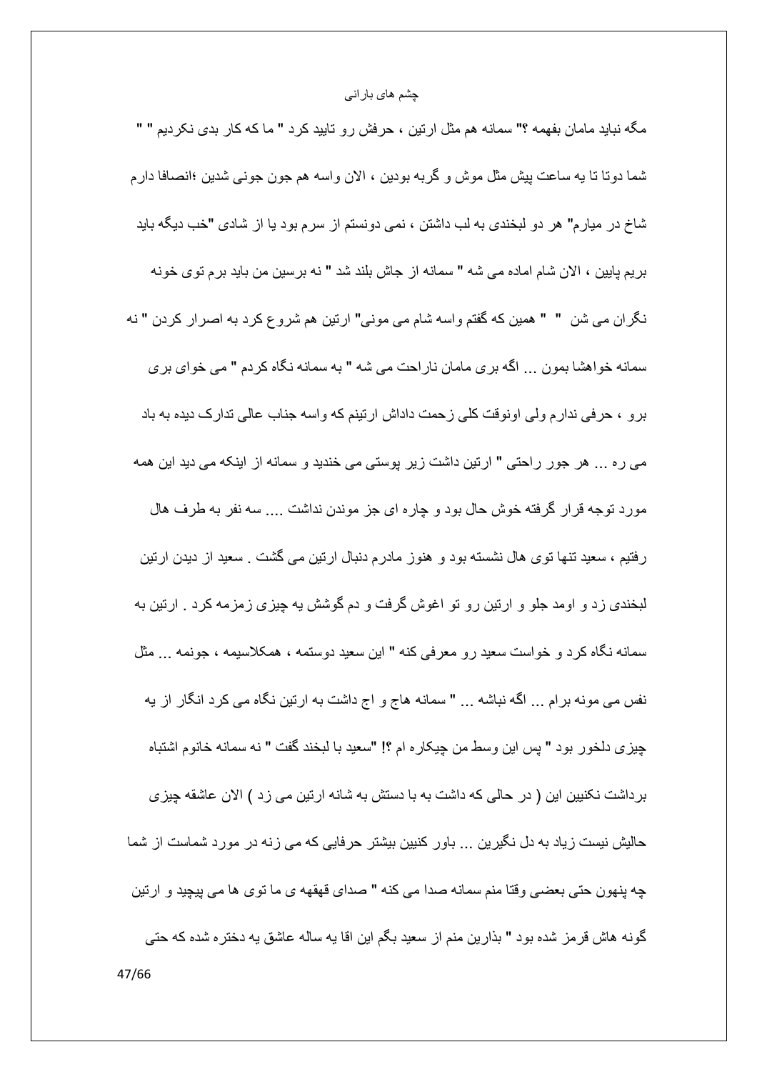مگه نباید مامان بفهمه ؟" سمانه هم مثل ارتین ، حرفش رو تایید کرد " ما که کار بدی نکردیم " " شما دوتا تا یه ساعت پیش مثل موش و گربه بودین ، الان واسه هم جون جونی شدین ؛انصافا دارم شاخ در میارم" هر دو لبخندی به لب داشتن ، نمی دونستم از سرم بود یا از شادی "خب دیگه باید بریم پایین ، الان شام اماده می شه " سمانه از جاش بلند شد " نه برسین من باید برم توی خونه نگران می شن " " همین که گفتم واسه شام می مونی" ارتین هم شروع کرد به اصرار کردن " نه سمانه خواهشا بمون ... اگه بری مامان ناراحت می شه " به سمانه نگاه کردم " می خوای بری برو ، حرفی ندارم ولی اونوقت کلی زحمت داداش ارتینم که واسه جناب عالی تدارک دیده به باد می ره ... هر جور راحتی " ارتین داشت زیر پوستی می خندید و سمانه از اینکه می دید این همه مورد توجه قرار گرفته خوش حال بود و چاره ای جز موندن نداشت .... سه نفر به طرف هال رفتیم ، سعید تنها توی هال نشسته بود و هنوز مادرم دنبال ارتین می گشت . سعید از دیدن ارتین لبخندی زد و اومد جلو و ارتین رو تو اغوش گرفت و دم گوشش یه چیزی زمزمه کرد . ارتین به سمانه نگاه کرد و خواست سعید رو معرفی کنه " این سعید دوستمه ، همکلاسیمه ، جونمه ... مثل نفس می مونه برام ... اگه نباشه ... " سمانه هاج و اج داشت به ارتین نگاه می کرد انگار از یه چیزی دلخور بود " پس این وسط من چیکاره ام ؟! "سعید با لبخند گفت " نه سمانه خانوم اشتباه برداشت نکنیین این ( در حالی که داشت به با دستش به شانه ارتین می زد ) الان عاشقه چیزی حالیش نیست زیاد به دل نگیرین ... باور کنیین بیشتر حرفایی که می زنه در مورد شماست از شما چه پنهون حتی بعضی وقتا منم سمانه صدا می کنه " صدای قهقهه ی ما توی ها می پیچید و ارتین گونه هاش قرمز شده بود " بذارین منم از سعید بگم این اقا یه ساله عاشق یه دختره شده که حتی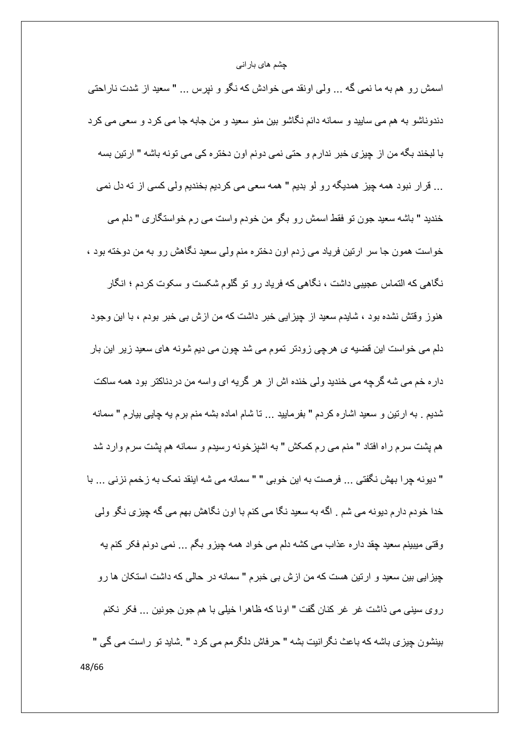اسمش رو هم به ما نمی گه ... ولی اونقد می خوادش که نگو و نپرس ... " سعید از شدت ناراحتی دندوناشو به هم می سایید و سمانه دائم نگاشو بین منو سعید و من جابه جا می کرد و سعی می کرد با لبخند بگه من از چیزی خبر ندارم و حتی نمی دونم اون دختره کی می تونه باشه " ارتین بسه ... قرار نبود همه چیز همدیگه رو لو بدیم " همه سعی می کردیم بخندیم ولی کسی از ته دل نمی خندید " باشه سعید جون تو فقط اسمش رو بگو من خودم واست می رم خواستگاری " دلم می خواست همون جا سر ارتین فریاد می زدم اون دختره منم ولی سعید نگاهش رو به من دوخته بود ، نگاهی که التماس عجیبی داشت ، نگاهی که فریاد رو تو گلوم شکست و سکوت کردم ؛ انگار هنوز وقتش نشده بود ، شایدم سعید از چیزایی خبر داشت که من ازش بی خبر بودم ، با این وجود دلم می خواست این قضیه ی هرچی زودتر تموم می شد چون می دیم شونه های سعید زیر این بار داره خم می شه گرچه می خندید ولی خنده اش از هر گریه ای واسه من دردناکتر بود همه ساکت شدیم . به ارتین و سعید اشاره کردم " بفرمایید ... تا شام اماده بشه منم برم یه چایی بیارم " سمانه هم پشت سرم راه افتاد " منم می رم کمکش " به اشپزخونه رسیدم و سمانه هم پشت سرم وارد شد " دیونه چرا بهش نگفتی ... فرصت به این خوبی " " سمانه می شه اینقد نمک به زخمم نزنی ... با خدا خودم دارم دیونه می شم . اگه به سعید نگا می کنم با اون نگاهش بهم می گه چیزی نگو ولی وقتی میبینم سعید چقد داره عذاب می کشه دلم می خواد همه چیزو بگم ... نمی دونم فکر کنم یه چیزایی بین سعید و ارتین هست که من ازش بی خبرم " سمانه در حالی که داشت استکان ها رو روی سینی می ذاشت غر غر کنان گفت " اونا که ظاهرا خیلی با هم جون جونین ... فکر نکنم بینشون چیزی باشه که باعث نگرانیت بشه " حرفاش دلگرمم می کرد " .شاید تو راست می گی "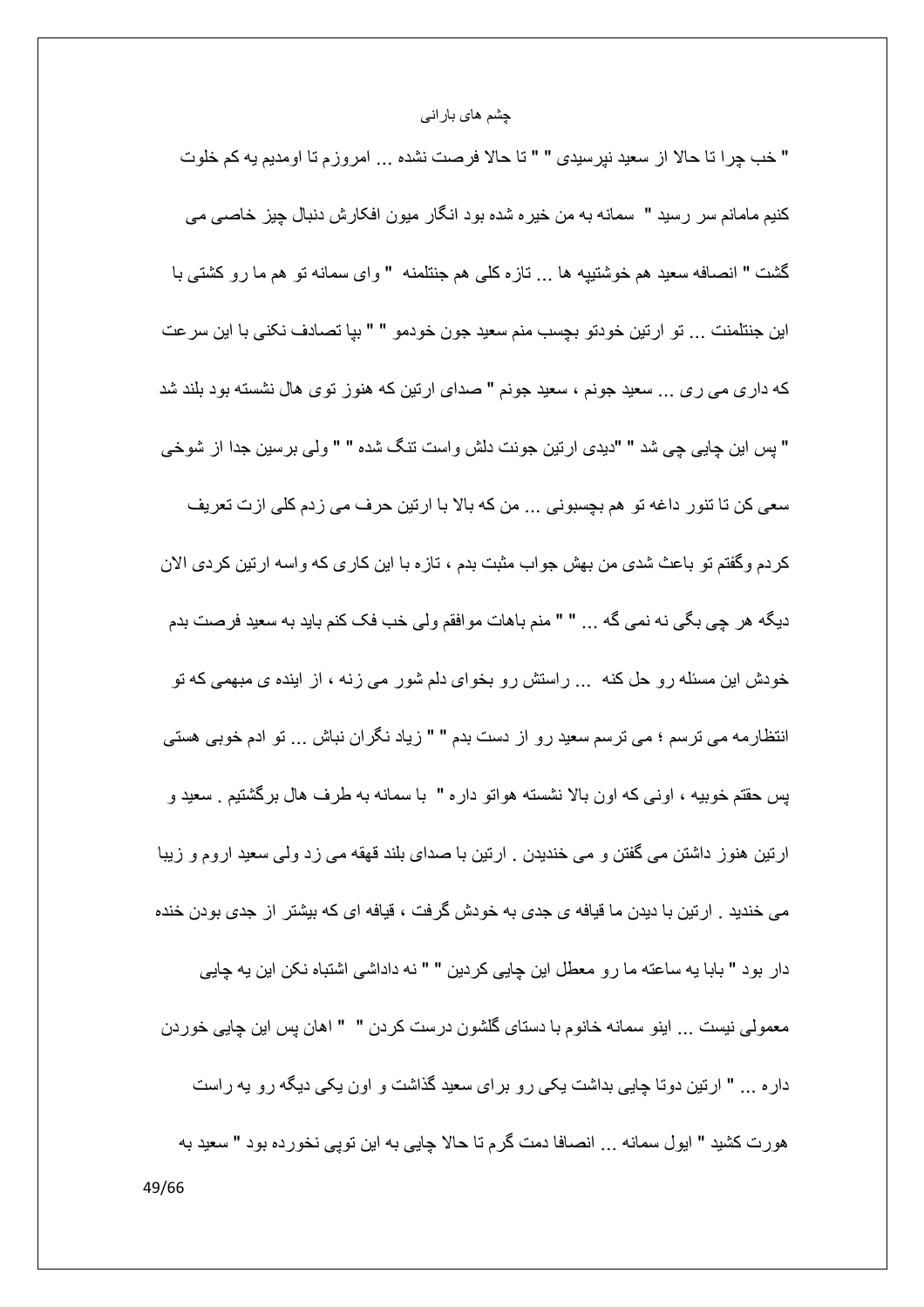" خب چرا تا حالا از سعید نپرسیدی " " تا حالا فرصت نشده ... امروزم تا اومدیم یه کم خلوت کنیم مامانم سر رسید " سمانه به من خیره شده بود انگار میون افکارش دنبال چیز خاصی می گشت " انصافه سعید هم خوشتیپه ها ... تازه کلی هم جنتلمنه " وای سمانه تو هم ما رو کشتی با این جنتلمنت ... تو ارتین خودتو بچسب منم سعید جون خودمو " " بپا تصادف نکنی با این سرعت که داری می ری ... سعید جونم ، سعید جونم " صدای ارتین که هنوز توی هال نشسته بود بلند شد " پس این چایی چی شد " "دیدی ارتین جونت دلش واست تنگ شده " " ولی برسین جدا از شوخی سعی کن تا تنور داغه تو هم بچسبونی ... من که بالا با ارتین حرف می زدم کلی ازت تعریف کردم وگفتم تو باعث شدی من بهش جواب مثبت بدم ، تازه با این کاری که واسه ارتین کردی الان دیگه هر چی بگی نه نمی گه ... " " منم باهات موافقم ولی خب فک کنم باید به سعید فرصت بدم خودش این مسئله رو حل کنه ... راستش رو بخوای دلم شور می زنه ، از اینده ی مبهمی که تو انتظارمه می ترسم ؛ می ترسم سعید رو از دست بدم " " زیاد نگران نباش ... تو ادم خوبی هستی پس حقتم خوبیه ، اونی که اون بالا نشسته هواتو داره " با سمانه به طرف هال برگشتیم . سعید و ارتین هنوز داشتن می گفتن و می خندیدن . ارتین با صدای بلند قهقه می زد ولی سعید اروم و زیبا می خندید . ارتین با دیدن ما قیافه ی جدی به خودش گرفت ، قیافه ای که بیشتر از جدی بودن خنده دار بود " بابا یه ساعته ما رو معطل این چایی کردین " " نه داداشی اشتباه نکن این یه چایی معمولی نیست ... اینو سمانه خانوم با دستای گلشون درست کردن " " اهان پس این چایی خوردن داره ... " ارتین دوتا چایی بداشت یکی رو برای سعید گذاشت و اون یکی دیگه رو یه راست هورت کشید " ایول سمانه ... انصافا دمت گرم تا حالا چایی به این توپی نخورده بود " سعید به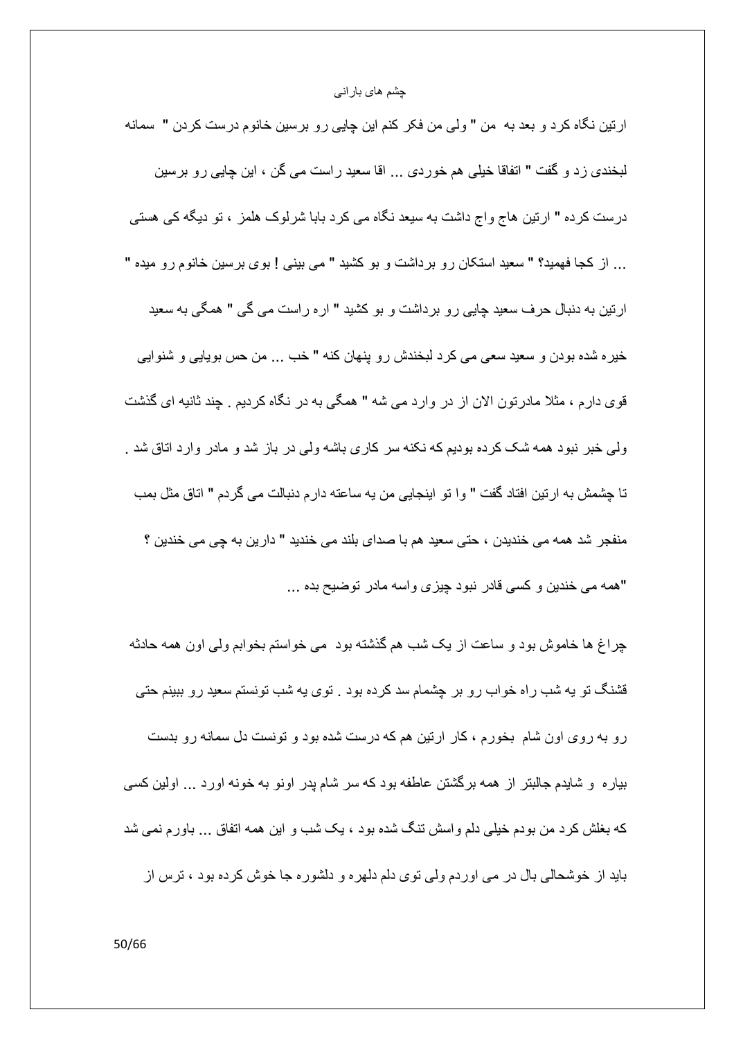ارتین نگاه کرد و بعد به من " ولی من فکر کنم این چایی رو برسین خانوم درست کردن " سمانه لبخندی زد و گفت " اتفاقا خیلی هم خوردی ... اقا سعید راست می گن ، این چایی رو برسین درست کرده " ارتین هاج واج داشت به سیعد نگاه می کرد بابا شرلوک هلمز ، تو دیگه کی هستی ... از کجا فهمید؟ " سعید استکان رو برداشت و بو کشید " می بینی ! بوی برسین خانوم رو میده " ارتین به دنبال حرف سعید چایی رو برداشت و بو کشید " اره راست می گی " همگی به سعید خیره شده بودن و سعید سعی می کرد لبخندش رو پنهان کنه " خب ... من حس بویایی و شنوایی قوی دارم ، مثلا مادرتون الان از در وارد می شه " همگی به در نگاه کردیم . چند ثانیه ای گذشت ولی خبر نبود همه شک کرده بودیم که نکنه سر کاری باشه ولی در باز شد و مادر وارد اتاق شد . تا چشمش به ارتین افتاد گفت " وا تو اینجایی من یه ساعته دارم دنبالت می گردم " اتاق مثل بمب منفجر شد همه می خندیدن ، حتی سعید هم با صدای بلند می خندید " دارین به چی می خندین ؟ "همه می خندین و کسی قادر نبود چیزی واسه مادر توضیح بده ...

چراغ ها خاموش بود و ساعت از یک شب هم گذشته بود می خواستم بخوابم ولی اون همه حادثه قشنگ تو یه شب راه خواب رو بر چشمام سد کرده بود . توی یه شب تونستم سعید رو ببینم حتی رو به روی اون شام بخورم ، کار ارتین هم که درست شده بود و تونست دل سمانه رو بدست بیاره و شایدم جالبتر از همه برگشتن عاطفه بود که سر شام پدر اونو به خونه اورد ... اولین کسی که بغلش کرد من بودم خیلی دلم واسش تنگ شده بود ، یک شب و این همه اتفاق ... باورم نمی شد باید از خوشحالی بال در می اوردم ولی توی دلم دلهره و دلشوره جا خوش کرده بود ، ترس از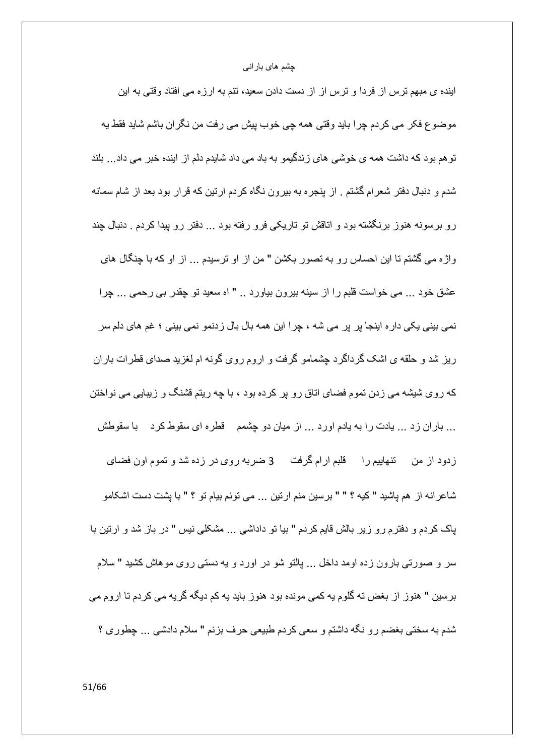چشم های بارانی

اینده ی مبهم ترس از فردا و ترس از از دست دادن سعید، تنم به ارزه می افتاد وقتی به این موضوع فکر می کردم چرا باید وقتی همه چی خوب پیش می رفت من نگران باشم شاید فقط یه توهم بود که داشت همه ی خوشی های زندگیمو به باد می داد شایدم دلم از اینده خبر می داد... بلند شدم و دنبال دفتر شعرام گشتم . از پنجره به بیرون نگاه کردم ارتین که قرار بود بعد از شام سمانه رو برسونه هنوز برنگشته بود و اتاقش تو تاریکی فرو رفته بود ... دفتر رو پیدا کردم . دنبال چند واژه می گشتم تا این احساس رو به تصور بکشن " من از او ترسیدم ... از او که با چنگال های عشق خود ... می خواست قلبم را از سینه بیرون بیاورد .. " اه سعید تو چقدر بی رحمی ... چرا نمی بینی یکی داره اینجا پر پر می شه ، چرا این همه بال بال زدنمو نمی بینی ؛ غم های دلم سر ریز شد و حلقه ی اشک گرداگرد چشمامو گرفت و اروم روی گونه ام لغزید صدای قطرات باران که روی شیشه می زدن تموم فضای اتاق رو پر کرده بود ، با چه ریتم قشنگ و زیبایی می نواختن ... باران زد ... یادت را به یادم اورد ... از میان دو چشمم قطره ای سقوط کرد با سقوطش زدود از من تنهاییم را قلبم ارام گرفت 3 ضربه روی در زده شد و تموم اون فضای شاعرانه از هم پاشید " کیه ؟ " " برسین منم ارتین ... می تونم بیام تو ؟ " با پشت دست اشکامو پاک کردم و دفترم رو زیر بالش قایم کردم " بیا تو داداشی ... مشکلی نیس " در باز شد و ارتین با سر و صورتی بارون زده اومد داخل ... پالتو شو در اورد و یه دستی روی موهاش کشید " سلام برسین " هنوز از بغض ته گلوم یه کمی مونده بود هنوز باید یه کم دیگه گریه می کردم تا اروم می شدم به سختی بغضم رو نگه داشتم و سعی کردم طبیعی حرف بزنم " سلام دادشی ... چطوری ؟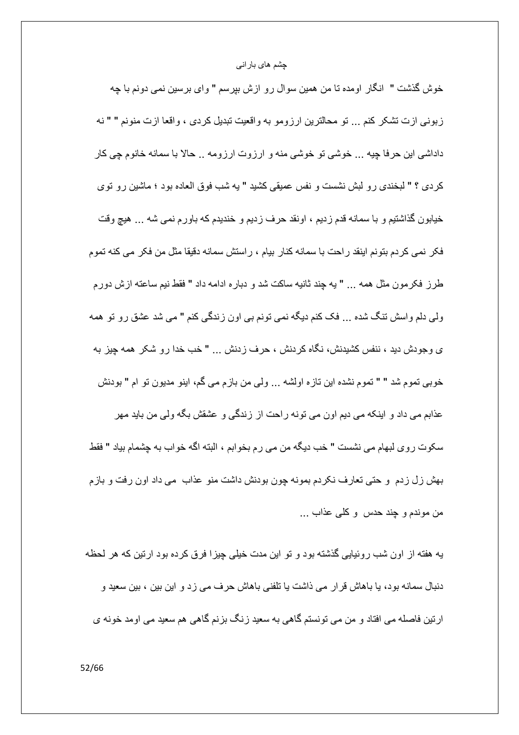خوش گذشت " انگار اومده تا من همین سوال رو ازش بپرسم " وای برسین نمی دونم با چه زبونی ازت تشکر کنم ... تو محالترین ارزومو به واقعیت تبدیل کردی ، واقعا ازت منونم " " نه داداشی این حرفا چیه ... خوشی تو خوشی منه و ارزوت ارزومه .. حالا با سمانه خانوم چی کار کردی ؟ " لبخندی رو لبش نشست و نفس عمیقی کشید " یه شب فوق العاده بود ؛ ماشین رو توی خیابون گذاشتیم و با سمانه قدم زدیم ، اونقد حرف زدیم و خندیدم که باورم نمی شه ... هیچ وقت فکر نمی کردم بتونم اینقد راحت با سمانه کنار بیام ، راستش سمانه دقیقا مثل من فکر می کنه تموم طرز فکرمون مثل همه ... " یه چند ثانیه ساکت شد و دباره ادامه داد " فقط نیم ساعته ازش دورم ولی دلم واسش تنگ شده ... فک کنم دیگه نمی تونم بی اون زندگی کنم " می شد عشق رو تو همه ی وجودش دید ، ننفس کشیدنش، نگاه کردنش ، حرف زدنش ... " خب خدا رو شکر همه چیز به خوبی تموم شد " " تموم نشده این تازه اولشه ... ولی من بازم می گم، اینو مدیون تو ام " بودنش عذابم می داد و اینکه می دیم اون می تونه راحت از زندگی و عشقش بگه ولی من باید مهر سکوت روی لبهام می نشست " خب دیگه من می رم بخوابم ، البته اگه خواب به چشمام بیاد " فقط بهش زل زدم و حتی تعارف نکردم بمونه چون بودنش داشت منو عذاب می داد اون رفت و بازم من موندم و چند حدس و کلی عذاب ...

یه هفته از اون شب روئیایی گذشته بود و تو این مدت خیلی چیزا فرق کرده بود ارتین که هر لحظه دنبال سمانه بود، یا باهاش قرار می ذاشت یا تلفنی باهاش حرف می زد و این بین ، بین سعید و ارتین فاصله می افتاد و من می تونستم گاهی به سعید زنگ بزنم گاهی هم سعید می اومد خونه ی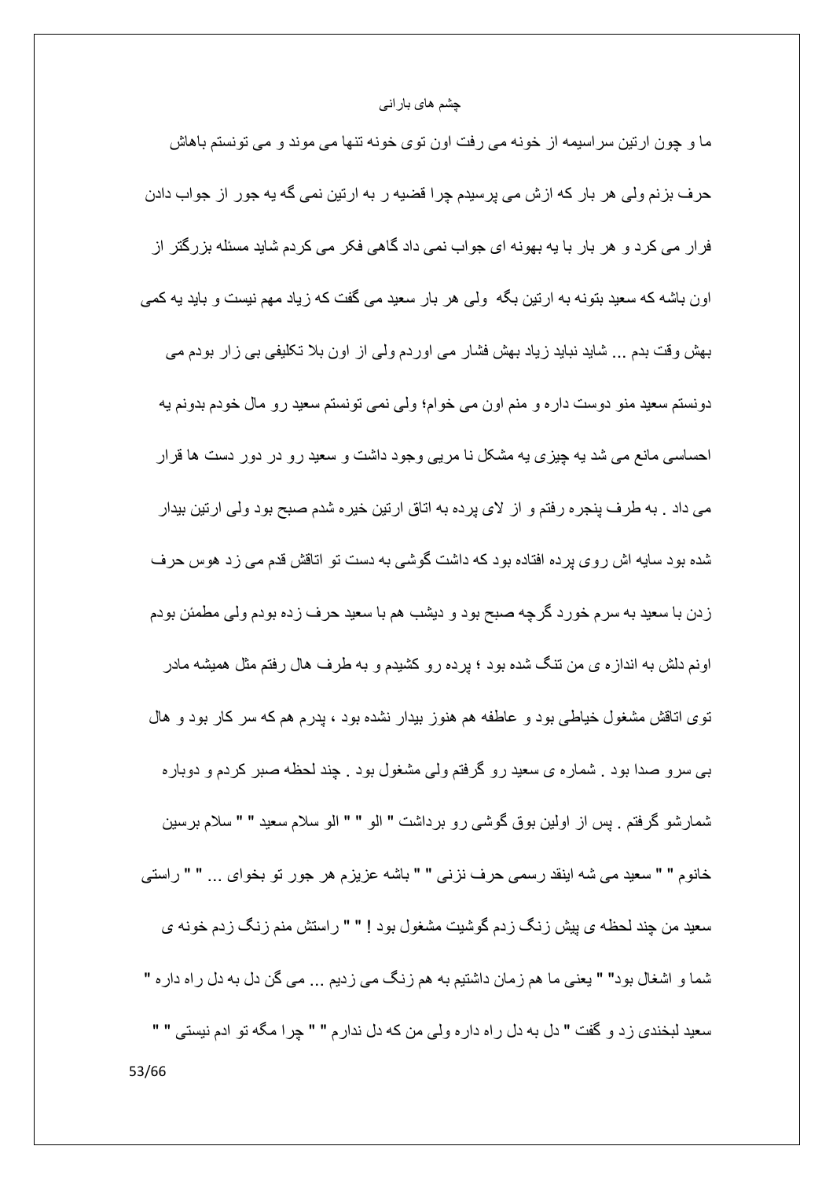ما و چون ارتین سراسیمه از خونه می رفت اون توی خونه تنها می موند و می تونستم باهاش حرف بزنم ولی هر بار که ازش می پرسیدم چرا قضیه ر به ارتین نمی گه یه جور از جواب دادن فرار می کرد و هر بار با یه بهونه ای جواب نمی داد گاهی فکر می کردم شاید مسئله بزرگتر از اون باشه که سعید بتونه به ارتین بگه ولی هر بار سعید می گفت که زیاد مهم نیست و باید یه کمی بهش وقت بدم ... شاید نباید زیاد بهش فشار می اوردم ولی از اون بلا تکلیفی بی زار بودم می دونستم سعید منو دوست داره و منم اون می خوام؛ ولی نمی تونستم سعید رو مال خودم بدونم یه احساسی مانع می شد یه چیزی یه مشکل نا مریی وجود داشت و سعید رو در دور دست ها قرار می داد . به طرف پنجره رفتم و از لای پرده به اتاق ارتین خیره شدم صبح بود ولی ارتین بیدار شده بود سایه اش روی پرده افتاده بود که داشت گوشی به دست تو اتاقش قدم می زد هوس حرف زدن با سعید به سرم خورد گرچه صبح بود و دیشب هم با سعید حرف زده بودم ولی مطمئن بودم اونم دلش به اندازه ی من تنگ شده بود ؛ پرده رو کشیدم و به طرف هال رفتم مثل همیشه مادر توی اتاقش مشغول خیاطی بود و عاطفه هم هنوز بیدار نشده بود ، پدرم هم که سر کار بود و هال بی سرو صدا بود . شماره ی سعید رو گرفتم ولی مشغول بود . چند لحظه صبر کردم و دوباره شمارشو گرفتم . پس از اولین بوق گوشی رو برداشت " الو " " الو سلام سعید " " سلام برسین خانوم " " سعید می شه اینقد رسمی حرف نزنی " " باشه عزیزم هر جور تو بخوای ... " " راستی سعید من چند لحظه ی پیش زنگ زدم گوشیت مشغول بود ! " " راستش منم زنگ زدم خونه ی شما و اشغال بود" " یعنی ما هم زمان داشتیم به هم زنگ می زدیم ... می گن دل به دل راه داره " سعید لبخندی زد و گفت " دل به دل راه داره ولی من که دل ندارم " " چرا مگه تو ادم نیستی " "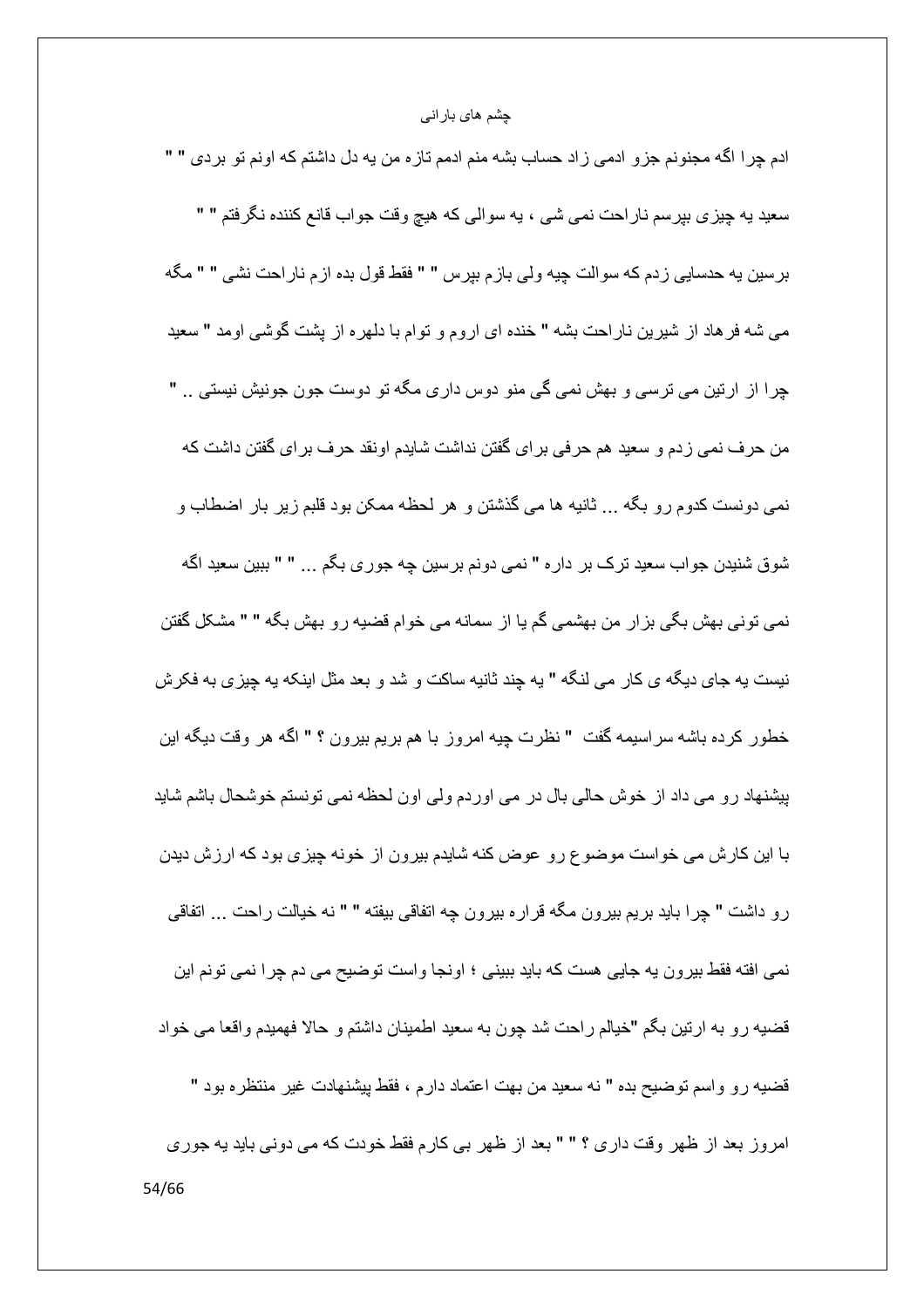ادم چرا اگه مجنونم جزو ادمی زاد حساب بشه منم ادمم تازه من یه دل داشتم که اونم تو بردی " " سعید یه چیزی بپرسم ناراحت نمی شی ، یه سوالی که هیچ وقت جواب قانع کننده نگرفتم " " برسین یه حدسایی زدم که سوالت چیه ولی بازم بپرس " " فقط قول بده ازم ناراحت نشی " " مگه می شه فرهاد از شیرین ناراحت بشه " خنده ای اروم و توام با دلهره از پشت گوشی اومد " سعید چرا از ارتین می ترسی و بهش نمی گی منو دوس داری مگه تو دوست جون جونیش نیستی .. " من حرف نمی زدم و سعید هم حرفی برای گفتن نداشت شایدم اونقد حرف برای گفتن داشت که نمی دونست کدوم رو بگه ... ثانیه ها می گذشتن و هر لحظه ممکن بود قلبم زیر بار اضطاب و شوق شنیدن جواب سعید ترک بر داره " نمی دونم برسین چه جوری بگم ... " " ببین سعید اگه نمی تونی بهش بگی بزار من بهشمی گم یا از سمانه می خوام قضیه رو بهش بگه " " مشکل گفتن نیست یه جای دیگه ی کار می لنگه " یه چند ثانیه ساکت و شد و بعد مثل اینکه یه چیزی به فکرش خطور کرده باشه سراسیمه گفت " نظرت چیه امروز با هم بریم بیرون ؟ " اگه هر وقت دیگه این پیشنهاد رو می داد از خوش حالی بال در می اوردم ولی اون لحظه نمی تونستم خوشحال باشم شاید با این کارش می خواست موضوع رو عوض کنه شایدم بیرون از خونه چیزی بود که ارزش دیدن رو داشت " چرا باید بریم بیرون مگه قراره بیرون چه اتفاقی بیفته " " نه خیالت راحت ... اتفاقی نمی افته فقط بیرون یه جایی هست که باید ببینی ؛ اونجا واست توضیح می دم چرا نمی تونم این قضیه رو به ارتین بگم "خیالم راحت شد چون به سعید اطمینان داشتم و حالا فهمیدم واقعا می خواد قضیه رو واسم توضیح بده " نه سعید من بهت اعتماد دارم ، فقط پیشنهادت غیر منتظره بود " امروز بعد از ظهر وقت داری ؟ " " بعد از ظهر بی کارم فقط خودت که می دونی باید یه جوری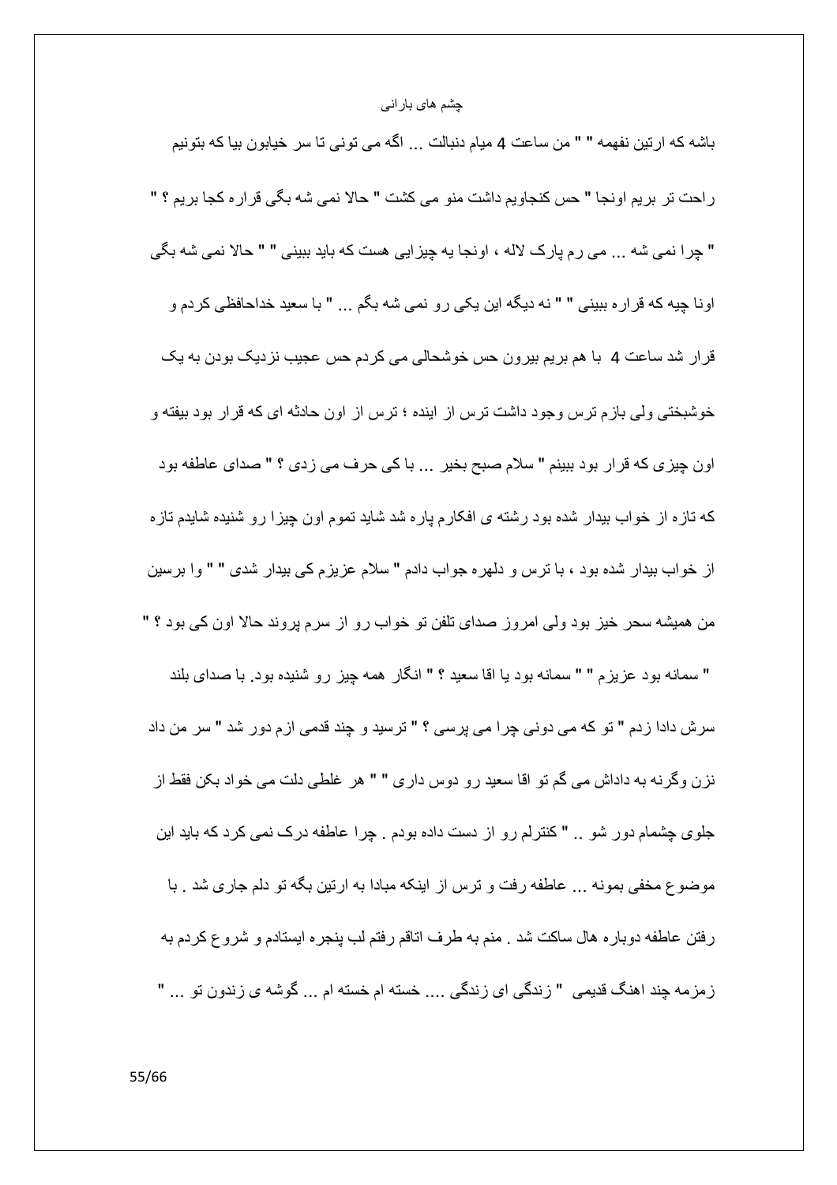باشه که ارتین نفهمه " " من ساعت 4 میام دنبالت ... اگه می تونی تا سر خیابون بیا که بتونیم راحت تر بریم اونجا " حس کنجاویم داشت منو می کشت " حالا نمی شه بگی قراره کجا بریم ؟ " " چرا نمی شه ... می رم پارک لاله ، اونجا یه چیزایی هست که باید ببینی " " حالا نمی شه بگی اونا چیه که قراره ببینی " " نه دیگه این یکی رو نمی شه بگم ... " با سعید خداحافظی کردم و قرار شد ساعت 4 با هم بریم بیرون حس خوشحالی می کردم حس عجیب نزدیک بودن به یک خوشبختی ولی بازم ترس وجود داشت ترس از اینده ؛ ترس از اون حادثه ای که قرار بود بیفته و اون چیزی که قرار بود ببینم " سلام صبح بخیر ... با کی حرف می زدی ؟ " صدای عاطفه بود که تازه از خواب بیدار شده بود رشته ی افکارم پاره شد شاید تموم اون چیزا رو شنیده شایدم تازه از خواب بیدار شده بود ، با ترس و دلهره جواب دادم " سلام عزیزم کی بیدار شدی " " وا برسین من همیشه سحر خیز بود ولی امروز صدای تلفن تو خواب رو از سرم پروند حالا اون کی بود ؟ " " سمانه بود عزیزم " " سمانه بود یا اقا سعید ؟ " انگار همه چیز رو شنیده بود. با صدای بلند سرش دادا زدم " تو که می دونی چرا می پرسی ؟ " ترسید و چند قدمی ازم دور شد " سر من داد نزن وگرنه به داداش می گم تو اقا سعید رو دوس داری " " هر غلطی دلت می خواد بکن فقط از جلوی چشمام دور شو .. " کنترلم رو از دست داده بودم . چرا عاطفه درک نمی کرد که باید این موضوع مخفی بمونه ... عاطفه رفت و ترس از اینکه مبادا به ارتین بگه تو دلم جاری شد . با رفتن عاطفه دوباره هال ساکت شد . منم به طرف اتاقم رفتم لب پنجره ایستادم و شروع کردم به زمزمه چند اهنگ قدیمی " زندگی ای زندگی .... خسته ام خسته ام ... گوشه ی زندون تو ... "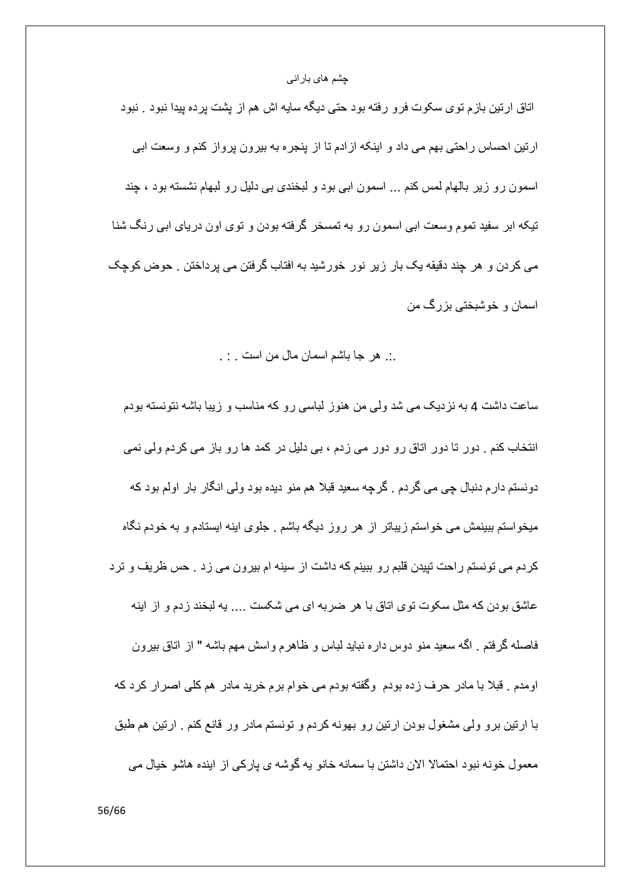اتاق ارتین بازم توی سکوت فرو رفته بود حتی دیگه سایه اش هم از پشت پرده پیدا نبود . نبود ارتین احساس راحتی بهم می داد و اینکه ازادم تا از پنجره به بیرون پرواز کنم و وسعت ابی اسمون رو زیر بالهام لمس کنم ... اسمون ابی بود و لبخندی بی دلیل رو لبهام نشسته بود ، چند تیکه ابر سفید تموم وسعت ابی اسمون رو به تمسخر گرفته بودن و توی اون دریای ابی رنگ شنا می کردن و هر چند دقیقه یک بار زیر نور خورشید به افتاب گرفتن می پرداختن . حوض کوچک اسمان و خوشبختی بزرگ من

.:. هر جا باشم اسمان مال من است . : .

ساعت داشت 4 به نزدیک می شد ولی من هنوز لباسی رو که مناسب و زیبا باشه نتونسته بودم انتخاب کنم . دور تا دور اتاق رو دور می زدم ، بی دلیل در کمد ها رو باز می کردم ولی نمی دونستم دارم دنبال چی می گردم . گرچه سعید قبلا هم منو دیده بود ولی انگار بار اولم بود که میخواستم ببینمش می خواستم زیباتر از هر روز دیگه باشم . جلوی اینه ایستادم و به خودم نگاه کردم می تونستم راحت تپیدن قلبم رو ببینم که داشت از سینه ام بیرون می زد . حس ظریف و ترد عاشق بودن که مثل سکوت توی اتاق با هر ضربه ای می شکست .... یه لبخند زدم و از اینه فاصله گرفتم . اگه سعید منو دوس داره نباید لباس و ظاهرم واسش مهم باشه " از اتاق بیرون اومدم . قبلا با مادر حرف زده بودم وگفته بودم می خوام برم خرید مادر هم کلی اصرار کرد که با ارتین برو ولی مشغول بودن ارتین رو بهونه کردم و تونستم مادر ور قانع کنم . ارتین هم طبق معمول خونه نبود احتمالا الان داشتن با سمانه خانو یه گوشه ی پارکی از اینده هاشو خیال می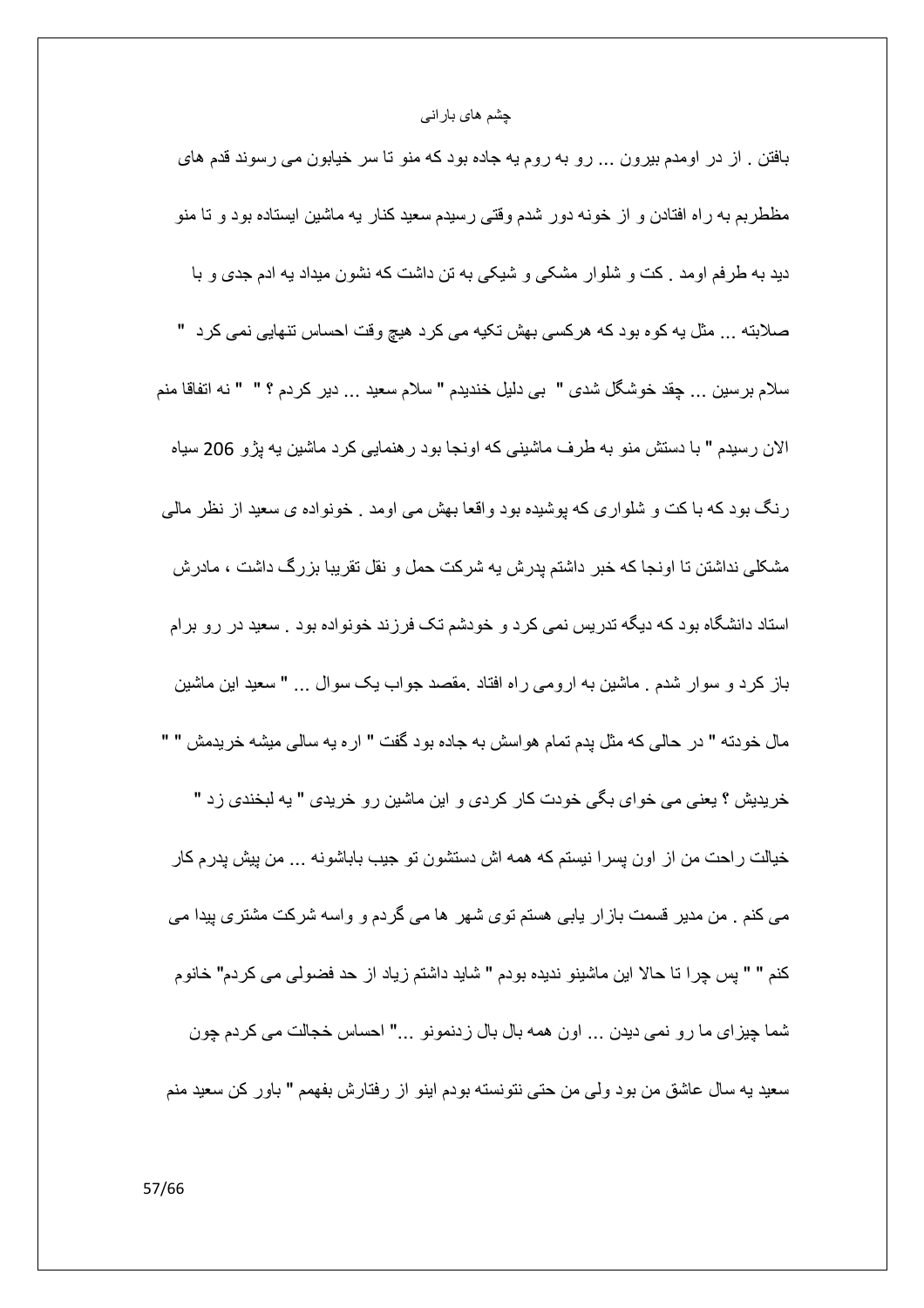بافتن . از در اومدم بیرون ... رو به روم یه جاده بود که منو تا سر خیابون می رسوند قدم های مظطربم به راه افتادن و از خونه دور شدم وقتی رسیدم سعید کنار یه ماشین ایستاده بود و تا منو دید به طرفم اومد . کت و شلوار مشکی و شیکی به تن داشت که نشون میداد یه ادم جدی و با صلابته ... مثل یه کوه بود که هرکسی بهش تکیه می کرد هیچ وقت احساس تنهایی نمی کرد " سلام برسین ... چقد خوشگل شدی " بی دلیل خندیدم " سلام سعید ... دیر کردم ؟ " " نه اتفاقا منم الان رسیدم " با دستش منو به طرف ماشینی که اونجا بود رهنمایی کرد ماشین یه پژو 206 سیاه رنگ بود که با کت و شلواری که پوشیده بود واقعا بهش می اومد . خونواده ی سعید از نظر مالی مشکلی نداشتن تا اونجا که خبر داشتم پدرش یه شرکت حمل و نقل تقریبا بزرگ داشت ، مادرش استاد دانشگاه بود که دیگه تدریس نمی کرد و خودشم تک فرزند خونواده بود . سعید در رو برام باز کرد و سوار شدم . ماشین به ارومی راه افتاد .مقصد جواب یک سوال ... " سعید این ماشین مال خودته " در حالی که مثل پدم تمام هواسش به جاده بود گفت " اره یه سالی میشه خریدمش " " خریدیش ؟ یعنی می خوای بگی خودت کار کردی و این ماشین رو خریدی " یه لبخندی زد " خیالت راحت من از اون پسرا نیستم که همه اش دستشون تو جیب باباشونه ... من پیش پدرم کار می کنم . من مدیر قسمت بازار یابی هستم توی شهر ها می گردم و واسه شرکت مشتری پیدا می کنم " " پس چرا تا حالا این ماشینو ندیده بودم " شاید داشتم زیاد از حد فضولی می کردم" خانوم شما چیزای ما رو نمی دیدن ... اون همه بال بال زدنمونو ..." احساس خجالت می کردم چون سعید یه سال عاشق من بود ولی من حتی نتونسته بودم اینو از رفتارش بفهمم " باور کن سعید منم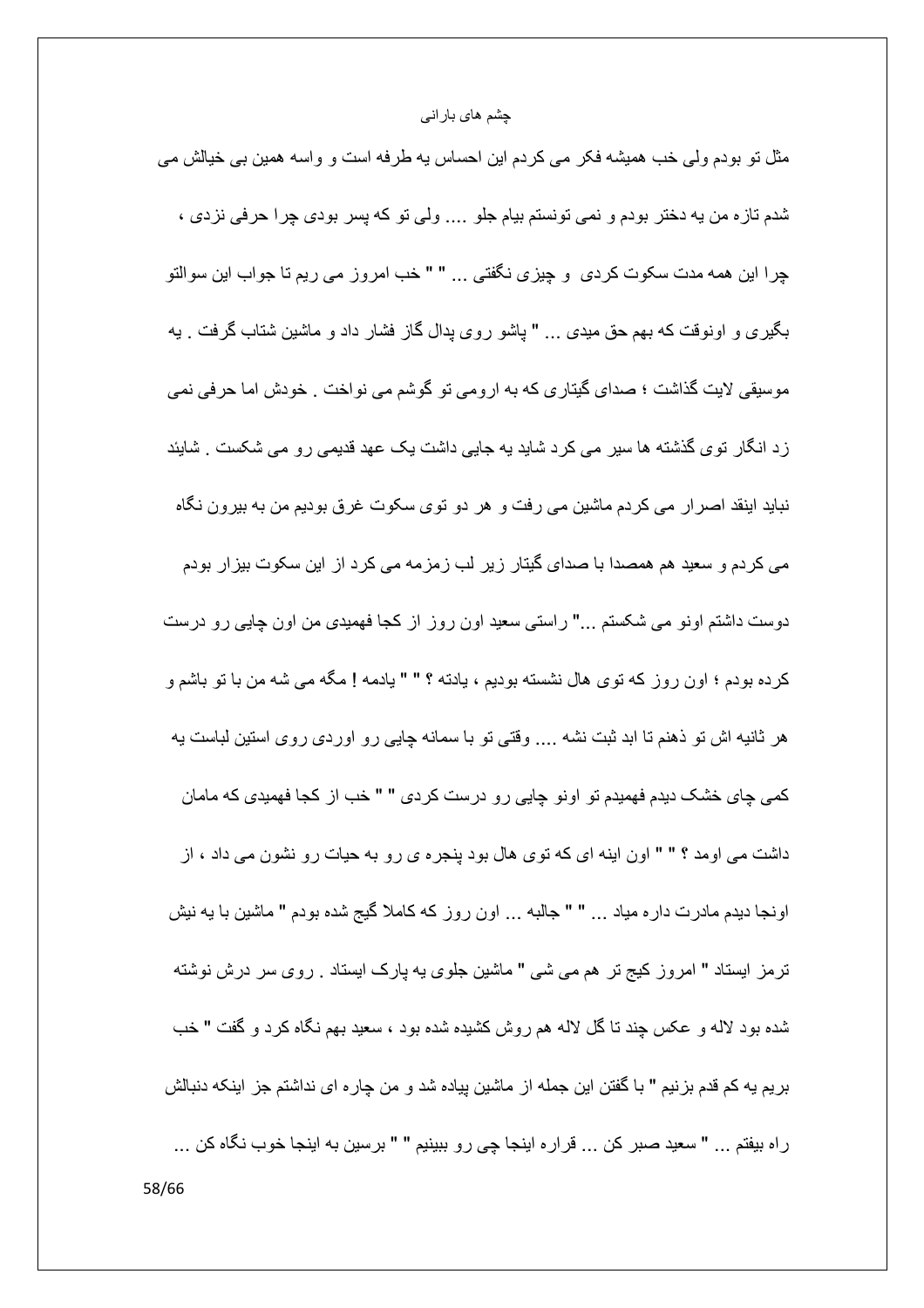مثل تو بودم ولی خب همیشه فکر می کردم این احساس یه طرفه است و واسه همین بی خیالش می شدم تازه من یه دختر بودم و نمی تونستم بیام جلو .... ولی تو که پسر بودی چرا حرفی نزدی ، چرا این همه مدت سکوت کردی و چیزی نگفتی ... " " خب امروز می ریم تا جواب این سوالتو بگیری و اونوقت که بهم حق میدی ... " پاشو روی پدال گاز فشار داد و ماشین شتاب گرفت . یه موسیقی لایت گذاشت ؛ صدای گیتاری که به ارومی تو گوشم می نواخت . خودش اما حرفی نمی زد انگار توی گذشته ها سیر می کرد شاید یه جایی داشت یک عهد قدیمی رو می شکست . شاید نباید اینقد اصرار می کردم ماشین می رفت و هر دو توی سکوت غرق بودیم من به بیرون نگاه می کردم و سعید هم همصدا با صدای گیتار زیر لب زمزمه می کرد از این سکوت بیزار بودم دوست داشتم اونو می شکستم ..." راستی سعید اون روز از کجا فهمیدی من اون چایی رو درست کرده بودم ؛ اون روز که توی هال نشسته بودیم ، یادته ؟ " " یادمه ! مگه می شه من با تو باشم و هر ثانیه اش تو ذهنم تا ابد ثبت نشه .... وقتی تو با سمانه چایی رو اوردی روی استین لباست یه کمی چای خشک دیدم فهمیدم تو اونو چایی رو درست کردی " " خب از کجا فهمیدی که مامان داشت می اومد ؟ " " اون اینه ای که توی هال بود پنجره ی رو به حیات رو نشون می داد ، از اونجا دیدم مادرت داره میاد ... " " جالبه ... اون روز که کاملا گیج شده بودم " ماشین با یه نیش ترمز ایستاد " امروز گیج تر هم می شی " ماشین جلوی یه پارک ایستاد . روی سر درش نوشته شده بود لاله و عکس چند تا گل لاله هم روش کشیده شده بود ، سعید بهم نگاه کرد و گفت " خب بریم یه کم قدم بزنیم " با گفتن این جمله از ماشین پیاده شد و من چاره ای نداشتم جز اینکه دنبالش راه بیفتم ... " سعید صبر کن ... قراره اینجا چی رو ببینیم " " برسین به اینجا خوب نگاه کن ...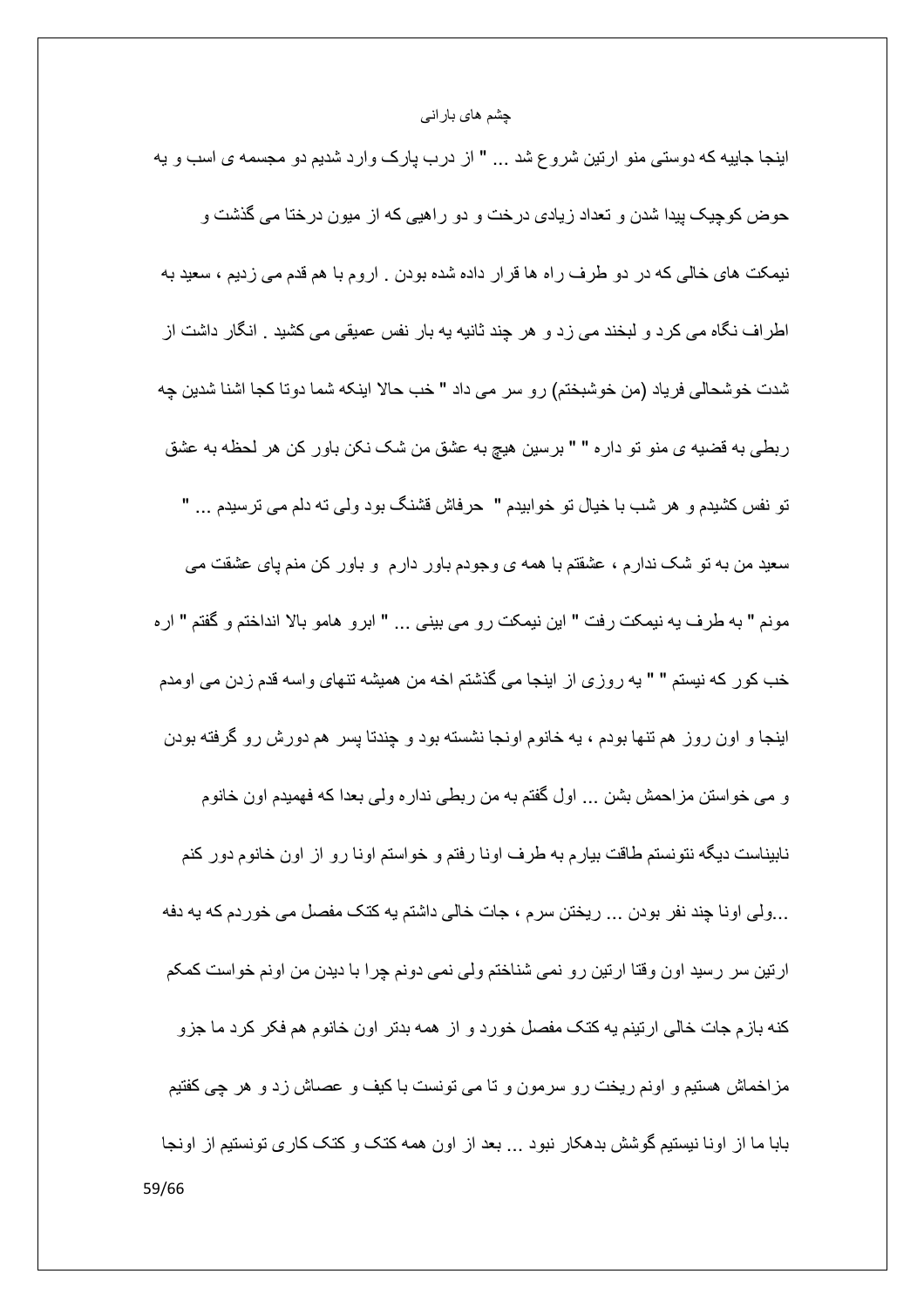اینجا جاییه که دوستی منو ارتین شروع شد ... " از درب پارک وارد شدیم دو مجسمه ی اسب و یه حوض کوچیک پیدا شدن و تعداد زیادی درخت و دو راهیی که از میون درختا می گذشت و نیمکت های خالی که در دو طرف راه ها قرار داده شده بودن . اروم با هم قدم می زدیم ، سعید به اطراف نگاه می کرد و لبخند می زد و هر چند ثانیه یه بار نفس عمیقی می کشید . انگار داشت از شدت خوشحالی فریاد (من خوشبختم) رو سر می داد " خب حالا اینکه شما دوتا کجا اشنا شدین چه ربطی به قضیه ی منو تو داره " " برسین هیچ به عشق من شک نکن باور کن هر لحظه به عشق تو نفس کشیدم و هر شب با خیال تو خوابیدم " حرفاش قشنگ بود ولی ته دلم می ترسیدم ... " سعید من به تو شک ندارم ، عشقتم با همه ی وجودم باور دارم و باور کن منم پای عشقت می مونم " به طرف یه نیمکت رفت " این نیمکت رو می بینی ... " ابرو هامو بالا انداختم و گفتم " اره خب کور که نیستم " " یه روزی از اینجا می گذشتم اخه من همیشه تنهای واسه قدم زدن می اومدم اینجا و اون روز هم تنها بودم ، یه خانوم اونجا نشسته بود و چندتا پسر هم دورش رو گرفته بودن و می خواستن مزاحمش بشن ... اول گفتم به من ربطی نداره ولی بعدا که فهمیدم اون خانوم نابیناست دیگه نتونستم طاقت بیارم به طرف اونا رفتم و خواستم اونا رو از اون خانوم دور کنم ...ولی اونا چند نفر بودن ... ریختن سرم ، جات خالی داشتم یه کتک مفصل می خوردم که یه دفه ارتین سر رسید اون وقتا ارتین رو نمی شناختم ولی نمی دونم چرا با دیدن من اونم خواست کمکم کنه بازم جات خالی ارتینم یه کتک مفصل خورد و از همه بدتر اون خانوم هم فکر کرد ما جزو مزاخماش هستیم و اونم ریخت رو سرمون و تا می تونست با کیف و عصاش زد و هر چی کفتیم بابا ما از اونا نیستیم گوشش بدهکار نبود ... بعد از اون همه کتک و کتک کاری تونستیم از اونجا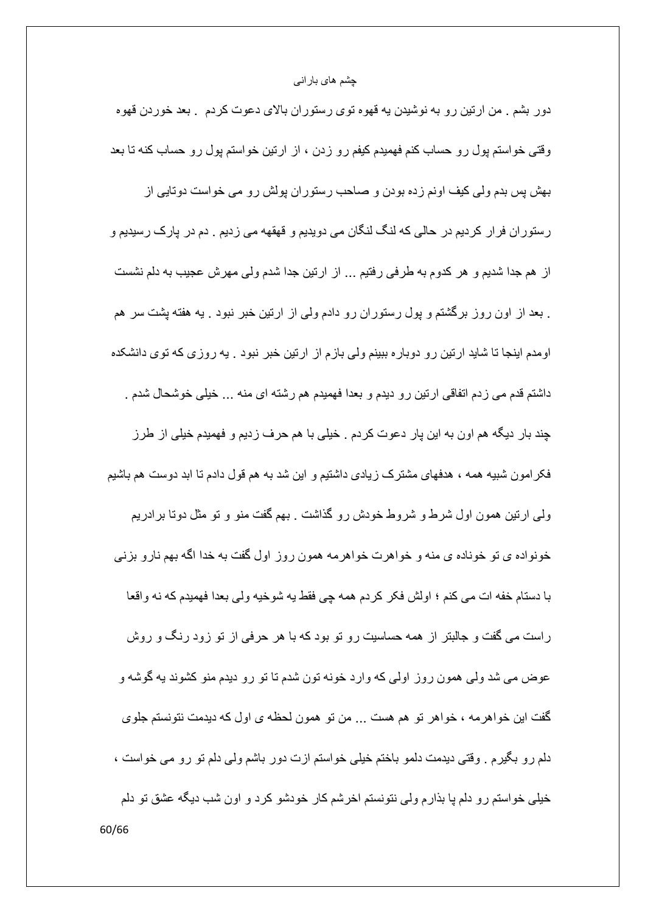دور بشم . من ارتین رو به نوشیدن یه قهوه توی رستوران بالای دعوت کردم . بعد خوردن قهوه وقتی خواستم پول رو حساب کنم فهمیدم کیفم رو زدن ، از ارتین خواستم پول رو حساب کنه تا بعد بهش پس بدم ولی کیف اونم زده بودن و صاحب رستوران پولش رو می خواست دوتایی از رستوران فرار کردیم در حالی که لنگ لنگان می دویدیم و قهقهه می زدیم . دم در پارک رسیدیم و از هم جدا شدیم و هر کدوم به طرفی رفتیم ... از ارتین جدا شدم ولی مهرش عجیب به دلم نشست . بعد از اون روز برگشتم و پول رستوران رو دادم ولی از ارتین خبر نبود . یه هفته پشت سر هم اومدم اینجا تا شاید ارتین رو دوباره ببینم ولی بازم از ارتین خبر نبود . یه روزی که توی دانشکده داشتم قدم می زدم اتفاقی ارتین رو دیدم و بعدا فهمیدم هم رشته ای منه ... خیلی خوشحال شدم . چند بار دیگه هم اون به این پار دعوت کردم . خیلی با هم حرف زدیم و فهمیدم خیلی از طرز فکرامون شبیه همه ، هدفهای مشترک زیادی داشتیم و این شد به هم قول دادم تا ابد دوست هم باشیم ولی ارتین همون اول شرط و شروط خودش رو گذاشت . بهم گفت منو و تو مثل دوتا برادریم خونواده ی تو خوناده ی منه و خواهرت خواهرمه همون روز اول گفت به خدا اگه بهم نارو بزنی با دستام خفه ات می کنم ؛ اولش فکر کردم همه چی فقط یه شوخیه ولی بعدا فهمیدم که نه واقعا راست می گفت و جالبتر از همه حساسیت رو تو بود که با هر حرفی از تو زود رنگ و روش عوض می شد ولی همون روز اولی که وارد خونه تون شدم تا تو رو دیدم منو کشوند یه گوشه و گفت این خواهرمه ، خواهر تو هم هست ... من تو همون لحظه ی اول که دیدمت نتونستم جلوی دلم رو بگیرم . وقتی دیدمت دلمو باختم خیلی خواستم ازت دور باشم ولی دلم تو رو می خواست ، خیلی خواستم رو دلم پا بذارم ولی نتونستم اخرشم کار خودشو کرد و اون شب دیگه عشق تو دلم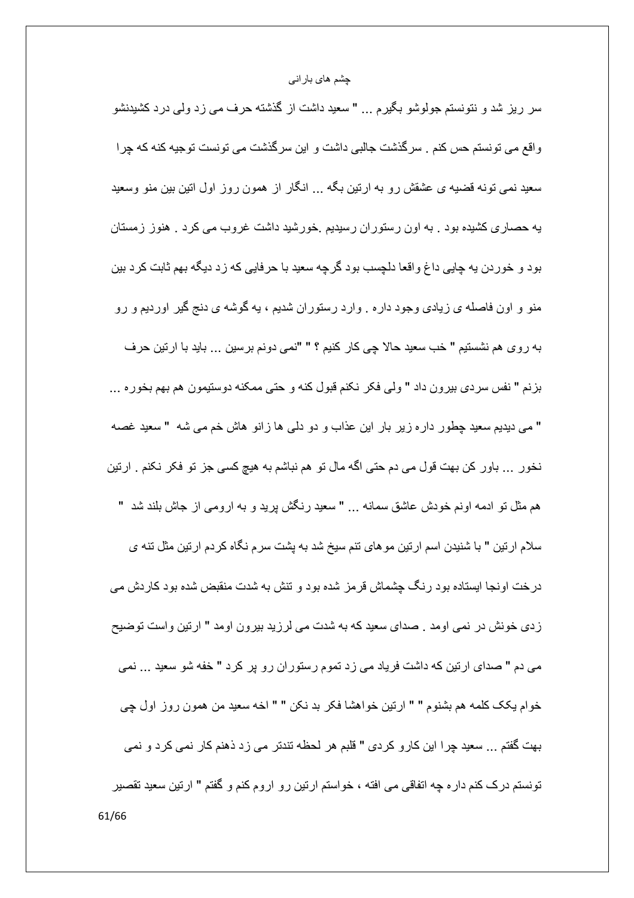سر ریز شد و نتونستم جولوشو بگیرم ... " سعید داشت از گذشته حرف می زد ولی درد کشیدنشو واقع می تونستم حس کنم . سرگذشت جالبی داشت و این سرگذشت می تونست توجیه کنه که چرا سعید نمی تونه قضیه ی عشقش رو به ارتین بگه ... انگار از همون روز اول اتین بین منو وسعید یه حصاری کشیده بود . به اون رستوران رسیدیم .خورشید داشت غروب می کرد . هنوز زمستان بود و خوردن یه چایی داغ واقعا دلچسب بود گرچه سعید با حرفایی که زد دیگه بهم ثابت کرد بین منو و اون فاصله ی زیادی وجود داره . وارد رستوران شدیم ، یه گوشه ی دنج گیر اوردیم و رو به روی هم نشستیم " خب سعید حالا چی کار کنیم ؟ " "نمی دونم برسین ... باید با ارتین حرف بزنم " نفس سردی بیرون داد " ولی فکر نکنم قبول کنه و حتی ممکنه دوستیمون هم بهم بخوره ... " می دیدیم سعید چطور داره زیر بار این عذاب و دو دلی ها زانو هاش خم می شه " سعید غصه نخور ... باور کن بهت قول می دم حتی اگه مال تو هم نباشم به هیچ کسی جز تو فکر نکنم . ارتین هم مثل تو ادمه اونم خودش عاشق سمانه ... " سعید رنگش پرید و به ارومی از جاش بلند شد " سلام ارتین " با شنیدن اسم ارتین موهای تنم سیخ شد به پشت سرم نگاه کردم ارتین مثل تنه ی درخت اونجا ایستاده بود رنگ چشماش قرمز شده بود و تنش به شدت منقبض شده بود کاردش می زدی خونش در نمی اومد . صدای سعید که به شدت می لرزید بیرون اومد " ارتین واست توضیح می دم " صدای ارتین که داشت فریاد می زد تموم رستوران رو پر کرد " خفه شو سعید ... نمی خوام یکک کلمه هم بشنوم " " ارتین خواهشا فکر بد نکن " " اخه سعید من همون روز اول چی بهت گفتم ... سعید چرا این کارو کردی " قلبم هر لحظه تندتر می زد ذهنم کار نمی کرد و نمی تونستم درک کنم داره چه اتفاقی می افته ، خواستم ارتین رو اروم کنم و گفتم " ارتین سعید تقصیر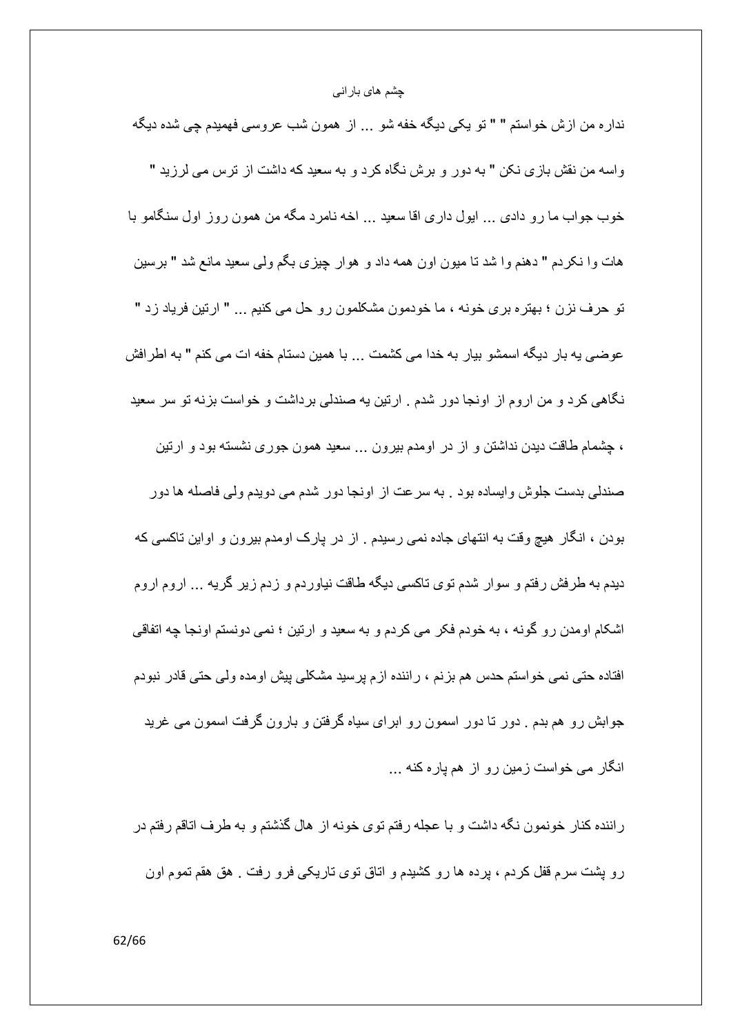نداره من ازش خواستم " " تو یکی دیگه خفه شو ... از همون شب عروسی فهمیدم چی شده دیگه واسه من نقش بازی نکن " به دور و برش نگاه کرد و به سعید که داشت از ترس می لرزید " خوب جواب ما رو دادی ... ایول داری اقا سعید ... اخه نامرد مگه من همون روز اول سنگامو با هات وا نکردم " دهنم وا شد تا میون اون همه داد و هوار چیزی بگم ولی سعید مانع شد " برسین تو حرف نزن ؛ بهتره بری خونه ، ما خودمون مشکلمون رو حل می کنیم ... " ارتین فریاد زد " عوضی یه بار دیگه اسمشو بیار به خدا می کشمت ... با همین دستام خفه ات می کنم " به اطرافش نگاهی کرد و من اروم از اونجا دور شدم . ارتین یه صندلی برداشت و خواست بزنه تو سر سعید ، چشمام طاقت دیدن نداشتن و از در اومدم بیرون ... سعید همون جوری نشسته بود و ارتین صندلی بدست جلوش وایساده بود . به سرعت از اونجا دور شدم می دویدم ولی فاصله ها دور بودن ، انگار هیچ وقت به انتهای جاده نمی رسیدم . از در پارک اومدم بیرون و اواین تاکسی که دیدم به طرفش رفتم و سوار شدم توی تاکسی دیگه طاقت نیاوردم و زدم زیر گریه ... اروم اروم اشکام اومدن رو گونه ، به خودم فکر می کردم و به سعید و ارتین ؛ نمی دونستم اونجا چه اتفاقی افتاده حتی نمی خواستم حدس هم بزنم ، راننده ازم پرسید مشکلی پیش اومده ولی حتی قادر نبودم جوابش رو هم بدم . دور تا دور اسمون رو ابرای سیاه گرفتن و بارون گرفت اسمون می غرید انگار می خواست زمین رو از هم پاره کنه ...

راننده کنار خونمون نگه داشت و با عجله رفتم توی خونه از هال گذشتم و به طرف اتاقم رفتم در رو پشت سرم قفل کردم ، پرده ها رو کشیدم و اتاق توی تاریکی فرو رفت . هق هقم تموم اون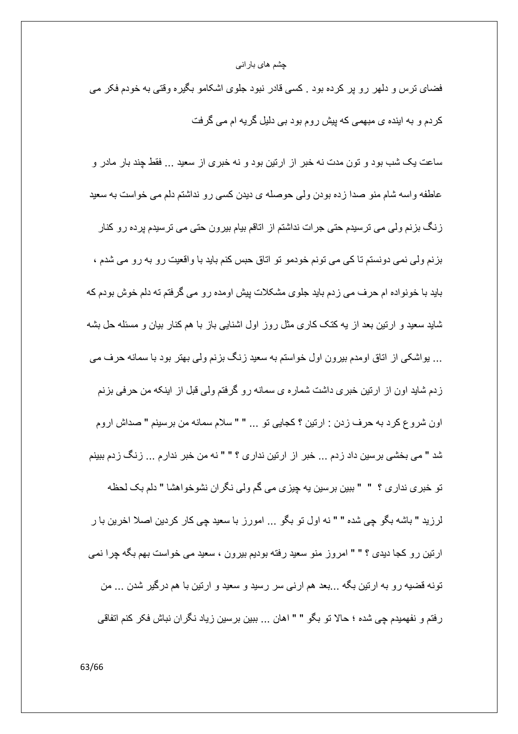فضای ترس و دلهر رو پر کرده بود . کسی قادر نبود جلوی اشکامو بگیره وقتی به خودم فکر می کردم و به اینده ی مبهمی که پیش روم بود بی دلیل گریه ام می گرفت

ساعت یک شب بود و تون مدت نه خبر از ارتین بود و نه خبری از سعید ... فقط چند بار مادر و عاطفه واسه شام منو صدا زده بودن ولی حوصله ی دیدن کسی رو نداشتم دلم می خواست به سعید زنگ بزنم ولی می ترسیدم حتی جرات نداشتم از اتاقم بیام بیرون حتی می ترسیدم پرده رو کنار بزنم ولی نمی دونستم تا کی می تونم خودمو تو اتاق حبس کنم باید با واقعیت رو به رو می شدم ، باید با خونواده ام حرف می زدم باید جلوی مشکلات پیش اومده رو می گرفتم ته دلم خوش بودم که شاید سعید و ارتین بعد از یه کتک کاری مثل روز اول اشنایی باز با هم کنار بیان و مسئله حل بشه ... یواشکی از اتاق اومدم بیرون اول خواستم به سعید زنگ بزنم ولی بهتر بود با سمانه حرف می زدم شاید اون از ارتین خبری داشت شماره ی سمانه رو گرفتم ولی قبل از اینکه من حرفی بزنم اون شروع کرد به حرف زدن : ارتین ؟ کجایی تو ... " " سلام سمانه من برسینم " صداش اروم شد " می بخشی برسین داد زدم ... خبر از ارتین نداری ؟ " " نه من خبر ندارم ... زنگ زدم ببینم تو خبری نداری ؟ " " ببین برسین یه چیزی می گم ولی نگران نشوخواهشا " دلم یک لحظه لرزید " باشه بگو چی شده " " نه اول تو بگو ... امورز با سعید چی کار کردین اصلا اخرین با ر ارتین رو کجا دیدی ؟ " " امروز منو سعید رفته بودیم بیرون ، سعید می خواست بهم بگه چرا نمی تونه قضیه رو به ارتین بگه ...بعد هم ارنی سر رسید و سعید و ارتین با هم درگیر شدن ... من رفتم و نفهمیدم چی شده ؛ حالا تو بگو " " اهان ... ببین برسین زیاد نگران نباش فکر کنم اتفاقی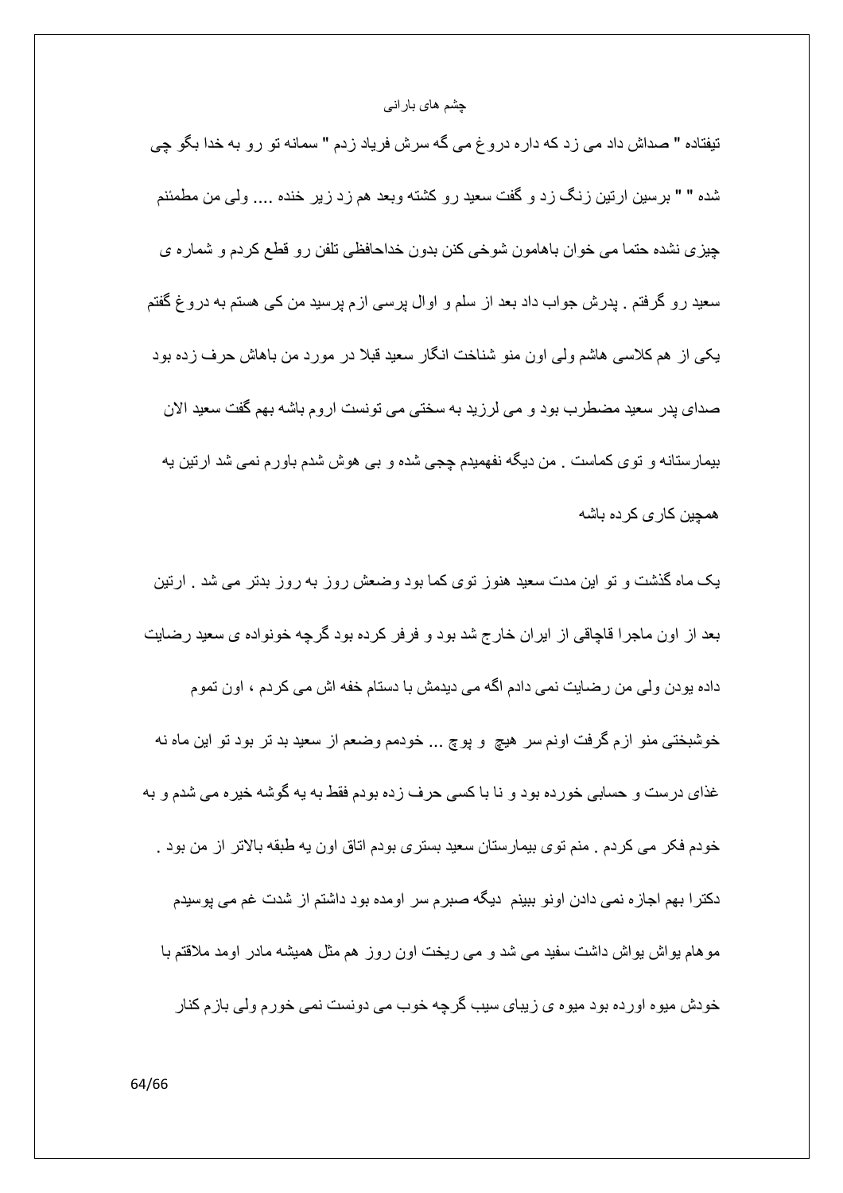نیفتاده " صداش داد می زد که داره دروغ می گه سرش فریاد زدم " سمانه تو رو به خدا بگو چی شده " " برسین ارتین زنگ زد و گفت سعید رو کشته وبعد هم زد زیر خنده .... ولی من مطمئنم چیزی نشده حتما می خوان باهامون شوخی کنن بدون خداحافظی تلفن رو قطع کردم و شماره ی سعید رو گرفتم . پدرش جواب داد بعد از سلم و اوال پرسی ازم پرسید من کی هستم به دروغ گفتم یکی از هم کلاسی هاشم ولی اون منو شناخت انگار سعید قبلا در مورد من باهاش حرف زده بود صدای پدر سعید مضطرب بود و می لرزید به سختی می تونست اروم باشه بهم گفت سعید الان بیمارستانه و توی کماست . من دیگه نفهمیدم چجی شده و بی هوش شدم باورم نمی شد ارتین یه همچین کاری کرده باشه

یک ماه گذشت و تو این مدت سعید هنوز توی کما بود وضعش روز به روز بدتر می شد . ارتین بعد از اون ماجرا قاچاقی از ایران خارج شد بود و فرفر کرده بود گرچه خونواده ی سعید رضایت داده بودن ولی من رضایت نمی دادم اگه می دیدمش با دستام خفه اش می کردم ، اون تموم خوشبختی منو ازم گرفت اونم سر هیچ و پوچ ... خودمم وضعم از سعید بد تر بود تو این ماه نه غذای درست و حسابی خورده بود و نا با کسی حرف زده بودم فقط به یه گوشه خیره می شدم و به خودم فکر می کردم . منم توی بیمارستان سعید بستری بودم اتاق اون یه طبقه بالاتر از من بود . دکترا بهم اجازه نمی دادن اونو ببینم دیگه صبرم سر اومده بود داشتم از شدت غم می پوسیدم موهام یواش یواش داشت سفید می شد و می ریخت اون روز هم مثل همیشه مادر اومد ملاقتم با خودش میوه اورده بود میوه ی زیبای سیب گرچه خوب می دونست نمی خورم ولی بازم کنار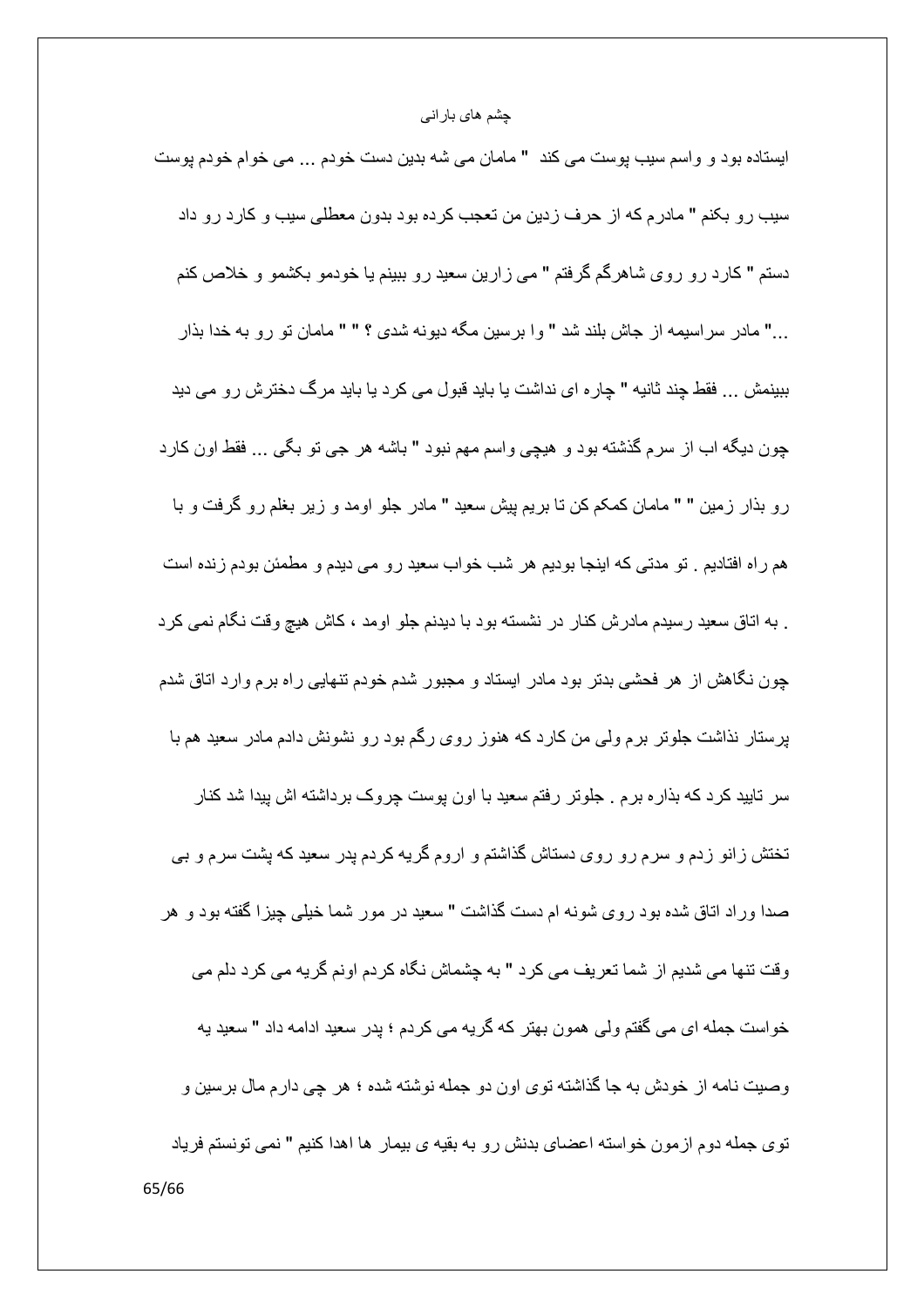ایستاده بود و واسم سیب پوست می کند " مامان می شه بدین دست خودم ... می خوام خودم پوست سیب رو بکنم " مادرم که از حرف زدین من تعجب کرده بود بدون معطلی سیب و کارد رو داد دستم " کارد رو روی شاهرگم گرفتم " می زارین سعید رو ببینم یا خودمو بکشمو و خلاص کنم ..." مادر سراسیمه از جاش بلند شد " وا برسین مگه دیونه شدی ؟ " " مامان تو رو به خدا بذار ببینمش ... فقط چند ثانیه " چاره ای نداشت یا باید قبول می کرد یا باید مرگ دخترش رو می دید چون دیگه اب از سرم گذشته بود و هیچی واسم مهم نبود " باشه هر جی تو بگی ... فقط اون کارد رو بذار زمین " " مامان کمکم کن تا بریم پیش سعید " مادر جلو اومد و زیر بغلم رو گرفت و با هم راه افتادیم . تو مدتی که اینجا بودیم هر شب خواب سعید رو می دیدم و مطمئن بودم زنده است . به اتاق سعید رسیدم مادرش کنار در نشسته بود با دیدنم جلو اومد ، کاش هیچ وقت نگام نمی کرد چون نگاهش از هر فحشی بدتر بود مادر ایستاد و مجبور شدم خودم تنهایی راه برم وارد اتاق شدم پرستار نذاشت جلوتر برم ولی من کارد که هنوز روی رگم بود رو نشونش دادم مادر سعید هم با سر تایید کرد که بذاره برم . جلوتر رفتم سعید با اون پوست چروک برداشته اش پیدا شد کنار تختش زانو زدم و سرم رو روی دستاش گذاشتم و اروم گریه کردم پدر سعید که پشت سرم و بی صدا وراد اتاق شده بود روی شونه ام دست گذاشت " سعید در مور شما خیلی چیزا گفته بود و هر وقت تنها می شدیم از شما تعریف می کرد " به چشماش نگاه کردم اونم گریه می کرد دلم می خواست جمله ای می گفتم ولی همون بهتر که گریه می کردم ؛ پدر سعید ادامه داد " سعید یه وصیت نامه از خودش به جا گذاشته توی اون دو جمله نوشته شده ؛ هر چی دارم مال برسین و توی جمله دوم ازمون خواسته اعضای بدنش رو به بقیه ی بیمار ها اهدا کنیم " نمی تونستم فریاد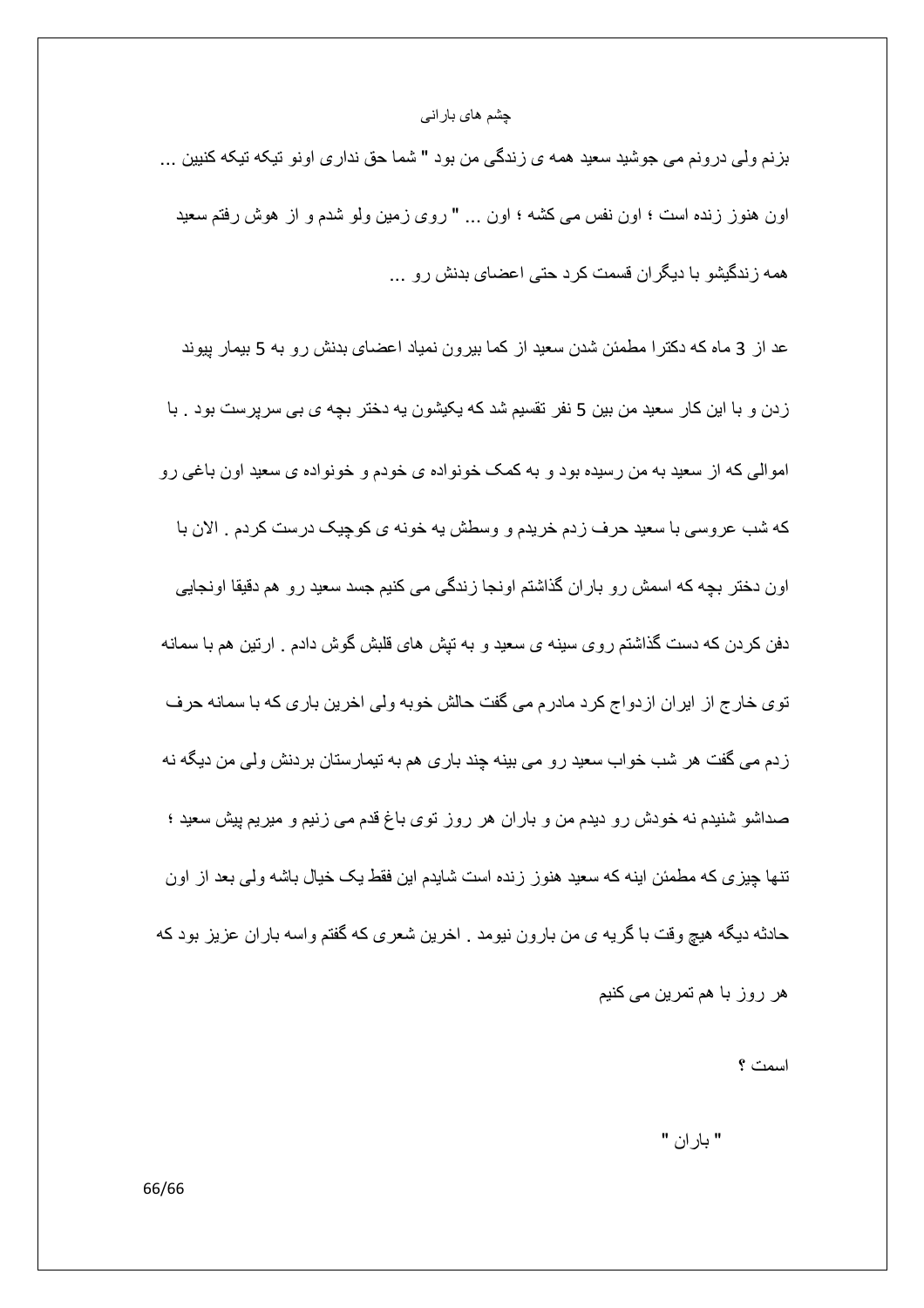بزنم ولی درونم می جوشید سعید همه ی زندگی من بود " شما حق نداری اونو تیکه تیکه کنیین ... اون هنوز زنده است ؛ اون نفس می کشه ؛ اون ... " روی زمین ولو شدم و از هوش رفتم سعید همه زندگیشو با دیگران قسمت کرد حتی اعضای بدنش رو ...

عد از 3 ماه که دکترا مطمئن شدن سعید از کما بیرون نمیاد اعضای بدنش رو به 5 بیمار پیوند زدن و با این کار سعید من بین 5 نفر تقسیم شد که یکیشون یه دختر بچه ی بی سرپرست بود . با اموالی که از سعید به من رسیده بود و به کمک خونواده ی خودم و خونواده ی سعید اون باغی رو که شب عروسی با سعید حرف زدم خریدم و وسطش یه خونه ی کوچیک درست کردم . الان با اون دختر بچه که اسمش رو باران گذاشتم اونجا زندگی می کنیم جسد سعید رو هم دقیقا اونجایی دفن کردن که دست گذاشتم روی سینه ی سعید و به تپش های قلبش گوش دادم . ارتین هم با سمانه توی خارج از ایران ازدواج کرد مادرم می گفت حالش خوبه ولی اخرین باری که با سمانه حرف زدم می گفت هر شب خواب سعید رو می بینه چند باری هم به تیمارستان بردنش ولی من دیگه نه صداشو شنیدم نه خودش رو دیدم من و باران هر روز توی باغ قدم می زنیم و میریم پیش سعید ؛ تنها چیزی که مطمئن اینه که سعید هنوز زنده است شایدم این فقط یک خیال باشه ولی بعد از اون حادثه دیگه هیچ وقت با گریه ی من بارون نیومد . اخرین شعری که گفتم واسه باران عزیز بود که هر روز با هم تمرین می کنیم

اسمت ؟

" باران "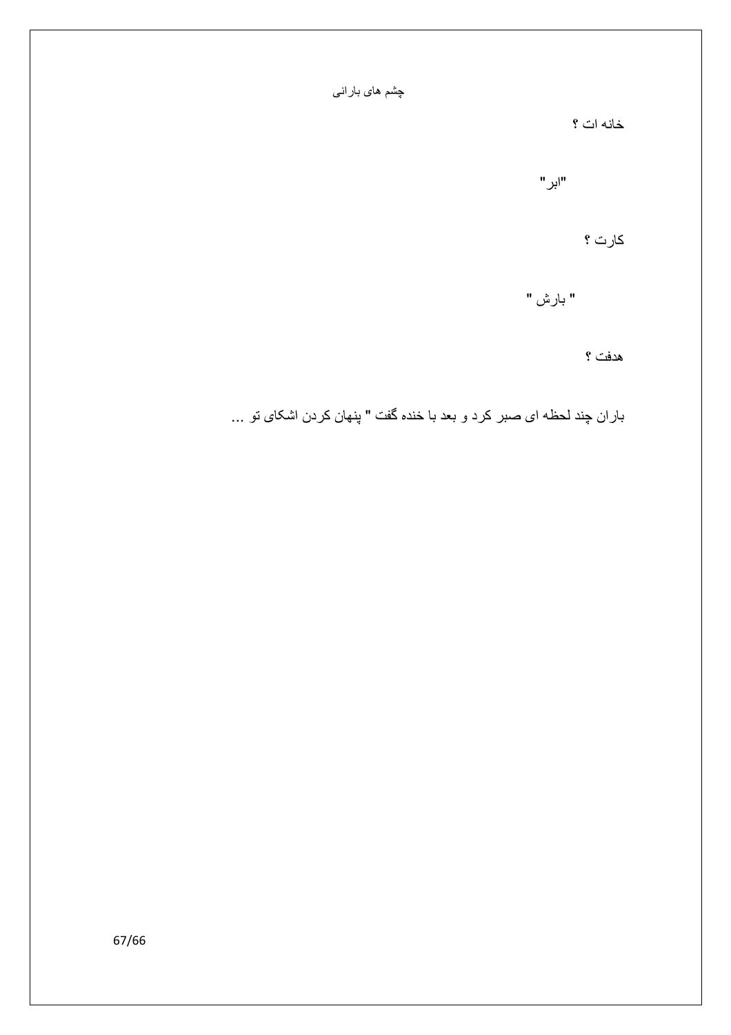چشم های بارانی

خانه ات ؟

"ابر"

کارت ؟

" بارش "

هدفت ؟

باران چند لحظه ای صبر کرد و بعد با خنده گفت " پنهان کردن اشکای تو ...